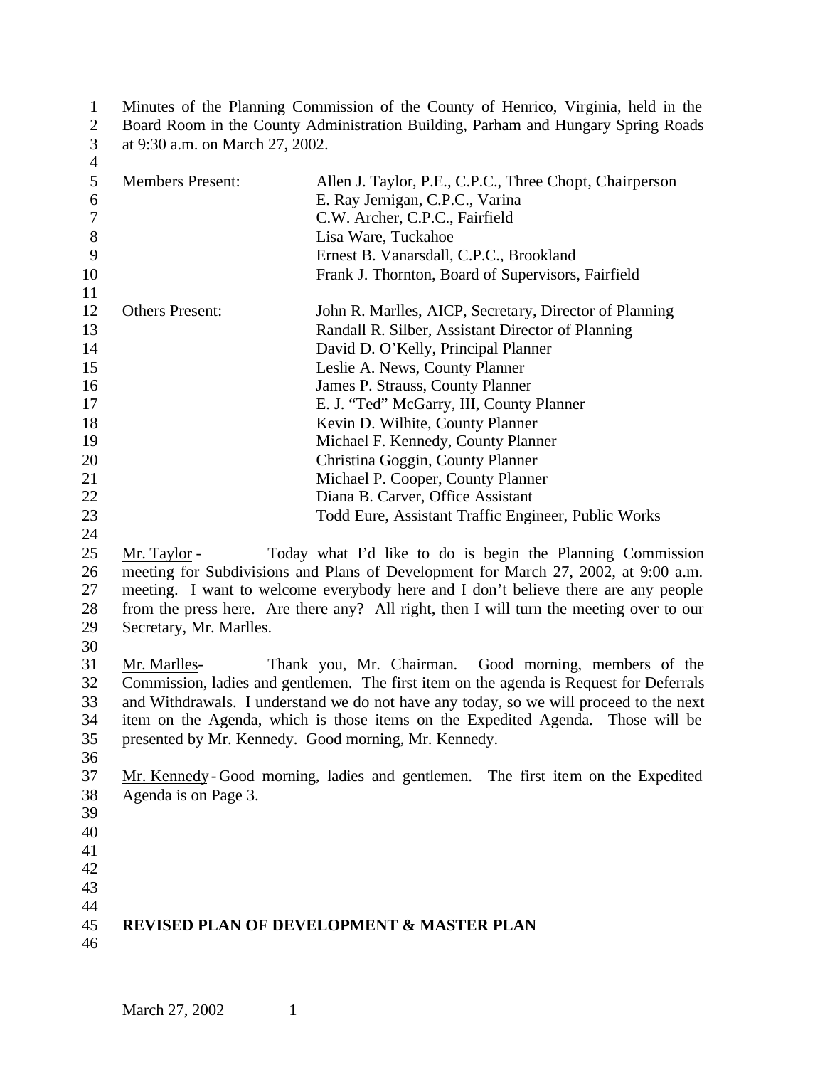Minutes of the Planning Commission of the County of Henrico, Virginia, held in the Board Room in the County Administration Building, Parham and Hungary Spring Roads at 9:30 a.m. on March 27, 2002.

| | |
|---|---|
| Members Present: | Allen J. Taylor, P.E., C.P.C., Three Chopt, Chairperson |
| | E. Ray Jernigan, C.P.C., Varina |
| | C.W. Archer, C.P.C., Fairfield |
| | Lisa Ware, Tuckahoe |
| | Ernest B. Vanarsdall, C.P.C., Brookland |
| | Frank J. Thornton, Board of Supervisors, Fairfield |
| Others Present: | John R. Marlles, AICP, Secretary, Director of Planning |
| | Randall R. Silber, Assistant Director of Planning |
| | David D. O'Kelly, Principal Planner |
| | Leslie A. News, County Planner |
| | James P. Strauss, County Planner |
| | E. J. "Ted" McGarry, III, County Planner |
| | Kevin D. Wilhite, County Planner |
| | Michael F. Kennedy, County Planner |
| | Christina Goggin, County Planner |
| | Michael P. Cooper, County Planner |
| | Diana B. Carver, Office Assistant |
| | Todd Eure, Assistant Traffic Engineer, Public Works |

Mr. Taylor - Today what I'd like to do is begin the Planning Commission meeting for Subdivisions and Plans of Development for March 27, 2002, at 9:00 a.m. meeting. I want to welcome everybody here and I don't believe there are any people from the press here. Are there any? All right, then I will turn the meeting over to our Secretary, Mr. Marlles.

Mr. Marlles- Thank you, Mr. Chairman. Good morning, members of the Commission, ladies and gentlemen. The first item on the agenda is Request for Deferrals and Withdrawals. I understand we do not have any today, so we will proceed to the next item on the Agenda, which is those items on the Expedited Agenda. Those will be presented by Mr. Kennedy. Good morning, Mr. Kennedy.

Mr. Kennedy - Good morning, ladies and gentlemen. The first item on the Expedited Agenda is on Page 3.

**REVISED PLAN OF DEVELOPMENT & MASTER PLAN**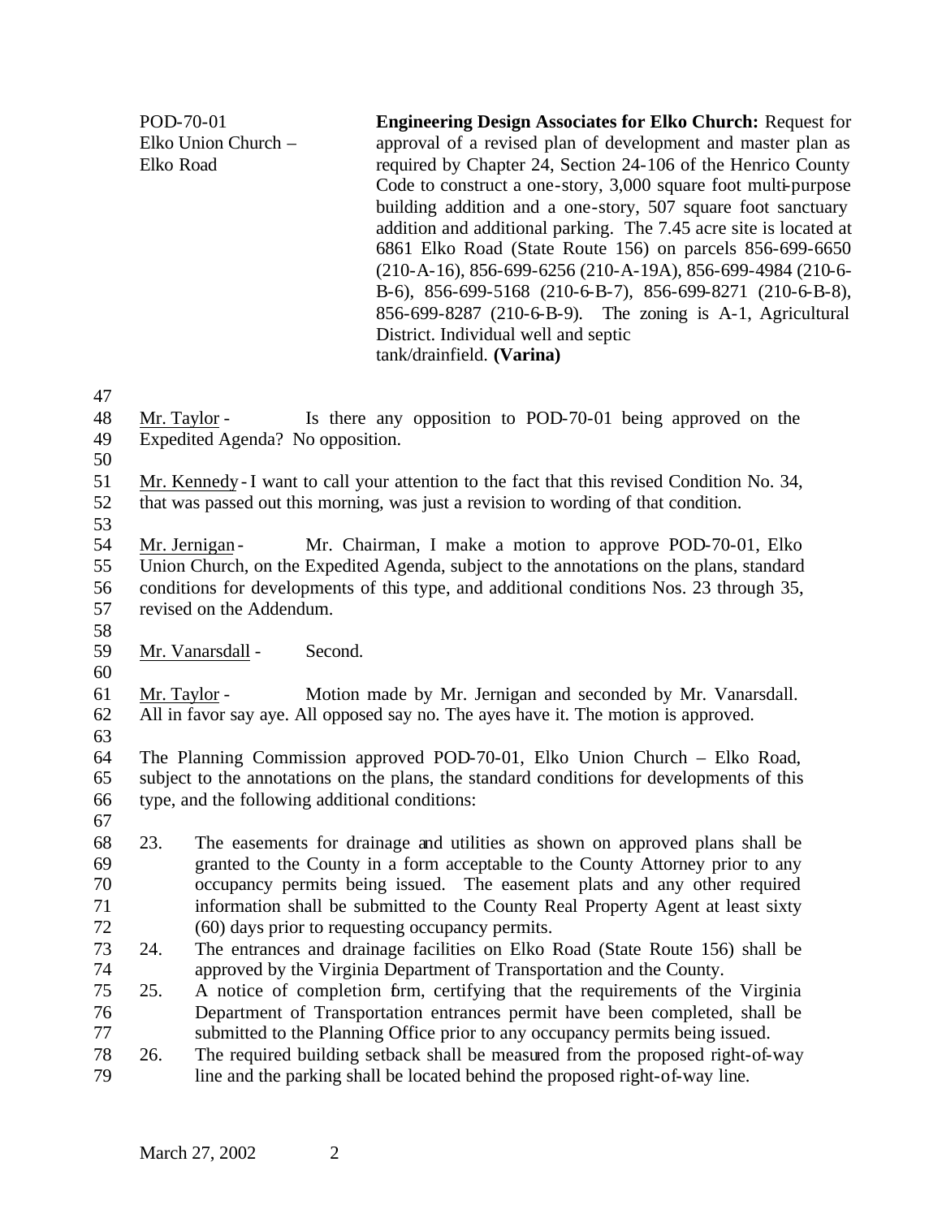POD-70-01
Elko Union Church –
Elko Road

**Engineering Design Associates for Elko Church:** Request for approval of a revised plan of development and master plan as required by Chapter 24, Section 24-106 of the Henrico County Code to construct a one-story, 3,000 square foot multi-purpose building addition and a one-story, 507 square foot sanctuary addition and additional parking. The 7.45 acre site is located at 6861 Elko Road (State Route 156) on parcels 856-699-6650 (210-A-16), 856-699-6256 (210-A-19A), 856-699-4984 (210-6-B-6), 856-699-5168 (210-6-B-7), 856-699-8271 (210-6-B-8), 856-699-8287 (210-6-B-9). The zoning is A-1, Agricultural District. Individual well and septic tank/drainfield. **(Varina)**

Mr. Taylor - Is there any opposition to POD-70-01 being approved on the Expedited Agenda? No opposition.

Mr. Kennedy - I want to call your attention to the fact that this revised Condition No. 34, that was passed out this morning, was just a revision to wording of that condition.

Mr. Jernigan - Mr. Chairman, I make a motion to approve POD-70-01, Elko Union Church, on the Expedited Agenda, subject to the annotations on the plans, standard conditions for developments of this type, and additional conditions Nos. 23 through 35, revised on the Addendum.

Mr. Vanarsdall - Second.

Mr. Taylor - Motion made by Mr. Jernigan and seconded by Mr. Vanarsdall. All in favor say aye. All opposed say no. The ayes have it. The motion is approved.

The Planning Commission approved POD-70-01, Elko Union Church – Elko Road, subject to the annotations on the plans, the standard conditions for developments of this type, and the following additional conditions:

23. The easements for drainage and utilities as shown on approved plans shall be granted to the County in a form acceptable to the County Attorney prior to any occupancy permits being issued. The easement plats and any other required information shall be submitted to the County Real Property Agent at least sixty (60) days prior to requesting occupancy permits.
24. The entrances and drainage facilities on Elko Road (State Route 156) shall be approved by the Virginia Department of Transportation and the County.
25. A notice of completion form, certifying that the requirements of the Virginia Department of Transportation entrances permit have been completed, shall be submitted to the Planning Office prior to any occupancy permits being issued.
26. The required building setback shall be measured from the proposed right-of-way line and the parking shall be located behind the proposed right-of-way line.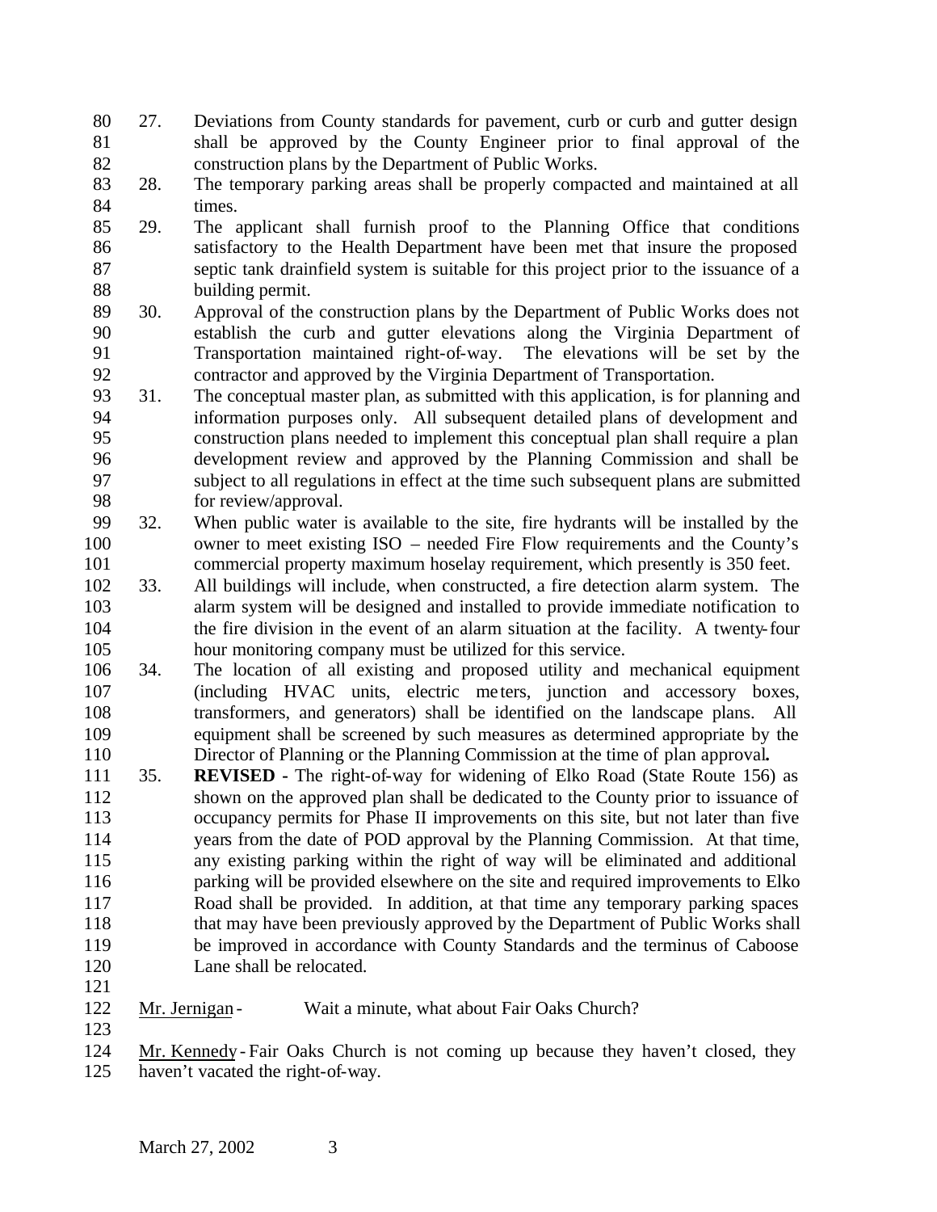27. Deviations from County standards for pavement, curb or curb and gutter design shall be approved by the County Engineer prior to final approval of the construction plans by the Department of Public Works.
28. The temporary parking areas shall be properly compacted and maintained at all times.
29. The applicant shall furnish proof to the Planning Office that conditions satisfactory to the Health Department have been met that insure the proposed septic tank drainfield system is suitable for this project prior to the issuance of a building permit.
30. Approval of the construction plans by the Department of Public Works does not establish the curb and gutter elevations along the Virginia Department of Transportation maintained right-of-way. The elevations will be set by the contractor and approved by the Virginia Department of Transportation.
31. The conceptual master plan, as submitted with this application, is for planning and information purposes only. All subsequent detailed plans of development and construction plans needed to implement this conceptual plan shall require a plan development review and approved by the Planning Commission and shall be subject to all regulations in effect at the time such subsequent plans are submitted for review/approval.
32. When public water is available to the site, fire hydrants will be installed by the owner to meet existing ISO – needed Fire Flow requirements and the County's commercial property maximum hoselay requirement, which presently is 350 feet.
33. All buildings will include, when constructed, a fire detection alarm system. The alarm system will be designed and installed to provide immediate notification to the fire division in the event of an alarm situation at the facility. A twenty-four hour monitoring company must be utilized for this service.
34. The location of all existing and proposed utility and mechanical equipment (including HVAC units, electric meters, junction and accessory boxes, transformers, and generators) shall be identified on the landscape plans. All equipment shall be screened by such measures as determined appropriate by the Director of Planning or the Planning Commission at the time of plan approval**.**
35. **REVISED -** The right-of-way for widening of Elko Road (State Route 156) as shown on the approved plan shall be dedicated to the County prior to issuance of occupancy permits for Phase II improvements on this site, but not later than five years from the date of POD approval by the Planning Commission. At that time, any existing parking within the right of way will be eliminated and additional parking will be provided elsewhere on the site and required improvements to Elko Road shall be provided. In addition, at that time any temporary parking spaces that may have been previously approved by the Department of Public Works shall be improved in accordance with County Standards and the terminus of Caboose Lane shall be relocated.

Mr. Jernigan - Wait a minute, what about Fair Oaks Church?

Mr. Kennedy - Fair Oaks Church is not coming up because they haven't closed, they haven't vacated the right-of-way.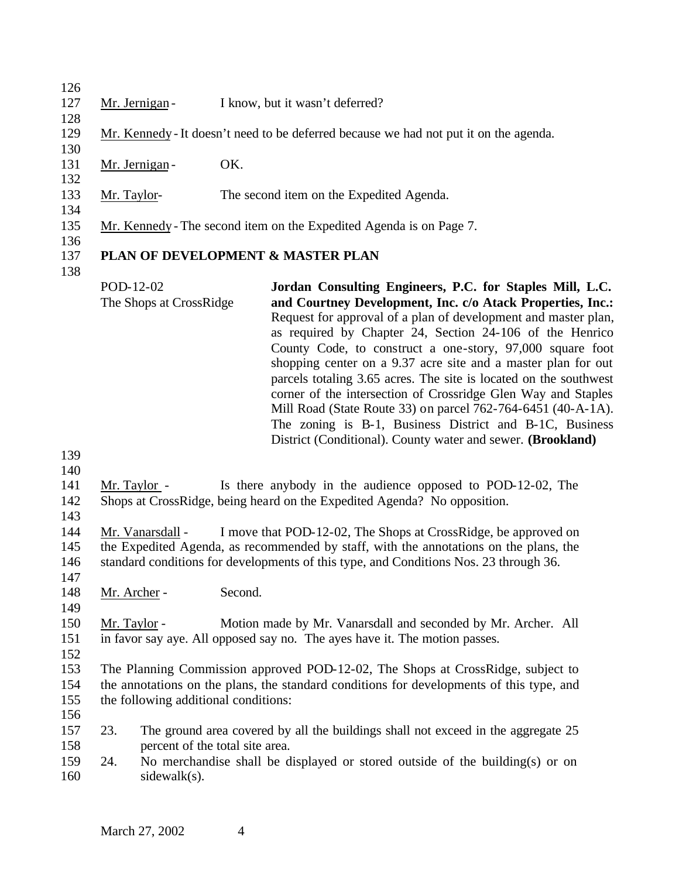Mr. Jernigan - I know, but it wasn't deferred?

Mr. Kennedy - It doesn't need to be deferred because we had not put it on the agenda.

Mr. Jernigan - OK.

Mr. Taylor- The second item on the Expedited Agenda.

Mr. Kennedy - The second item on the Expedited Agenda is on Page 7.

**PLAN OF DEVELOPMENT & MASTER PLAN**

POD-12-02
The Shops at CrossRidge

**Jordan Consulting Engineers, P.C. for Staples Mill, L.C. and Courtney Development, Inc. c/o Atack Properties, Inc.:** Request for approval of a plan of development and master plan, as required by Chapter 24, Section 24-106 of the Henrico County Code, to construct a one-story, 97,000 square foot shopping center on a 9.37 acre site and a master plan for out parcels totaling 3.65 acres. The site is located on the southwest corner of the intersection of Crossridge Glen Way and Staples Mill Road (State Route 33) on parcel 762-764-6451 (40-A-1A). The zoning is B-1, Business District and B-1C, Business District (Conditional). County water and sewer. **(Brookland)**

Mr. Taylor - Is there anybody in the audience opposed to POD-12-02, The Shops at CrossRidge, being heard on the Expedited Agenda? No opposition.

Mr. Vanarsdall - I move that POD-12-02, The Shops at CrossRidge, be approved on the Expedited Agenda, as recommended by staff, with the annotations on the plans, the standard conditions for developments of this type, and Conditions Nos. 23 through 36.

Mr. Archer - Second.

Mr. Taylor - Motion made by Mr. Vanarsdall and seconded by Mr. Archer. All in favor say aye. All opposed say no. The ayes have it. The motion passes.

The Planning Commission approved POD-12-02, The Shops at CrossRidge, subject to the annotations on the plans, the standard conditions for developments of this type, and the following additional conditions:

23. The ground area covered by all the buildings shall not exceed in the aggregate 25 percent of the total site area.
24. No merchandise shall be displayed or stored outside of the building(s) or on sidewalk(s).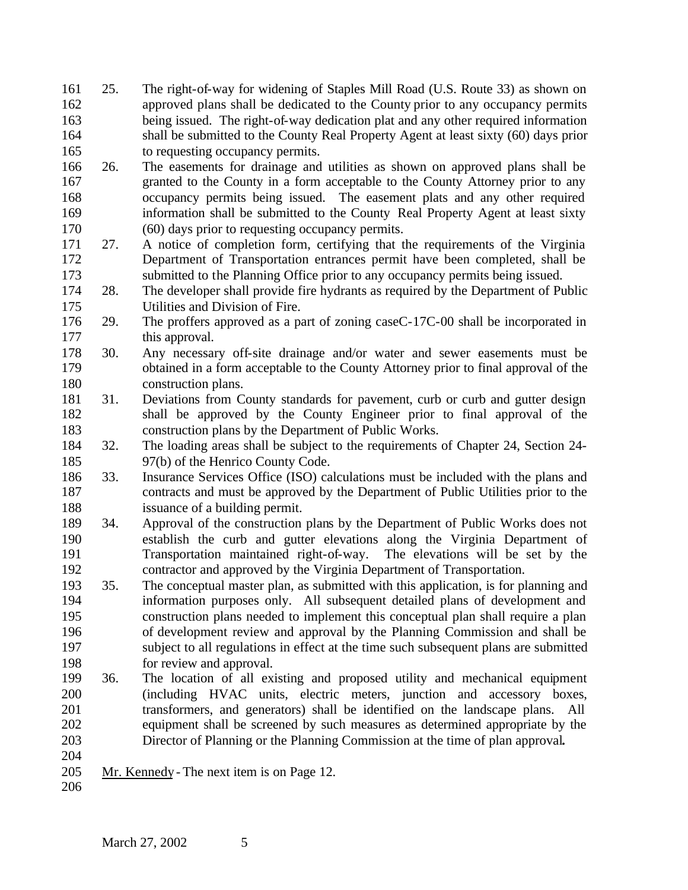25. The right-of-way for widening of Staples Mill Road (U.S. Route 33) as shown on approved plans shall be dedicated to the County prior to any occupancy permits being issued. The right-of-way dedication plat and any other required information shall be submitted to the County Real Property Agent at least sixty (60) days prior to requesting occupancy permits.
26. The easements for drainage and utilities as shown on approved plans shall be granted to the County in a form acceptable to the County Attorney prior to any occupancy permits being issued. The easement plats and any other required information shall be submitted to the County Real Property Agent at least sixty (60) days prior to requesting occupancy permits.
27. A notice of completion form, certifying that the requirements of the Virginia Department of Transportation entrances permit have been completed, shall be submitted to the Planning Office prior to any occupancy permits being issued.
28. The developer shall provide fire hydrants as required by the Department of Public Utilities and Division of Fire.
29. The proffers approved as a part of zoning caseC-17C-00 shall be incorporated in this approval.
30. Any necessary off-site drainage and/or water and sewer easements must be obtained in a form acceptable to the County Attorney prior to final approval of the construction plans.
31. Deviations from County standards for pavement, curb or curb and gutter design shall be approved by the County Engineer prior to final approval of the construction plans by the Department of Public Works.
32. The loading areas shall be subject to the requirements of Chapter 24, Section 24-97(b) of the Henrico County Code.
33. Insurance Services Office (ISO) calculations must be included with the plans and contracts and must be approved by the Department of Public Utilities prior to the issuance of a building permit.
34. Approval of the construction plans by the Department of Public Works does not establish the curb and gutter elevations along the Virginia Department of Transportation maintained right-of-way. The elevations will be set by the contractor and approved by the Virginia Department of Transportation.
35. The conceptual master plan, as submitted with this application, is for planning and information purposes only. All subsequent detailed plans of development and construction plans needed to implement this conceptual plan shall require a plan of development review and approval by the Planning Commission and shall be subject to all regulations in effect at the time such subsequent plans are submitted for review and approval.
36. The location of all existing and proposed utility and mechanical equipment (including HVAC units, electric meters, junction and accessory boxes, transformers, and generators) shall be identified on the landscape plans. All equipment shall be screened by such measures as determined appropriate by the Director of Planning or the Planning Commission at the time of plan approval**.**

Mr. Kennedy - The next item is on Page 12.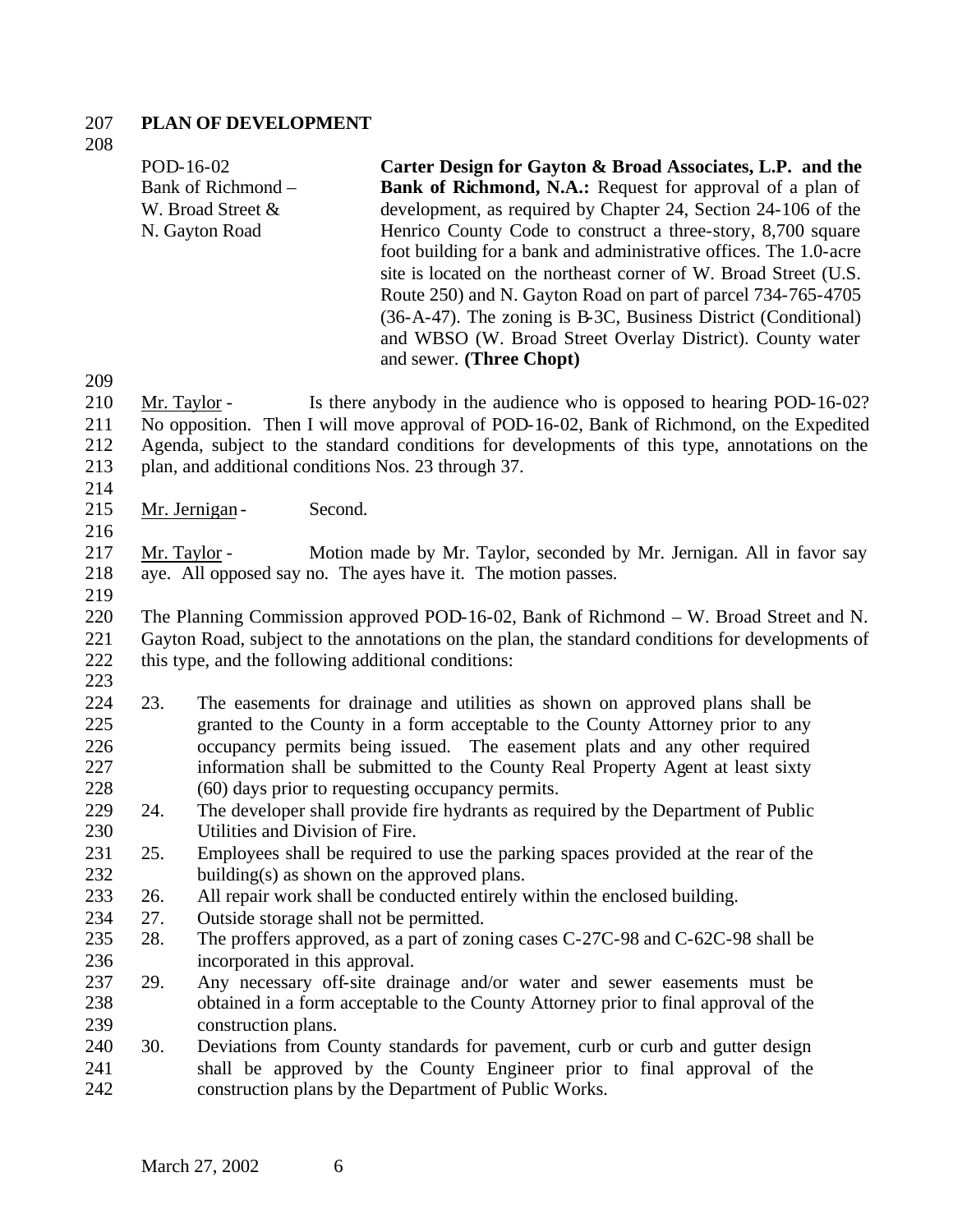## PLAN OF DEVELOPMENT

POD-16-02
Bank of Richmond –
W. Broad Street &
N. Gayton Road

**Carter Design for Gayton & Broad Associates, L.P. and the Bank of Richmond, N.A.:** Request for approval of a plan of development, as required by Chapter 24, Section 24-106 of the Henrico County Code to construct a three-story, 8,700 square foot building for a bank and administrative offices. The 1.0-acre site is located on the northeast corner of W. Broad Street (U.S. Route 250) and N. Gayton Road on part of parcel 734-765-4705 (36-A-47). The zoning is B-3C, Business District (Conditional) and WBSO (W. Broad Street Overlay District). County water and sewer. **(Three Chopt)**

Mr. Taylor - Is there anybody in the audience who is opposed to hearing POD-16-02? No opposition. Then I will move approval of POD-16-02, Bank of Richmond, on the Expedited Agenda, subject to the standard conditions for developments of this type, annotations on the plan, and additional conditions Nos. 23 through 37.

Mr. Jernigan - Second.

Mr. Taylor - Motion made by Mr. Taylor, seconded by Mr. Jernigan. All in favor say aye. All opposed say no. The ayes have it. The motion passes.

The Planning Commission approved POD-16-02, Bank of Richmond – W. Broad Street and N. Gayton Road, subject to the annotations on the plan, the standard conditions for developments of this type, and the following additional conditions:

23. The easements for drainage and utilities as shown on approved plans shall be granted to the County in a form acceptable to the County Attorney prior to any occupancy permits being issued. The easement plats and any other required information shall be submitted to the County Real Property Agent at least sixty (60) days prior to requesting occupancy permits.
24. The developer shall provide fire hydrants as required by the Department of Public Utilities and Division of Fire.
25. Employees shall be required to use the parking spaces provided at the rear of the building(s) as shown on the approved plans.
26. All repair work shall be conducted entirely within the enclosed building.
27. Outside storage shall not be permitted.
28. The proffers approved, as a part of zoning cases C-27C-98 and C-62C-98 shall be incorporated in this approval.
29. Any necessary off-site drainage and/or water and sewer easements must be obtained in a form acceptable to the County Attorney prior to final approval of the construction plans.
30. Deviations from County standards for pavement, curb or curb and gutter design shall be approved by the County Engineer prior to final approval of the construction plans by the Department of Public Works.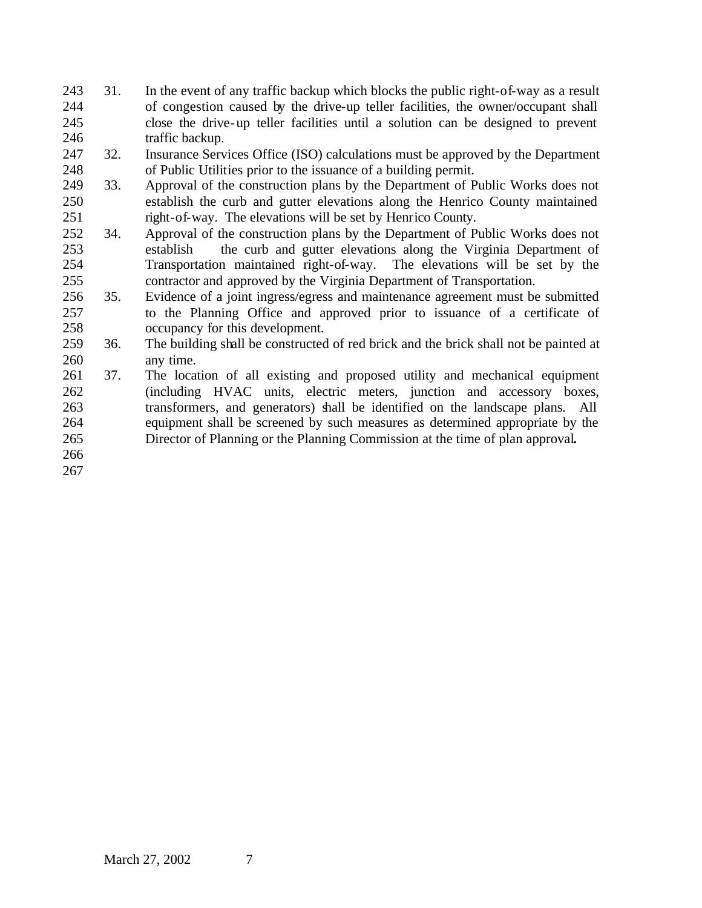31. In the event of any traffic backup which blocks the public right-of-way as a result of congestion caused by the drive-up teller facilities, the owner/occupant shall close the drive-up teller facilities until a solution can be designed to prevent traffic backup.
32. Insurance Services Office (ISO) calculations must be approved by the Department of Public Utilities prior to the issuance of a building permit.
33. Approval of the construction plans by the Department of Public Works does not establish the curb and gutter elevations along the Henrico County maintained right-of-way. The elevations will be set by Henrico County.
34. Approval of the construction plans by the Department of Public Works does not establish the curb and gutter elevations along the Virginia Department of Transportation maintained right-of-way. The elevations will be set by the contractor and approved by the Virginia Department of Transportation.
35. Evidence of a joint ingress/egress and maintenance agreement must be submitted to the Planning Office and approved prior to issuance of a certificate of occupancy for this development.
36. The building shall be constructed of red brick and the brick shall not be painted at any time.
37. The location of all existing and proposed utility and mechanical equipment (including HVAC units, electric meters, junction and accessory boxes, transformers, and generators) shall be identified on the landscape plans. All equipment shall be screened by such measures as determined appropriate by the Director of Planning or the Planning Commission at the time of plan approval**.**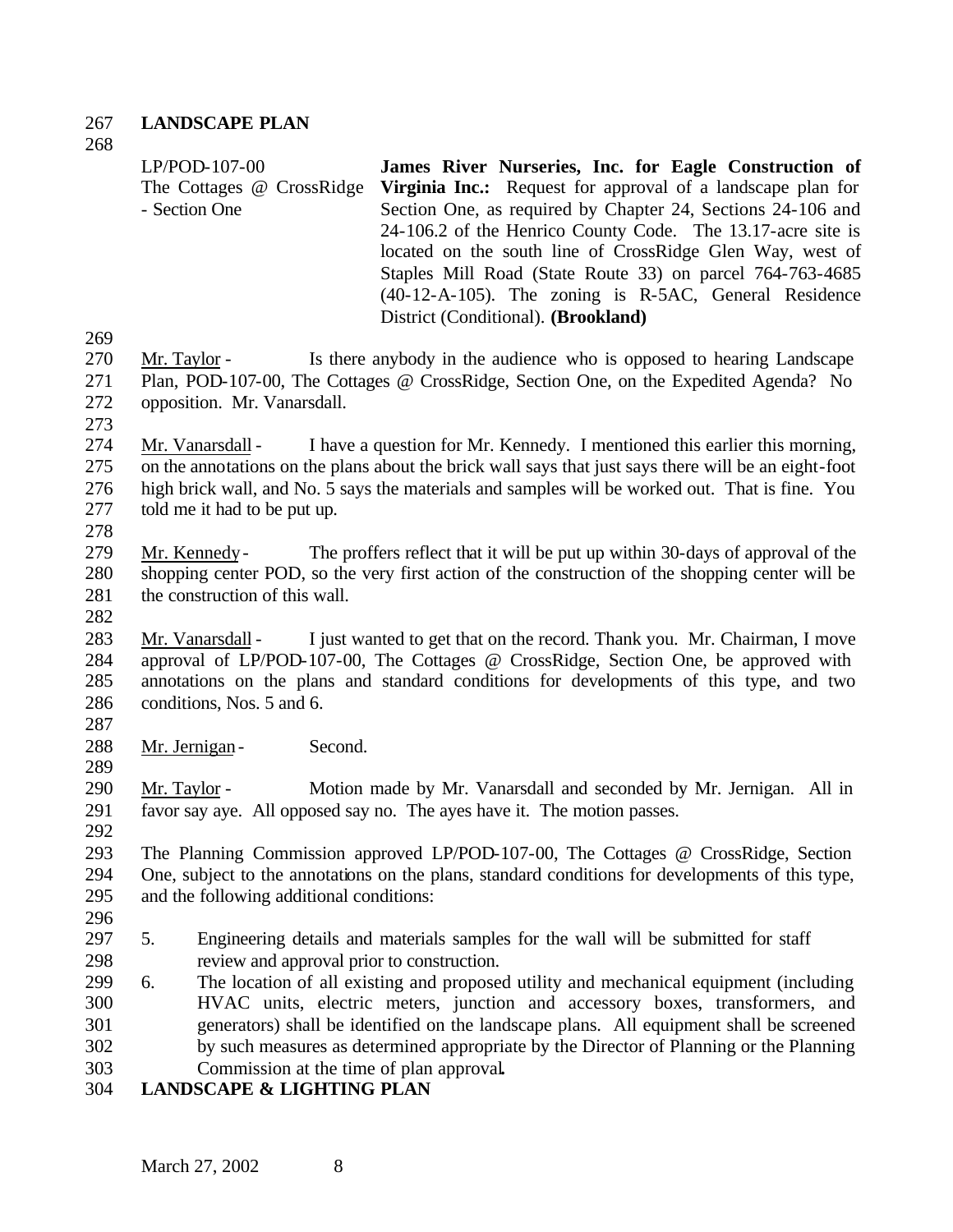**LANDSCAPE PLAN**

| | |
|---|---|
| LP/POD-107-00<br>The Cottages @ CrossRidge - Section One | **James River Nurseries, Inc. for Eagle Construction of Virginia Inc.:** Request for approval of a landscape plan for Section One, as required by Chapter 24, Sections 24-106 and 24-106.2 of the Henrico County Code. The 13.17-acre site is located on the south line of CrossRidge Glen Way, west of Staples Mill Road (State Route 33) on parcel 764-763-4685 (40-12-A-105). The zoning is R-5AC, General Residence District (Conditional). **(Brookland)** |

Mr. Taylor - Is there anybody in the audience who is opposed to hearing Landscape Plan, POD-107-00, The Cottages @ CrossRidge, Section One, on the Expedited Agenda? No opposition. Mr. Vanarsdall.

Mr. Vanarsdall - I have a question for Mr. Kennedy. I mentioned this earlier this morning, on the annotations on the plans about the brick wall says that just says there will be an eight-foot high brick wall, and No. 5 says the materials and samples will be worked out. That is fine. You told me it had to be put up.

Mr. Kennedy - The proffers reflect that it will be put up within 30-days of approval of the shopping center POD, so the very first action of the construction of the shopping center will be the construction of this wall.

Mr. Vanarsdall - I just wanted to get that on the record. Thank you. Mr. Chairman, I move approval of LP/POD-107-00, The Cottages @ CrossRidge, Section One, be approved with annotations on the plans and standard conditions for developments of this type, and two conditions, Nos. 5 and 6.

Mr. Jernigan - Second.

Mr. Taylor - Motion made by Mr. Vanarsdall and seconded by Mr. Jernigan. All in favor say aye. All opposed say no. The ayes have it. The motion passes.

The Planning Commission approved LP/POD-107-00, The Cottages @ CrossRidge, Section One, subject to the annotations on the plans, standard conditions for developments of this type, and the following additional conditions:

5. Engineering details and materials samples for the wall will be submitted for staff review and approval prior to construction.
6. The location of all existing and proposed utility and mechanical equipment (including HVAC units, electric meters, junction and accessory boxes, transformers, and generators) shall be identified on the landscape plans. All equipment shall be screened by such measures as determined appropriate by the Director of Planning or the Planning Commission at the time of plan approval.

**LANDSCAPE & LIGHTING PLAN**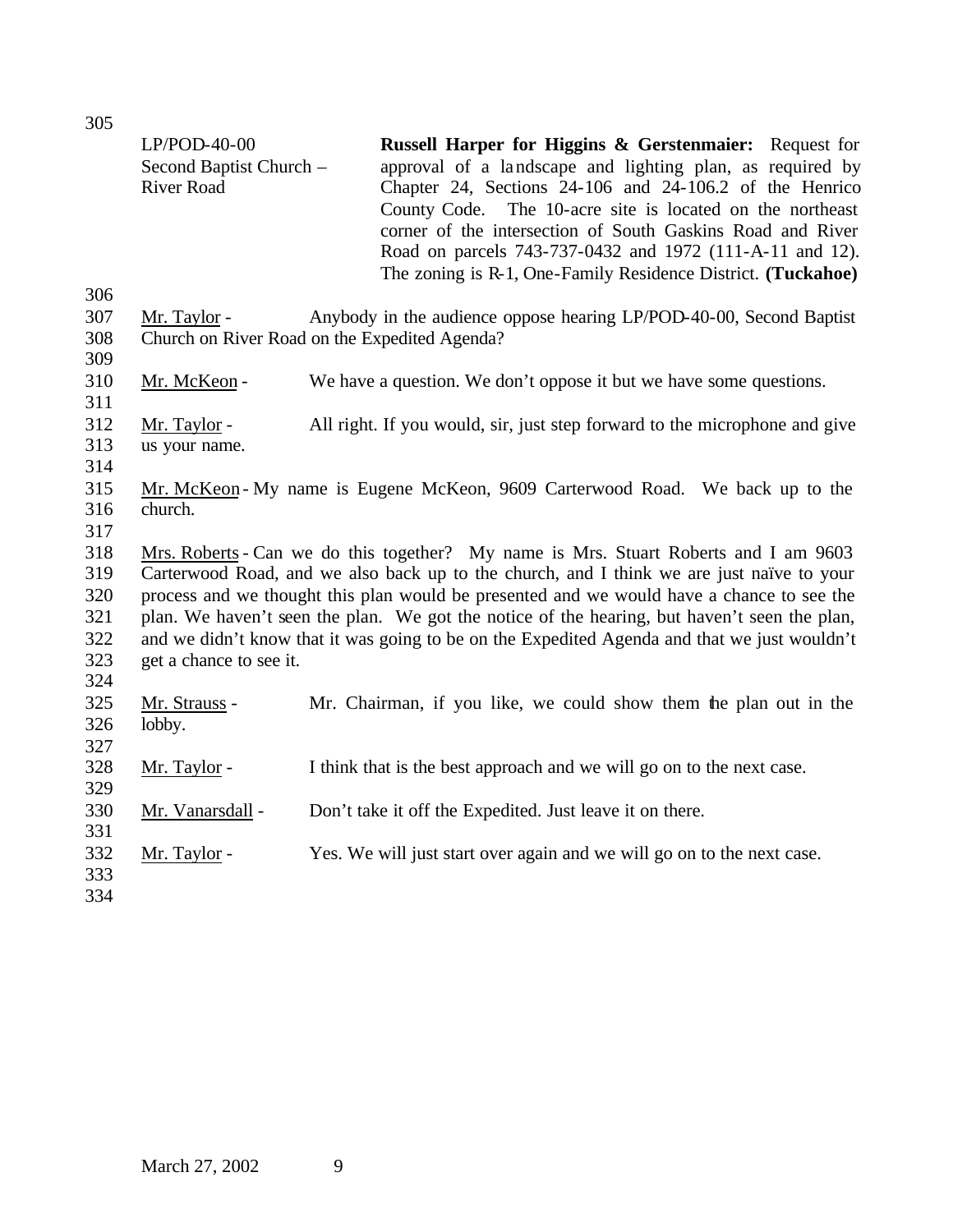LP/POD-40-00
Second Baptist Church – River Road

**Russell Harper for Higgins & Gerstenmaier:** Request for approval of a landscape and lighting plan, as required by Chapter 24, Sections 24-106 and 24-106.2 of the Henrico County Code. The 10-acre site is located on the northeast corner of the intersection of South Gaskins Road and River Road on parcels 743-737-0432 and 1972 (111-A-11 and 12). The zoning is R-1, One-Family Residence District. **(Tuckahoe)**

Mr. Taylor - Anybody in the audience oppose hearing LP/POD-40-00, Second Baptist Church on River Road on the Expedited Agenda?

Mr. McKeon - We have a question. We don't oppose it but we have some questions.

Mr. Taylor - All right. If you would, sir, just step forward to the microphone and give us your name.

Mr. McKeon - My name is Eugene McKeon, 9609 Carterwood Road. We back up to the church.

Mrs. Roberts - Can we do this together? My name is Mrs. Stuart Roberts and I am 9603 Carterwood Road, and we also back up to the church, and I think we are just naïve to your process and we thought this plan would be presented and we would have a chance to see the plan. We haven't seen the plan. We got the notice of the hearing, but haven't seen the plan, and we didn't know that it was going to be on the Expedited Agenda and that we just wouldn't get a chance to see it.

Mr. Strauss - Mr. Chairman, if you like, we could show them the plan out in the lobby.

Mr. Taylor - I think that is the best approach and we will go on to the next case.

Mr. Vanarsdall - Don't take it off the Expedited. Just leave it on there.

Mr. Taylor - Yes. We will just start over again and we will go on to the next case.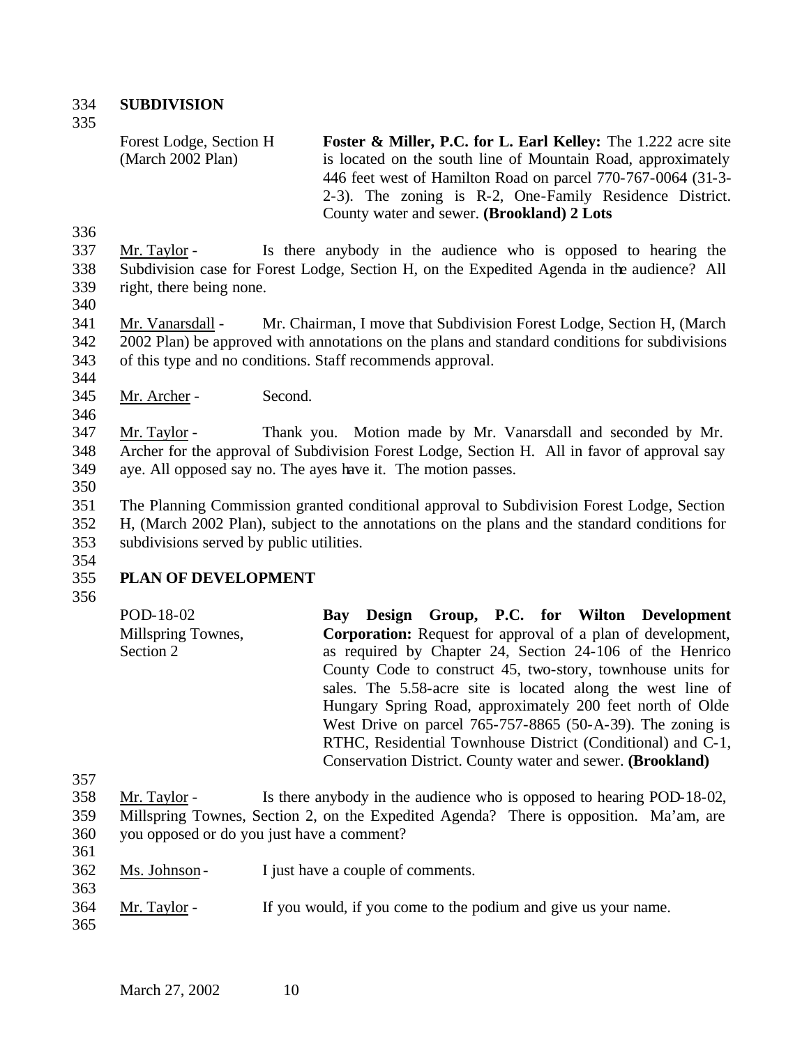## SUBDIVISION

| | |
|---|---|
| Forest Lodge, Section H (March 2002 Plan) | **Foster & Miller, P.C. for L. Earl Kelley:** The 1.222 acre site is located on the south line of Mountain Road, approximately 446 feet west of Hamilton Road on parcel 770-767-0064 (31-3-2-3). The zoning is R-2, One-Family Residence District. County water and sewer. **(Brookland) 2 Lots** |

Mr. Taylor - Is there anybody in the audience who is opposed to hearing the Subdivision case for Forest Lodge, Section H, on the Expedited Agenda in the audience? All right, there being none.

Mr. Vanarsdall - Mr. Chairman, I move that Subdivision Forest Lodge, Section H, (March 2002 Plan) be approved with annotations on the plans and standard conditions for subdivisions of this type and no conditions. Staff recommends approval.

Mr. Archer - Second.

Mr. Taylor - Thank you. Motion made by Mr. Vanarsdall and seconded by Mr. Archer for the approval of Subdivision Forest Lodge, Section H. All in favor of approval say aye. All opposed say no. The ayes have it. The motion passes.

The Planning Commission granted conditional approval to Subdivision Forest Lodge, Section H, (March 2002 Plan), subject to the annotations on the plans and the standard conditions for subdivisions served by public utilities.

## PLAN OF DEVELOPMENT

| | |
|---|---|
| POD-18-02 Millspring Townes, Section 2 | **Bay Design Group, P.C. for Wilton Development Corporation:** Request for approval of a plan of development, as required by Chapter 24, Section 24-106 of the Henrico County Code to construct 45, two-story, townhouse units for sales. The 5.58-acre site is located along the west line of Hungary Spring Road, approximately 200 feet north of Olde West Drive on parcel 765-757-8865 (50-A-39). The zoning is RTHC, Residential Townhouse District (Conditional) and C-1, Conservation District. County water and sewer. **(Brookland)** |

Mr. Taylor - Is there anybody in the audience who is opposed to hearing POD-18-02, Millspring Townes, Section 2, on the Expedited Agenda? There is opposition. Ma'am, are you opposed or do you just have a comment?

Ms. Johnson - I just have a couple of comments.

Mr. Taylor - If you would, if you come to the podium and give us your name.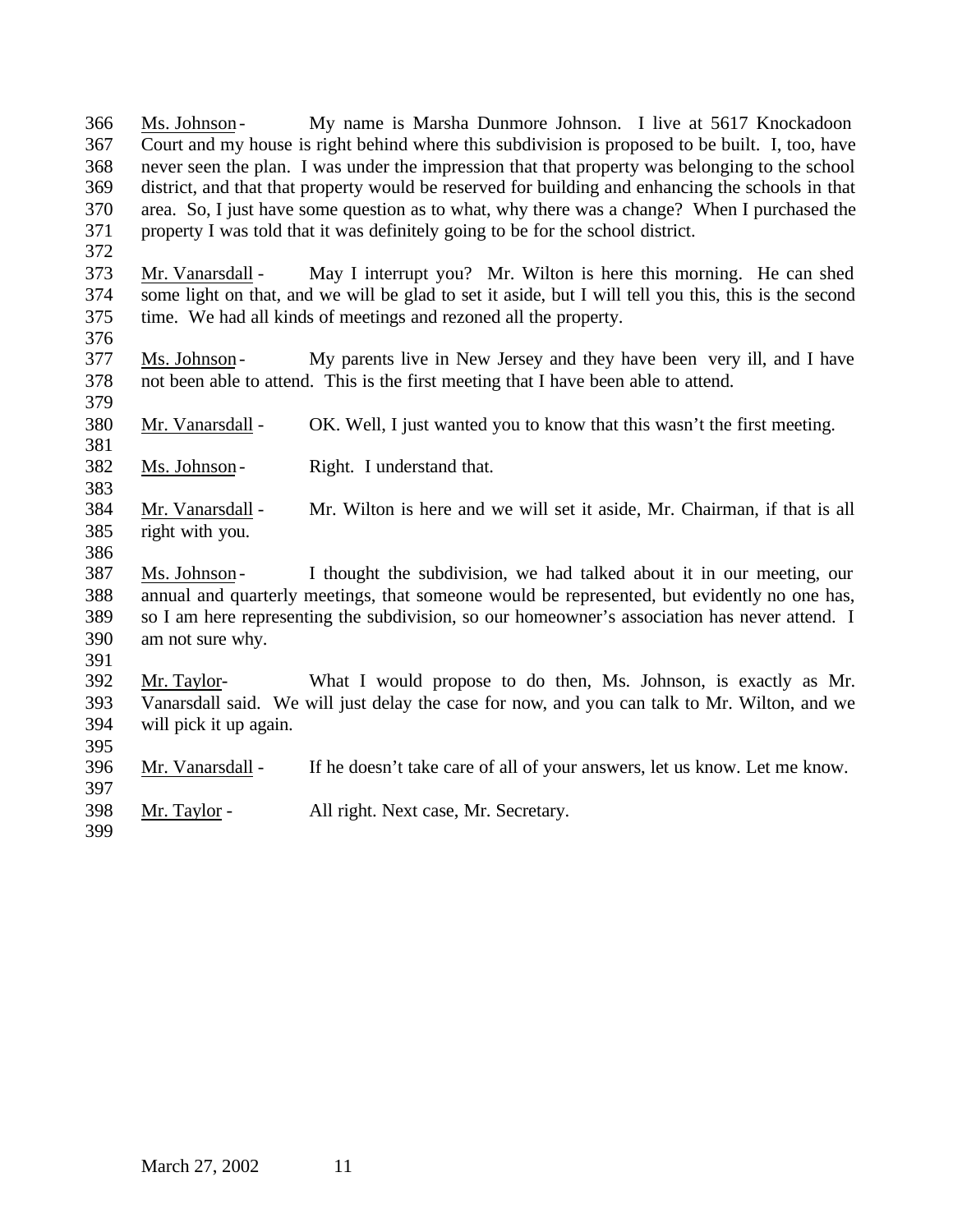Ms. Johnson - My name is Marsha Dunmore Johnson. I live at 5617 Knockadoon Court and my house is right behind where this subdivision is proposed to be built. I, too, have never seen the plan. I was under the impression that that property was belonging to the school district, and that that property would be reserved for building and enhancing the schools in that area. So, I just have some question as to what, why there was a change? When I purchased the property I was told that it was definitely going to be for the school district.

Mr. Vanarsdall - May I interrupt you? Mr. Wilton is here this morning. He can shed some light on that, and we will be glad to set it aside, but I will tell you this, this is the second time. We had all kinds of meetings and rezoned all the property.

Ms. Johnson - My parents live in New Jersey and they have been very ill, and I have not been able to attend. This is the first meeting that I have been able to attend.

Mr. Vanarsdall - OK. Well, I just wanted you to know that this wasn't the first meeting.

Ms. Johnson - Right. I understand that.

Mr. Vanarsdall - Mr. Wilton is here and we will set it aside, Mr. Chairman, if that is all right with you.

Ms. Johnson - I thought the subdivision, we had talked about it in our meeting, our annual and quarterly meetings, that someone would be represented, but evidently no one has, so I am here representing the subdivision, so our homeowner's association has never attend. I am not sure why.

Mr. Taylor- What I would propose to do then, Ms. Johnson, is exactly as Mr. Vanarsdall said. We will just delay the case for now, and you can talk to Mr. Wilton, and we will pick it up again.

Mr. Vanarsdall - If he doesn't take care of all of your answers, let us know. Let me know.

Mr. Taylor - All right. Next case, Mr. Secretary.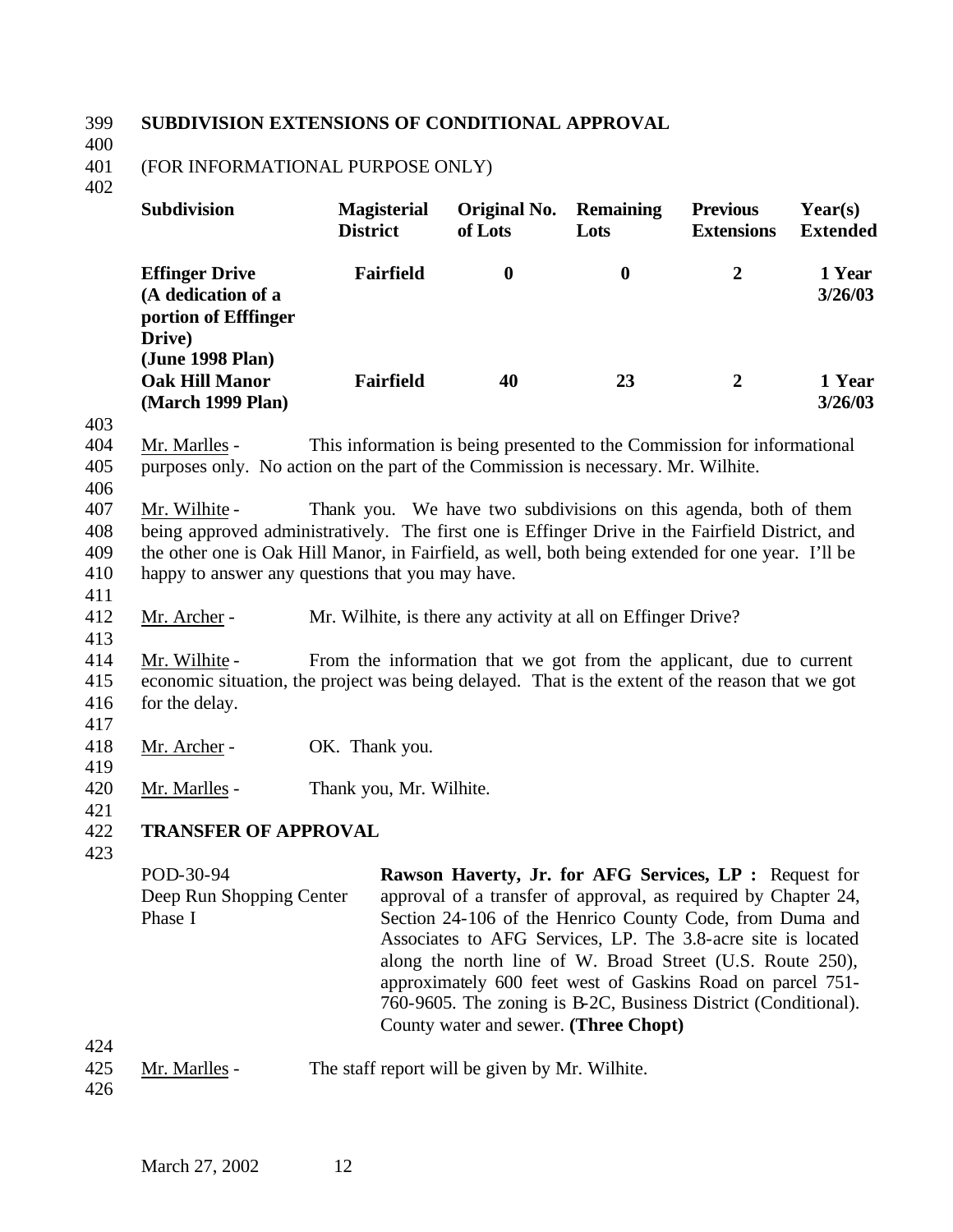## SUBDIVISION EXTENSIONS OF CONDITIONAL APPROVAL

(FOR INFORMATIONAL PURPOSE ONLY)

| Subdivision | Magisterial District | Original No. of Lots | Remaining Lots | Previous Extensions | Year(s) Extended |
|---|---|---|---|---|---|
| **Effinger Drive (A dedication of a portion of Efffinger Drive) (June 1998 Plan)** | **Fairfield** | **0** | **0** | **2** | **1 Year 3/26/03** |
| **Oak Hill Manor (March 1999 Plan)** | **Fairfield** | **40** | **23** | **2** | **1 Year 3/26/03** |

Mr. Marlles - This information is being presented to the Commission for informational purposes only. No action on the part of the Commission is necessary. Mr. Wilhite.

Mr. Wilhite - Thank you. We have two subdivisions on this agenda, both of them being approved administratively. The first one is Effinger Drive in the Fairfield District, and the other one is Oak Hill Manor, in Fairfield, as well, both being extended for one year. I'll be happy to answer any questions that you may have.

Mr. Archer - Mr. Wilhite, is there any activity at all on Effinger Drive?

Mr. Wilhite - From the information that we got from the applicant, due to current economic situation, the project was being delayed. That is the extent of the reason that we got for the delay.

Mr. Archer - OK. Thank you.

Mr. Marlles - Thank you, Mr. Wilhite.

## TRANSFER OF APPROVAL

POD-30-94
Deep Run Shopping Center
Phase I

**Rawson Haverty, Jr. for AFG Services, LP :** Request for approval of a transfer of approval, as required by Chapter 24, Section 24-106 of the Henrico County Code, from Duma and Associates to AFG Services, LP. The 3.8-acre site is located along the north line of W. Broad Street (U.S. Route 250), approximately 600 feet west of Gaskins Road on parcel 751-760-9605. The zoning is B-2C, Business District (Conditional). County water and sewer. **(Three Chopt)**

Mr. Marlles - The staff report will be given by Mr. Wilhite.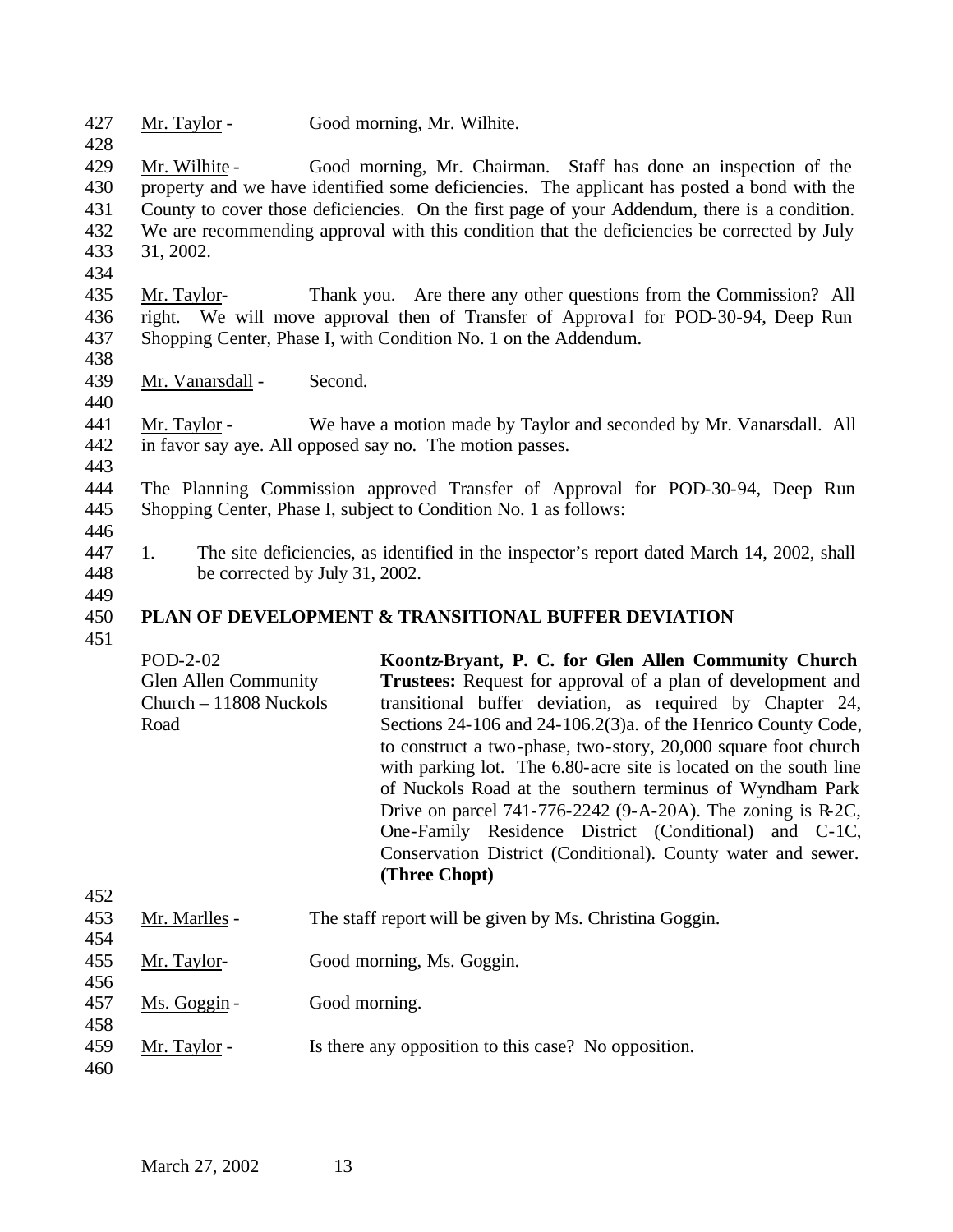Mr. Taylor - Good morning, Mr. Wilhite.

Mr. Wilhite - Good morning, Mr. Chairman. Staff has done an inspection of the property and we have identified some deficiencies. The applicant has posted a bond with the County to cover those deficiencies. On the first page of your Addendum, there is a condition. We are recommending approval with this condition that the deficiencies be corrected by July 31, 2002.

Mr. Taylor- Thank you. Are there any other questions from the Commission? All right. We will move approval then of Transfer of Approval for POD-30-94, Deep Run Shopping Center, Phase I, with Condition No. 1 on the Addendum.

Mr. Vanarsdall - Second.

Mr. Taylor - We have a motion made by Taylor and seconded by Mr. Vanarsdall. All in favor say aye. All opposed say no. The motion passes.

The Planning Commission approved Transfer of Approval for POD-30-94, Deep Run Shopping Center, Phase I, subject to Condition No. 1 as follows:

1. The site deficiencies, as identified in the inspector's report dated March 14, 2002, shall be corrected by July 31, 2002.

**PLAN OF DEVELOPMENT & TRANSITIONAL BUFFER DEVIATION**

POD-2-02
Glen Allen Community Church – 11808 Nuckols Road

**Koontz-Bryant, P. C. for Glen Allen Community Church Trustees:** Request for approval of a plan of development and transitional buffer deviation, as required by Chapter 24, Sections 24-106 and 24-106.2(3)a. of the Henrico County Code, to construct a two-phase, two-story, 20,000 square foot church with parking lot. The 6.80-acre site is located on the south line of Nuckols Road at the southern terminus of Wyndham Park Drive on parcel 741-776-2242 (9-A-20A). The zoning is R-2C, One-Family Residence District (Conditional) and C-1C, Conservation District (Conditional). County water and sewer. **(Three Chopt)**

Mr. Marlles - The staff report will be given by Ms. Christina Goggin.

Mr. Taylor- Good morning, Ms. Goggin.

Ms. Goggin - Good morning.

Mr. Taylor - Is there any opposition to this case? No opposition.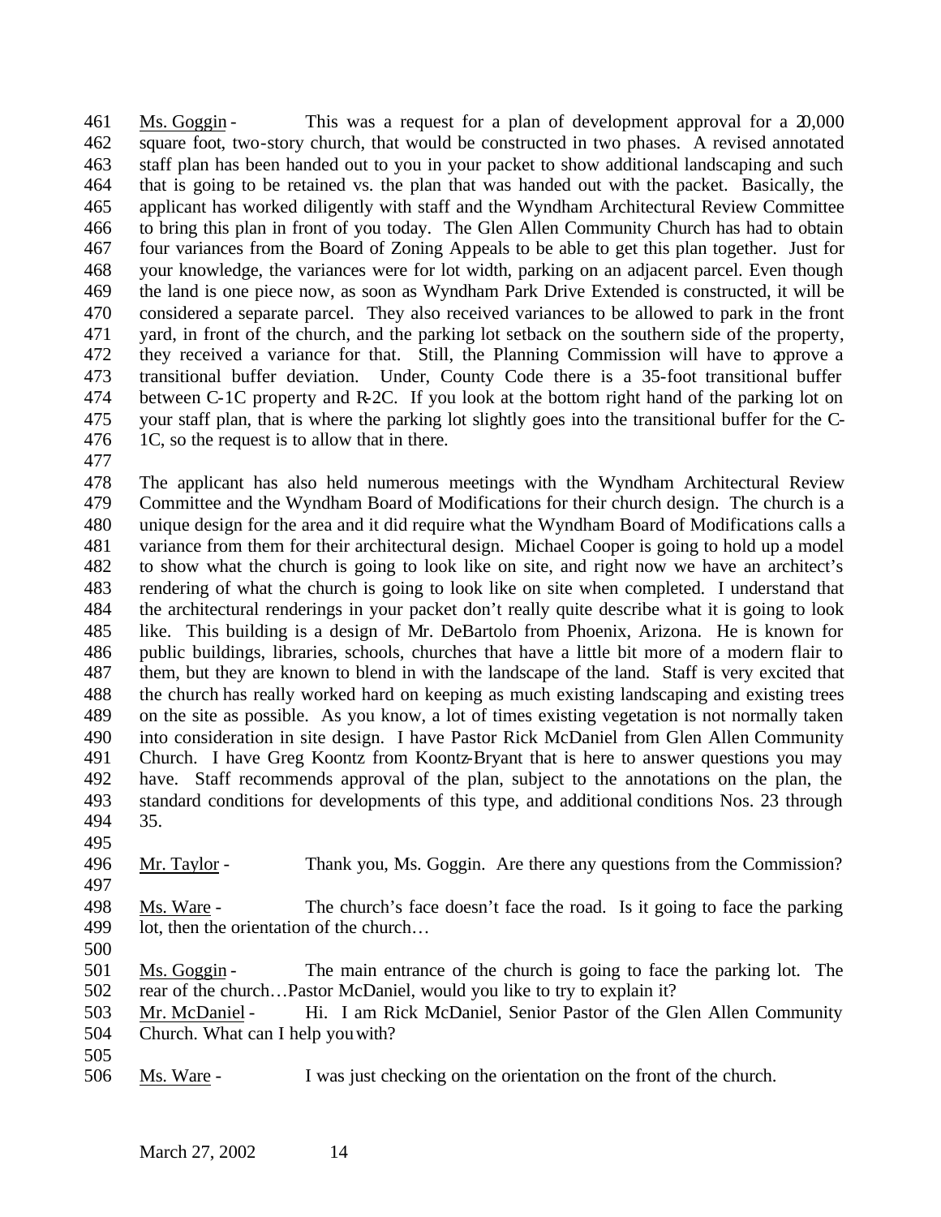Ms. Goggin - This was a request for a plan of development approval for a 20,000 square foot, two-story church, that would be constructed in two phases. A revised annotated staff plan has been handed out to you in your packet to show additional landscaping and such that is going to be retained vs. the plan that was handed out with the packet. Basically, the applicant has worked diligently with staff and the Wyndham Architectural Review Committee to bring this plan in front of you today. The Glen Allen Community Church has had to obtain four variances from the Board of Zoning Appeals to be able to get this plan together. Just for your knowledge, the variances were for lot width, parking on an adjacent parcel. Even though the land is one piece now, as soon as Wyndham Park Drive Extended is constructed, it will be considered a separate parcel. They also received variances to be allowed to park in the front yard, in front of the church, and the parking lot setback on the southern side of the property, they received a variance for that. Still, the Planning Commission will have to approve a transitional buffer deviation. Under, County Code there is a 35-foot transitional buffer between C-1C property and R-2C. If you look at the bottom right hand of the parking lot on your staff plan, that is where the parking lot slightly goes into the transitional buffer for the C-1C, so the request is to allow that in there.

The applicant has also held numerous meetings with the Wyndham Architectural Review Committee and the Wyndham Board of Modifications for their church design. The church is a unique design for the area and it did require what the Wyndham Board of Modifications calls a variance from them for their architectural design. Michael Cooper is going to hold up a model to show what the church is going to look like on site, and right now we have an architect's rendering of what the church is going to look like on site when completed. I understand that the architectural renderings in your packet don't really quite describe what it is going to look like. This building is a design of Mr. DeBartolo from Phoenix, Arizona. He is known for public buildings, libraries, schools, churches that have a little bit more of a modern flair to them, but they are known to blend in with the landscape of the land. Staff is very excited that the church has really worked hard on keeping as much existing landscaping and existing trees on the site as possible. As you know, a lot of times existing vegetation is not normally taken into consideration in site design. I have Pastor Rick McDaniel from Glen Allen Community Church. I have Greg Koontz from Koontz-Bryant that is here to answer questions you may have. Staff recommends approval of the plan, subject to the annotations on the plan, the standard conditions for developments of this type, and additional conditions Nos. 23 through 35.

Mr. Taylor - Thank you, Ms. Goggin. Are there any questions from the Commission?

Ms. Ware - The church's face doesn't face the road. Is it going to face the parking lot, then the orientation of the church…

Ms. Goggin - The main entrance of the church is going to face the parking lot. The rear of the church…Pastor McDaniel, would you like to try to explain it?

Mr. McDaniel - Hi. I am Rick McDaniel, Senior Pastor of the Glen Allen Community Church. What can I help you with?

Ms. Ware - I was just checking on the orientation on the front of the church.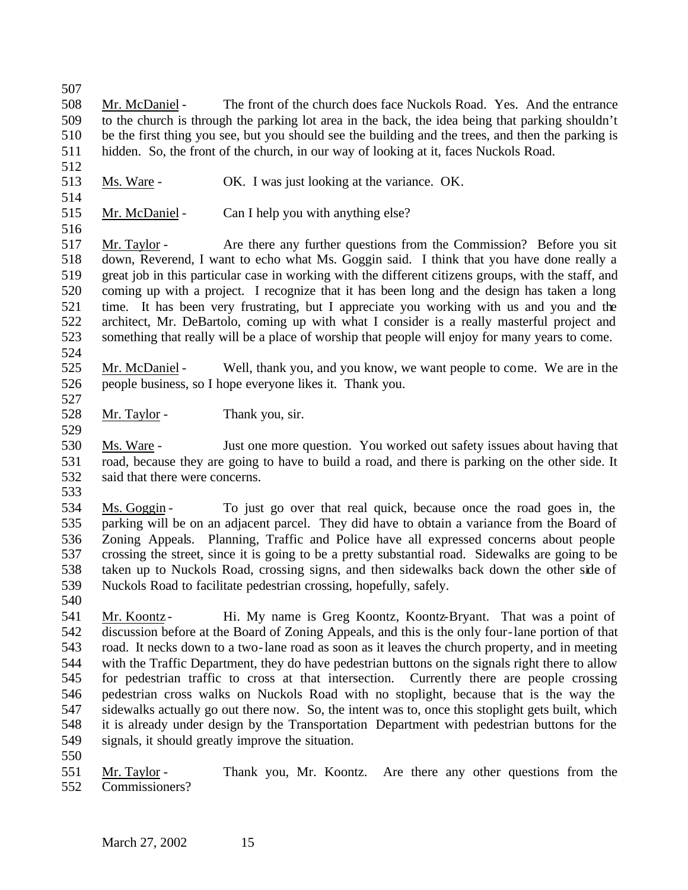Mr. McDaniel - The front of the church does face Nuckols Road. Yes. And the entrance to the church is through the parking lot area in the back, the idea being that parking shouldn't be the first thing you see, but you should see the building and the trees, and then the parking is hidden. So, the front of the church, in our way of looking at it, faces Nuckols Road.

Ms. Ware - OK. I was just looking at the variance. OK.

Mr. McDaniel - Can I help you with anything else?

Mr. Taylor - Are there any further questions from the Commission? Before you sit down, Reverend, I want to echo what Ms. Goggin said. I think that you have done really a great job in this particular case in working with the different citizens groups, with the staff, and coming up with a project. I recognize that it has been long and the design has taken a long time. It has been very frustrating, but I appreciate you working with us and you and the architect, Mr. DeBartolo, coming up with what I consider is a really masterful project and something that really will be a place of worship that people will enjoy for many years to come.

Mr. McDaniel - Well, thank you, and you know, we want people to come. We are in the people business, so I hope everyone likes it. Thank you.

Mr. Taylor - Thank you, sir.

Ms. Ware - Just one more question. You worked out safety issues about having that road, because they are going to have to build a road, and there is parking on the other side. It said that there were concerns.

Ms. Goggin - To just go over that real quick, because once the road goes in, the parking will be on an adjacent parcel. They did have to obtain a variance from the Board of Zoning Appeals. Planning, Traffic and Police have all expressed concerns about people crossing the street, since it is going to be a pretty substantial road. Sidewalks are going to be taken up to Nuckols Road, crossing signs, and then sidewalks back down the other side of Nuckols Road to facilitate pedestrian crossing, hopefully, safely.

Mr. Koontz - Hi. My name is Greg Koontz, Koontz-Bryant. That was a point of discussion before at the Board of Zoning Appeals, and this is the only four-lane portion of that road. It necks down to a two-lane road as soon as it leaves the church property, and in meeting with the Traffic Department, they do have pedestrian buttons on the signals right there to allow for pedestrian traffic to cross at that intersection. Currently there are people crossing pedestrian cross walks on Nuckols Road with no stoplight, because that is the way the sidewalks actually go out there now. So, the intent was to, once this stoplight gets built, which it is already under design by the Transportation Department with pedestrian buttons for the signals, it should greatly improve the situation.

Mr. Taylor - Thank you, Mr. Koontz. Are there any other questions from the Commissioners?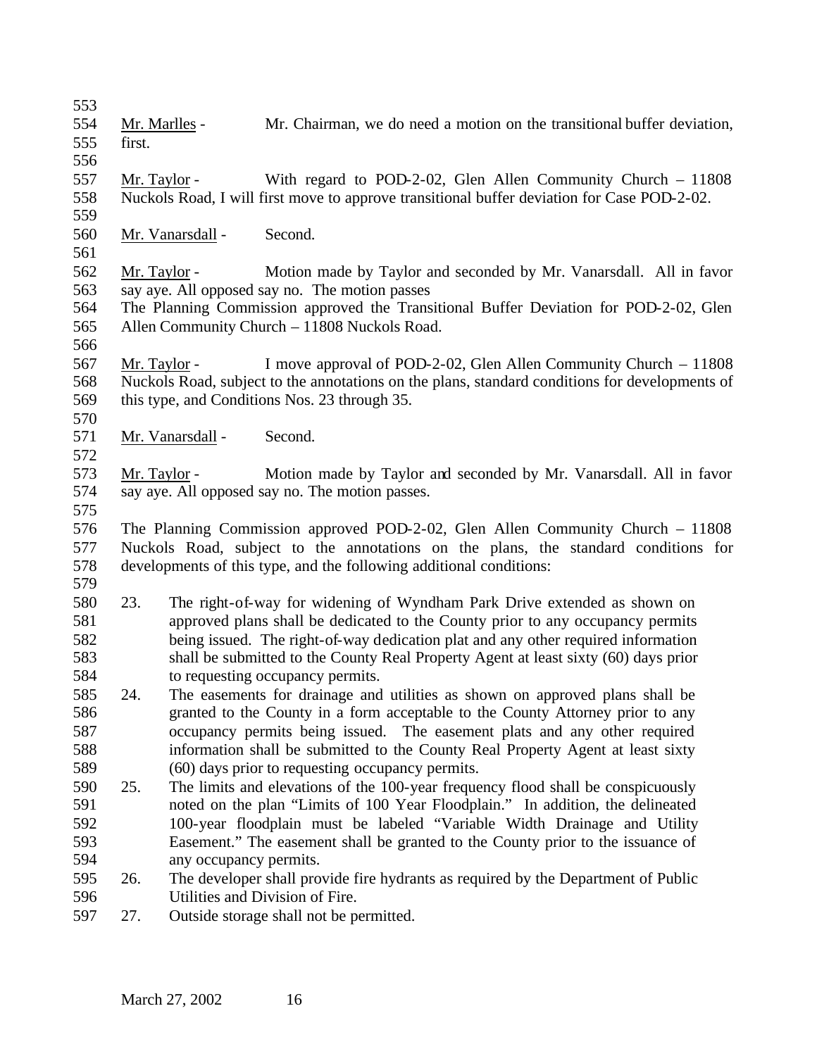Mr. Marlles - Mr. Chairman, we do need a motion on the transitional buffer deviation, first.

Mr. Taylor - With regard to POD-2-02, Glen Allen Community Church – 11808 Nuckols Road, I will first move to approve transitional buffer deviation for Case POD-2-02.

Mr. Vanarsdall - Second.

Mr. Taylor - Motion made by Taylor and seconded by Mr. Vanarsdall. All in favor say aye. All opposed say no. The motion passes

The Planning Commission approved the Transitional Buffer Deviation for POD-2-02, Glen Allen Community Church – 11808 Nuckols Road.

Mr. Taylor - I move approval of POD-2-02, Glen Allen Community Church – 11808 Nuckols Road, subject to the annotations on the plans, standard conditions for developments of this type, and Conditions Nos. 23 through 35.

Mr. Vanarsdall - Second.

Mr. Taylor - Motion made by Taylor and seconded by Mr. Vanarsdall. All in favor say aye. All opposed say no. The motion passes.

The Planning Commission approved POD-2-02, Glen Allen Community Church – 11808 Nuckols Road, subject to the annotations on the plans, the standard conditions for developments of this type, and the following additional conditions:

23. The right-of-way for widening of Wyndham Park Drive extended as shown on approved plans shall be dedicated to the County prior to any occupancy permits being issued. The right-of-way dedication plat and any other required information shall be submitted to the County Real Property Agent at least sixty (60) days prior to requesting occupancy permits.
24. The easements for drainage and utilities as shown on approved plans shall be granted to the County in a form acceptable to the County Attorney prior to any occupancy permits being issued. The easement plats and any other required information shall be submitted to the County Real Property Agent at least sixty (60) days prior to requesting occupancy permits.
25. The limits and elevations of the 100-year frequency flood shall be conspicuously noted on the plan "Limits of 100 Year Floodplain." In addition, the delineated 100-year floodplain must be labeled "Variable Width Drainage and Utility Easement." The easement shall be granted to the County prior to the issuance of any occupancy permits.
26. The developer shall provide fire hydrants as required by the Department of Public Utilities and Division of Fire.
27. Outside storage shall not be permitted.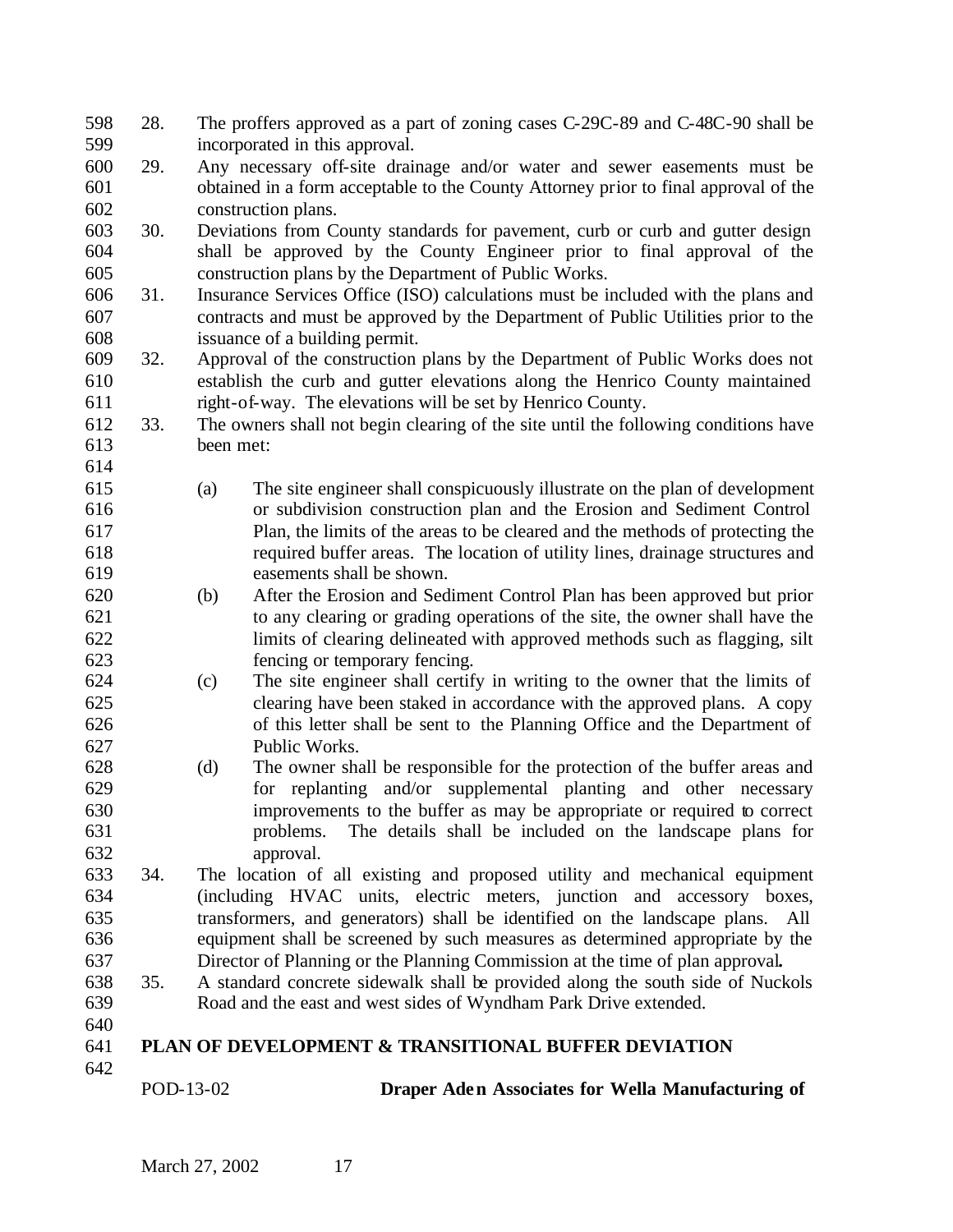28. The proffers approved as a part of zoning cases C-29C-89 and C-48C-90 shall be incorporated in this approval.
29. Any necessary off-site drainage and/or water and sewer easements must be obtained in a form acceptable to the County Attorney prior to final approval of the construction plans.
30. Deviations from County standards for pavement, curb or curb and gutter design shall be approved by the County Engineer prior to final approval of the construction plans by the Department of Public Works.
31. Insurance Services Office (ISO) calculations must be included with the plans and contracts and must be approved by the Department of Public Utilities prior to the issuance of a building permit.
32. Approval of the construction plans by the Department of Public Works does not establish the curb and gutter elevations along the Henrico County maintained right-of-way. The elevations will be set by Henrico County.
33. The owners shall not begin clearing of the site until the following conditions have been met:

    (a) The site engineer shall conspicuously illustrate on the plan of development or subdivision construction plan and the Erosion and Sediment Control Plan, the limits of the areas to be cleared and the methods of protecting the required buffer areas. The location of utility lines, drainage structures and easements shall be shown.
    (b) After the Erosion and Sediment Control Plan has been approved but prior to any clearing or grading operations of the site, the owner shall have the limits of clearing delineated with approved methods such as flagging, silt fencing or temporary fencing.
    (c) The site engineer shall certify in writing to the owner that the limits of clearing have been staked in accordance with the approved plans. A copy of this letter shall be sent to the Planning Office and the Department of Public Works.
    (d) The owner shall be responsible for the protection of the buffer areas and for replanting and/or supplemental planting and other necessary improvements to the buffer as may be appropriate or required to correct problems. The details shall be included on the landscape plans for approval.
34. The location of all existing and proposed utility and mechanical equipment (including HVAC units, electric meters, junction and accessory boxes, transformers, and generators) shall be identified on the landscape plans. All equipment shall be screened by such measures as determined appropriate by the Director of Planning or the Planning Commission at the time of plan approval**.**
35. A standard concrete sidewalk shall be provided along the south side of Nuckols Road and the east and west sides of Wyndham Park Drive extended.

**PLAN OF DEVELOPMENT & TRANSITIONAL BUFFER DEVIATION**

POD-13-02 **Draper Aden Associates for Wella Manufacturing of**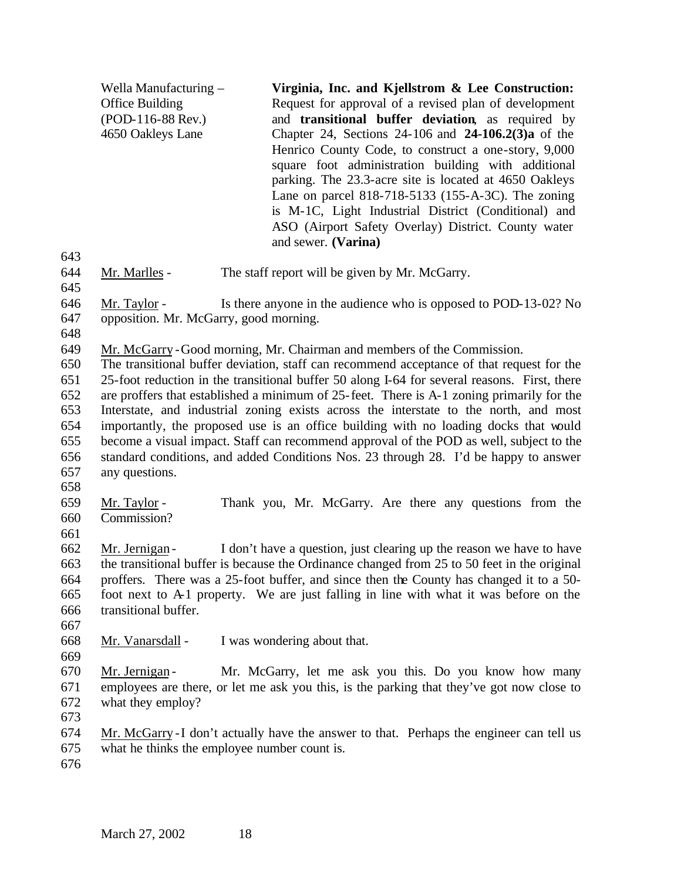| | |
|---|---|
| Wella Manufacturing – Office Building (POD-116-88 Rev.) 4650 Oakleys Lane | **Virginia, Inc. and Kjellstrom & Lee Construction:** Request for approval of a revised plan of development and **transitional buffer deviation**, as required by Chapter 24, Sections 24-106 and **24-106.2(3)a** of the Henrico County Code, to construct a one-story, 9,000 square foot administration building with additional parking. The 23.3-acre site is located at 4650 Oakleys Lane on parcel 818-718-5133 (155-A-3C). The zoning is M-1C, Light Industrial District (Conditional) and ASO (Airport Safety Overlay) District. County water and sewer. **(Varina)** |

643

644 Mr. Marlles - The staff report will be given by Mr. McGarry.

645

646 Mr. Taylor - Is there anyone in the audience who is opposed to POD-13-02? No
647 opposition. Mr. McGarry, good morning.

648

649 Mr. McGarry - Good morning, Mr. Chairman and members of the Commission.
650 The transitional buffer deviation, staff can recommend acceptance of that request for the
651 25-foot reduction in the transitional buffer 50 along I-64 for several reasons. First, there
652 are proffers that established a minimum of 25-feet. There is A-1 zoning primarily for the
653 Interstate, and industrial zoning exists across the interstate to the north, and most
654 importantly, the proposed use is an office building with no loading docks that would
655 become a visual impact. Staff can recommend approval of the POD as well, subject to the
656 standard conditions, and added Conditions Nos. 23 through 28. I'd be happy to answer
657 any questions.

658

659 Mr. Taylor - Thank you, Mr. McGarry. Are there any questions from the
660 Commission?

661

662 Mr. Jernigan - I don't have a question, just clearing up the reason we have to have
663 the transitional buffer is because the Ordinance changed from 25 to 50 feet in the original
664 proffers. There was a 25-foot buffer, and since then the County has changed it to a 50-
665 foot next to A-1 property. We are just falling in line with what it was before on the
666 transitional buffer.

667

668 Mr. Vanarsdall - I was wondering about that.

669

670 Mr. Jernigan - Mr. McGarry, let me ask you this. Do you know how many
671 employees are there, or let me ask you this, is the parking that they've got now close to
672 what they employ?

673

674 Mr. McGarry - I don't actually have the answer to that. Perhaps the engineer can tell us
675 what he thinks the employee number count is.

676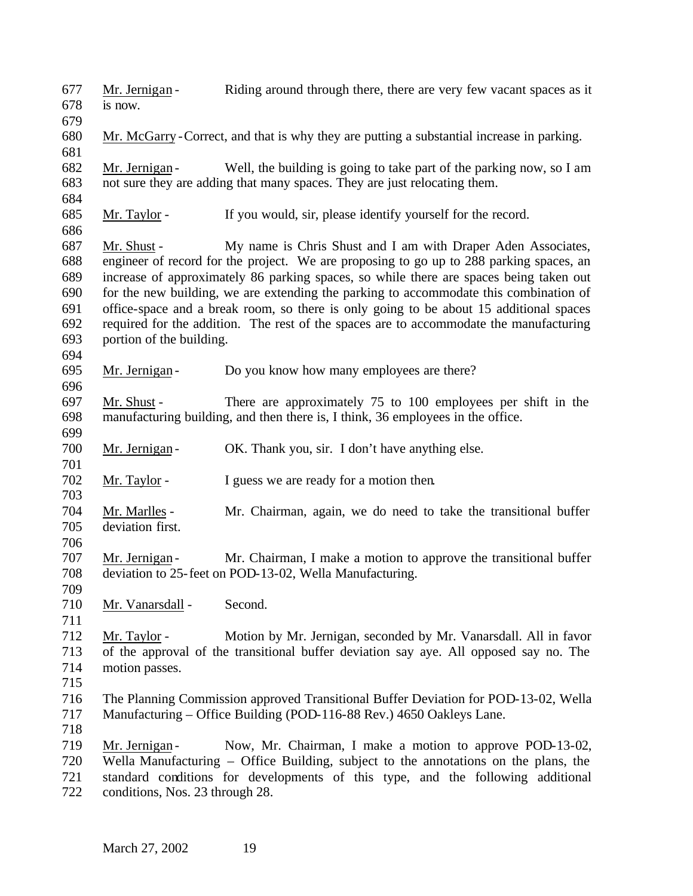Mr. Jernigan - Riding around through there, there are very few vacant spaces as it is now.

Mr. McGarry - Correct, and that is why they are putting a substantial increase in parking.

Mr. Jernigan - Well, the building is going to take part of the parking now, so I am not sure they are adding that many spaces. They are just relocating them.

Mr. Taylor - If you would, sir, please identify yourself for the record.

Mr. Shust - My name is Chris Shust and I am with Draper Aden Associates, engineer of record for the project. We are proposing to go up to 288 parking spaces, an increase of approximately 86 parking spaces, so while there are spaces being taken out for the new building, we are extending the parking to accommodate this combination of office-space and a break room, so there is only going to be about 15 additional spaces required for the addition. The rest of the spaces are to accommodate the manufacturing portion of the building.

Mr. Jernigan - Do you know how many employees are there?

Mr. Shust - There are approximately 75 to 100 employees per shift in the manufacturing building, and then there is, I think, 36 employees in the office.

Mr. Jernigan - OK. Thank you, sir. I don't have anything else.

Mr. Taylor - I guess we are ready for a motion then.

Mr. Marlles - Mr. Chairman, again, we do need to take the transitional buffer deviation first.

Mr. Jernigan - Mr. Chairman, I make a motion to approve the transitional buffer deviation to 25-feet on POD-13-02, Wella Manufacturing.

Mr. Vanarsdall - Second.

Mr. Taylor - Motion by Mr. Jernigan, seconded by Mr. Vanarsdall. All in favor of the approval of the transitional buffer deviation say aye. All opposed say no. The motion passes.

The Planning Commission approved Transitional Buffer Deviation for POD-13-02, Wella Manufacturing – Office Building (POD-116-88 Rev.) 4650 Oakleys Lane.

Mr. Jernigan - Now, Mr. Chairman, I make a motion to approve POD-13-02, Wella Manufacturing – Office Building, subject to the annotations on the plans, the standard conditions for developments of this type, and the following additional conditions, Nos. 23 through 28.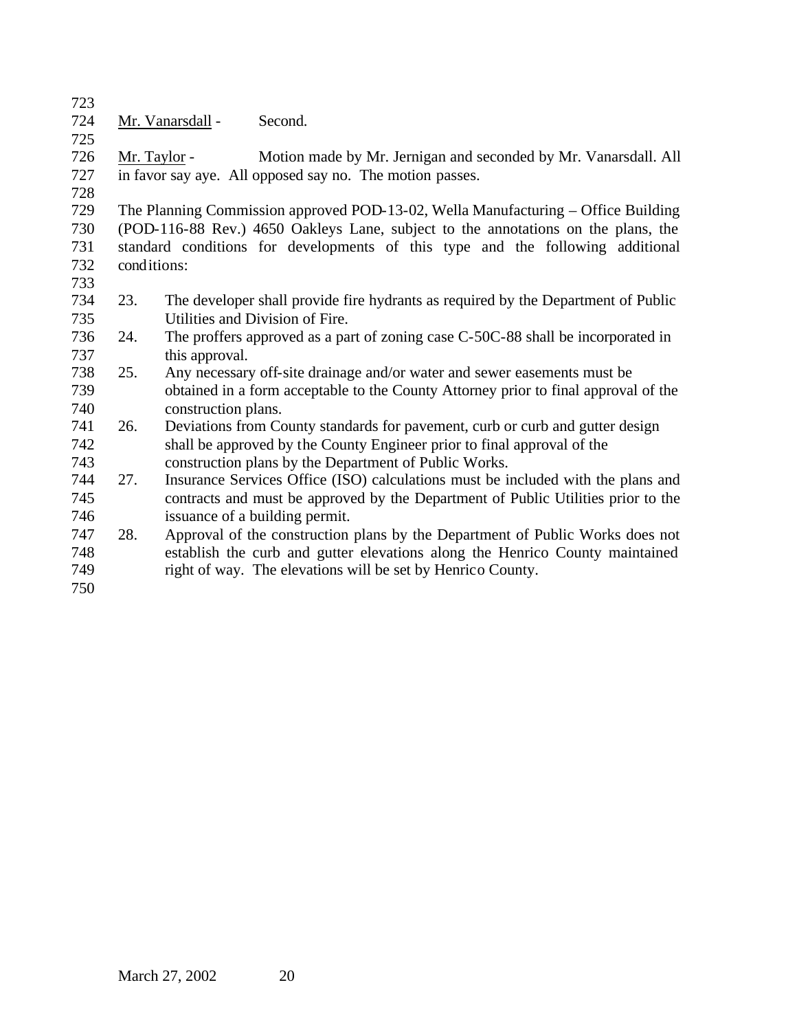Mr. Vanarsdall - Second.

Mr. Taylor - Motion made by Mr. Jernigan and seconded by Mr. Vanarsdall. All in favor say aye. All opposed say no. The motion passes.

The Planning Commission approved POD-13-02, Wella Manufacturing – Office Building (POD-116-88 Rev.) 4650 Oakleys Lane, subject to the annotations on the plans, the standard conditions for developments of this type and the following additional conditions:

23. The developer shall provide fire hydrants as required by the Department of Public Utilities and Division of Fire.
24. The proffers approved as a part of zoning case C-50C-88 shall be incorporated in this approval.
25. Any necessary off-site drainage and/or water and sewer easements must be obtained in a form acceptable to the County Attorney prior to final approval of the construction plans.
26. Deviations from County standards for pavement, curb or curb and gutter design shall be approved by the County Engineer prior to final approval of the construction plans by the Department of Public Works.
27. Insurance Services Office (ISO) calculations must be included with the plans and contracts and must be approved by the Department of Public Utilities prior to the issuance of a building permit.
28. Approval of the construction plans by the Department of Public Works does not establish the curb and gutter elevations along the Henrico County maintained right of way. The elevations will be set by Henrico County.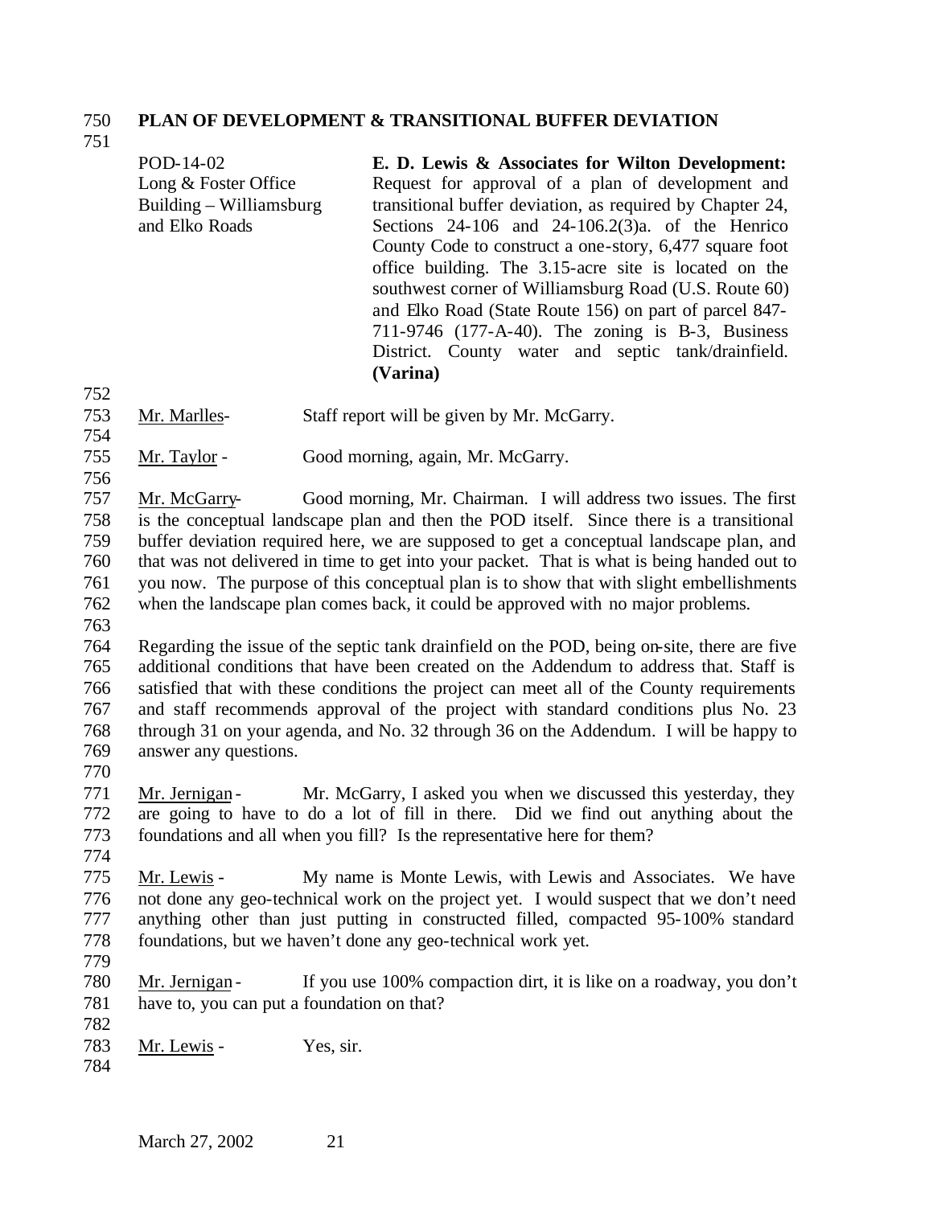**PLAN OF DEVELOPMENT & TRANSITIONAL BUFFER DEVIATION**

| | |
|---|---|
| POD-14-02<br>Long & Foster Office Building – Williamsburg and Elko Roads | **E. D. Lewis & Associates for Wilton Development:** Request for approval of a plan of development and transitional buffer deviation, as required by Chapter 24, Sections 24-106 and 24-106.2(3)a. of the Henrico County Code to construct a one-story, 6,477 square foot office building. The 3.15-acre site is located on the southwest corner of Williamsburg Road (U.S. Route 60) and Elko Road (State Route 156) on part of parcel 847-711-9746 (177-A-40). The zoning is B-3, Business District. County water and septic tank/drainfield. **(Varina)** |

Mr. Marlles- Staff report will be given by Mr. McGarry.

Mr. Taylor - Good morning, again, Mr. McGarry.

Mr. McGarry- Good morning, Mr. Chairman. I will address two issues. The first is the conceptual landscape plan and then the POD itself. Since there is a transitional buffer deviation required here, we are supposed to get a conceptual landscape plan, and that was not delivered in time to get into your packet. That is what is being handed out to you now. The purpose of this conceptual plan is to show that with slight embellishments when the landscape plan comes back, it could be approved with no major problems.

Regarding the issue of the septic tank drainfield on the POD, being on-site, there are five additional conditions that have been created on the Addendum to address that. Staff is satisfied that with these conditions the project can meet all of the County requirements and staff recommends approval of the project with standard conditions plus No. 23 through 31 on your agenda, and No. 32 through 36 on the Addendum. I will be happy to answer any questions.

Mr. Jernigan - Mr. McGarry, I asked you when we discussed this yesterday, they are going to have to do a lot of fill in there. Did we find out anything about the foundations and all when you fill? Is the representative here for them?

Mr. Lewis - My name is Monte Lewis, with Lewis and Associates. We have not done any geo-technical work on the project yet. I would suspect that we don't need anything other than just putting in constructed filled, compacted 95-100% standard foundations, but we haven't done any geo-technical work yet.

Mr. Jernigan - If you use 100% compaction dirt, it is like on a roadway, you don't have to, you can put a foundation on that?

Mr. Lewis - Yes, sir.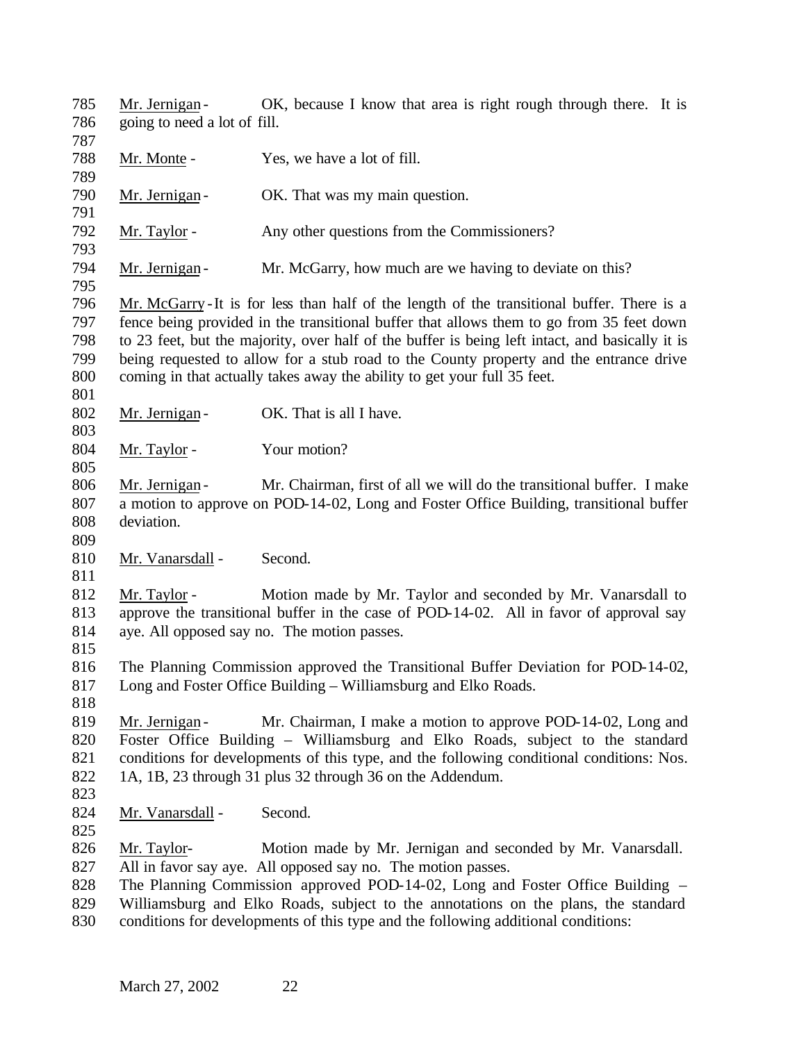Mr. Jernigan - OK, because I know that area is right rough through there. It is going to need a lot of fill.

Mr. Monte - Yes, we have a lot of fill.

Mr. Jernigan - OK. That was my main question.

Mr. Taylor - Any other questions from the Commissioners?

Mr. Jernigan - Mr. McGarry, how much are we having to deviate on this?

Mr. McGarry - It is for less than half of the length of the transitional buffer. There is a fence being provided in the transitional buffer that allows them to go from 35 feet down to 23 feet, but the majority, over half of the buffer is being left intact, and basically it is being requested to allow for a stub road to the County property and the entrance drive coming in that actually takes away the ability to get your full 35 feet.

Mr. Jernigan - OK. That is all I have.

Mr. Taylor - Your motion?

Mr. Jernigan - Mr. Chairman, first of all we will do the transitional buffer. I make a motion to approve on POD-14-02, Long and Foster Office Building, transitional buffer deviation.

Mr. Vanarsdall - Second.

Mr. Taylor - Motion made by Mr. Taylor and seconded by Mr. Vanarsdall to approve the transitional buffer in the case of POD-14-02. All in favor of approval say aye. All opposed say no. The motion passes.

The Planning Commission approved the Transitional Buffer Deviation for POD-14-02, Long and Foster Office Building – Williamsburg and Elko Roads.

Mr. Jernigan - Mr. Chairman, I make a motion to approve POD-14-02, Long and Foster Office Building – Williamsburg and Elko Roads, subject to the standard conditions for developments of this type, and the following conditional conditions: Nos. 1A, 1B, 23 through 31 plus 32 through 36 on the Addendum.

Mr. Vanarsdall - Second.

Mr. Taylor- Motion made by Mr. Jernigan and seconded by Mr. Vanarsdall. All in favor say aye. All opposed say no. The motion passes.

The Planning Commission approved POD-14-02, Long and Foster Office Building – Williamsburg and Elko Roads, subject to the annotations on the plans, the standard conditions for developments of this type and the following additional conditions: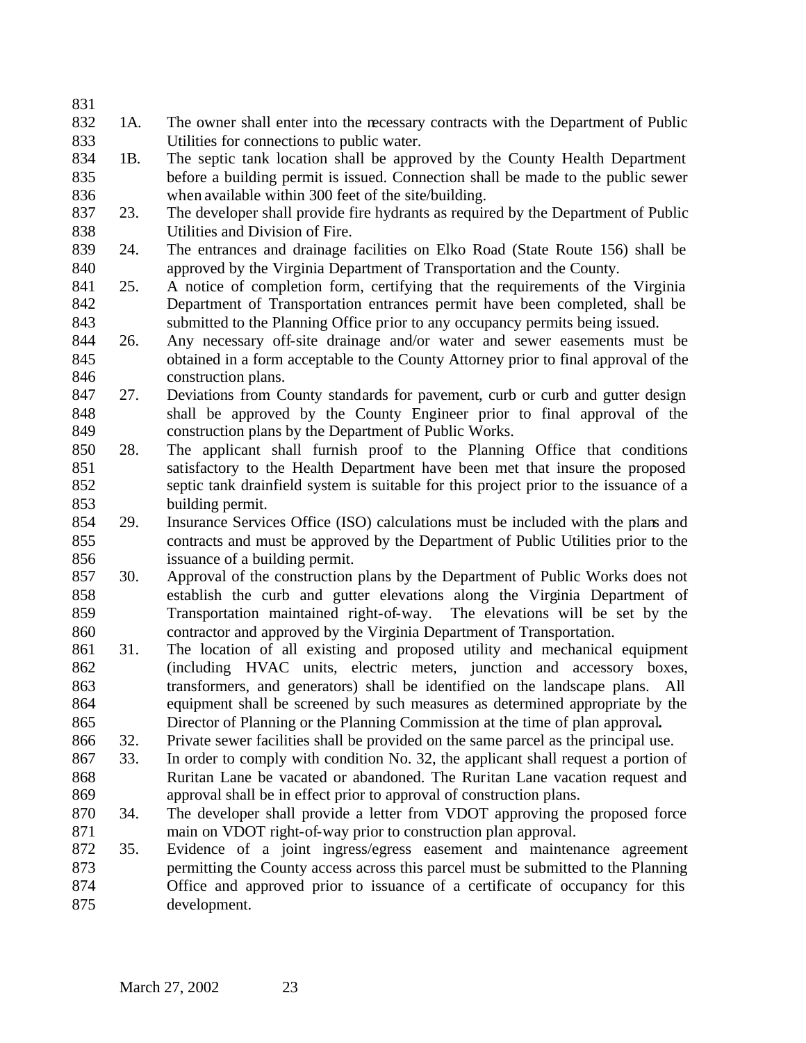1A. The owner shall enter into the necessary contracts with the Department of Public Utilities for connections to public water.

1B. The septic tank location shall be approved by the County Health Department before a building permit is issued. Connection shall be made to the public sewer when available within 300 feet of the site/building.

23. The developer shall provide fire hydrants as required by the Department of Public Utilities and Division of Fire.

24. The entrances and drainage facilities on Elko Road (State Route 156) shall be approved by the Virginia Department of Transportation and the County.

25. A notice of completion form, certifying that the requirements of the Virginia Department of Transportation entrances permit have been completed, shall be submitted to the Planning Office prior to any occupancy permits being issued.

26. Any necessary off-site drainage and/or water and sewer easements must be obtained in a form acceptable to the County Attorney prior to final approval of the construction plans.

27. Deviations from County standards for pavement, curb or curb and gutter design shall be approved by the County Engineer prior to final approval of the construction plans by the Department of Public Works.

28. The applicant shall furnish proof to the Planning Office that conditions satisfactory to the Health Department have been met that insure the proposed septic tank drainfield system is suitable for this project prior to the issuance of a building permit.

29. Insurance Services Office (ISO) calculations must be included with the plans and contracts and must be approved by the Department of Public Utilities prior to the issuance of a building permit.

30. Approval of the construction plans by the Department of Public Works does not establish the curb and gutter elevations along the Virginia Department of Transportation maintained right-of-way. The elevations will be set by the contractor and approved by the Virginia Department of Transportation.

31. The location of all existing and proposed utility and mechanical equipment (including HVAC units, electric meters, junction and accessory boxes, transformers, and generators) shall be identified on the landscape plans. All equipment shall be screened by such measures as determined appropriate by the Director of Planning or the Planning Commission at the time of plan approval**.**

32. Private sewer facilities shall be provided on the same parcel as the principal use.

33. In order to comply with condition No. 32, the applicant shall request a portion of Ruritan Lane be vacated or abandoned. The Ruritan Lane vacation request and approval shall be in effect prior to approval of construction plans.

34. The developer shall provide a letter from VDOT approving the proposed force main on VDOT right-of-way prior to construction plan approval.

35. Evidence of a joint ingress/egress easement and maintenance agreement permitting the County access across this parcel must be submitted to the Planning Office and approved prior to issuance of a certificate of occupancy for this development.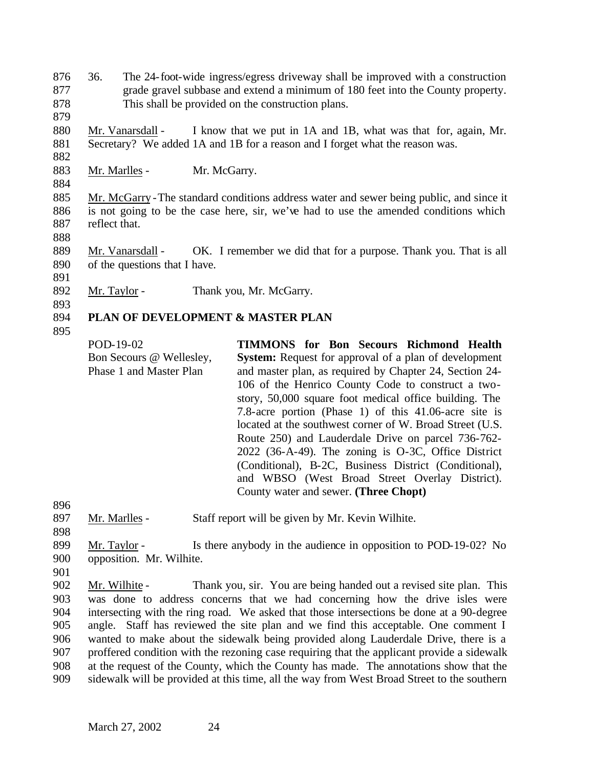36. The 24-foot-wide ingress/egress driveway shall be improved with a construction grade gravel subbase and extend a minimum of 180 feet into the County property. This shall be provided on the construction plans.

Mr. Vanarsdall - I know that we put in 1A and 1B, what was that for, again, Mr. Secretary? We added 1A and 1B for a reason and I forget what the reason was.

Mr. Marlles - Mr. McGarry.

Mr. McGarry - The standard conditions address water and sewer being public, and since it is not going to be the case here, sir, we've had to use the amended conditions which reflect that.

Mr. Vanarsdall - OK. I remember we did that for a purpose. Thank you. That is all of the questions that I have.

Mr. Taylor - Thank you, Mr. McGarry.

**PLAN OF DEVELOPMENT & MASTER PLAN**

| | |
|---|---|
| POD-19-02<br>Bon Secours @ Wellesley, Phase 1 and Master Plan | **TIMMONS for Bon Secours Richmond Health System:** Request for approval of a plan of development and master plan, as required by Chapter 24, Section 24-106 of the Henrico County Code to construct a two-story, 50,000 square foot medical office building. The 7.8-acre portion (Phase 1) of this 41.06-acre site is located at the southwest corner of W. Broad Street (U.S. Route 250) and Lauderdale Drive on parcel 736-762-2022 (36-A-49). The zoning is O-3C, Office District (Conditional), B-2C, Business District (Conditional), and WBSO (West Broad Street Overlay District). County water and sewer. **(Three Chopt)** |

Mr. Marlles - Staff report will be given by Mr. Kevin Wilhite.

Mr. Taylor - Is there anybody in the audience in opposition to POD-19-02? No opposition. Mr. Wilhite.

Mr. Wilhite - Thank you, sir. You are being handed out a revised site plan. This was done to address concerns that we had concerning how the drive isles were intersecting with the ring road. We asked that those intersections be done at a 90-degree angle. Staff has reviewed the site plan and we find this acceptable. One comment I wanted to make about the sidewalk being provided along Lauderdale Drive, there is a proffered condition with the rezoning case requiring that the applicant provide a sidewalk at the request of the County, which the County has made. The annotations show that the sidewalk will be provided at this time, all the way from West Broad Street to the southern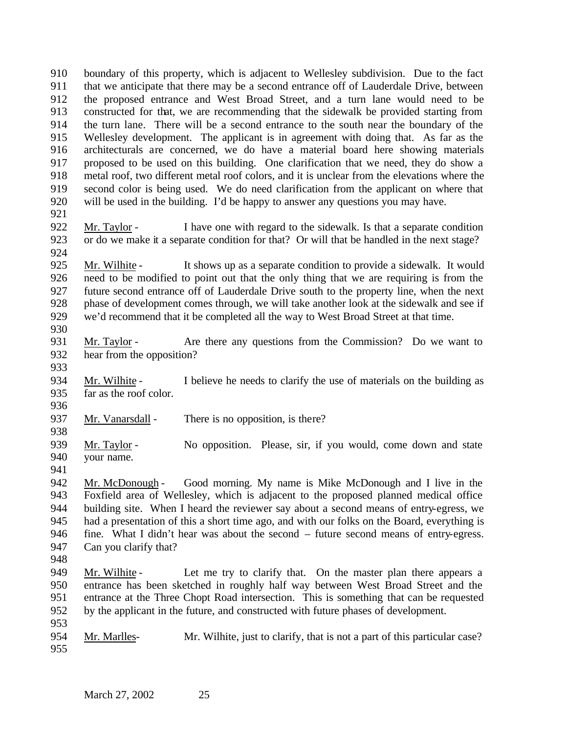boundary of this property, which is adjacent to Wellesley subdivision. Due to the fact that we anticipate that there may be a second entrance off of Lauderdale Drive, between the proposed entrance and West Broad Street, and a turn lane would need to be constructed for that, we are recommending that the sidewalk be provided starting from the turn lane. There will be a second entrance to the south near the boundary of the Wellesley development. The applicant is in agreement with doing that. As far as the architecturals are concerned, we do have a material board here showing materials proposed to be used on this building. One clarification that we need, they do show a metal roof, two different metal roof colors, and it is unclear from the elevations where the second color is being used. We do need clarification from the applicant on where that will be used in the building. I'd be happy to answer any questions you may have.

Mr. Taylor - I have one with regard to the sidewalk. Is that a separate condition or do we make it a separate condition for that? Or will that be handled in the next stage?

Mr. Wilhite - It shows up as a separate condition to provide a sidewalk. It would need to be modified to point out that the only thing that we are requiring is from the future second entrance off of Lauderdale Drive south to the property line, when the next phase of development comes through, we will take another look at the sidewalk and see if we'd recommend that it be completed all the way to West Broad Street at that time.

Mr. Taylor - Are there any questions from the Commission? Do we want to hear from the opposition?

Mr. Wilhite - I believe he needs to clarify the use of materials on the building as far as the roof color.

Mr. Vanarsdall - There is no opposition, is there?

Mr. Taylor - No opposition. Please, sir, if you would, come down and state your name.

Mr. McDonough - Good morning. My name is Mike McDonough and I live in the Foxfield area of Wellesley, which is adjacent to the proposed planned medical office building site. When I heard the reviewer say about a second means of entry-egress, we had a presentation of this a short time ago, and with our folks on the Board, everything is fine. What I didn't hear was about the second – future second means of entry-egress. Can you clarify that?

Mr. Wilhite - Let me try to clarify that. On the master plan there appears a entrance has been sketched in roughly half way between West Broad Street and the entrance at the Three Chopt Road intersection. This is something that can be requested by the applicant in the future, and constructed with future phases of development.

Mr. Marlles- Mr. Wilhite, just to clarify, that is not a part of this particular case?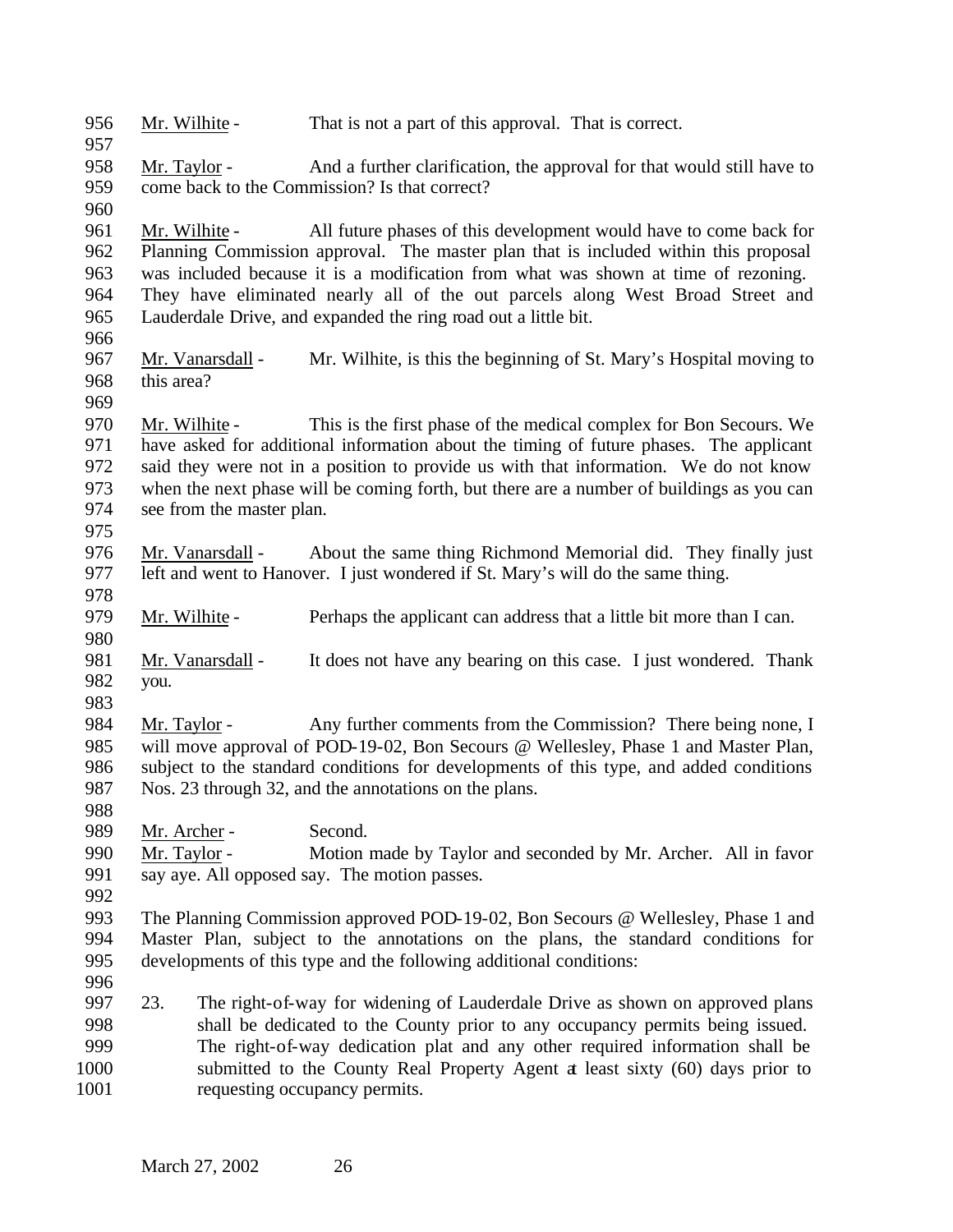Mr. Wilhite - That is not a part of this approval. That is correct.

Mr. Taylor - And a further clarification, the approval for that would still have to come back to the Commission? Is that correct?

Mr. Wilhite - All future phases of this development would have to come back for Planning Commission approval. The master plan that is included within this proposal was included because it is a modification from what was shown at time of rezoning. They have eliminated nearly all of the out parcels along West Broad Street and Lauderdale Drive, and expanded the ring road out a little bit.

Mr. Vanarsdall - Mr. Wilhite, is this the beginning of St. Mary's Hospital moving to this area?

Mr. Wilhite - This is the first phase of the medical complex for Bon Secours. We have asked for additional information about the timing of future phases. The applicant said they were not in a position to provide us with that information. We do not know when the next phase will be coming forth, but there are a number of buildings as you can see from the master plan.

Mr. Vanarsdall - About the same thing Richmond Memorial did. They finally just left and went to Hanover. I just wondered if St. Mary's will do the same thing.

Mr. Wilhite - Perhaps the applicant can address that a little bit more than I can.

Mr. Vanarsdall - It does not have any bearing on this case. I just wondered. Thank you.

Mr. Taylor - Any further comments from the Commission? There being none, I will move approval of POD-19-02, Bon Secours @ Wellesley, Phase 1 and Master Plan, subject to the standard conditions for developments of this type, and added conditions Nos. 23 through 32, and the annotations on the plans.

Mr. Archer - Second.

Mr. Taylor - Motion made by Taylor and seconded by Mr. Archer. All in favor say aye. All opposed say. The motion passes.

The Planning Commission approved POD-19-02, Bon Secours @ Wellesley, Phase 1 and Master Plan, subject to the annotations on the plans, the standard conditions for developments of this type and the following additional conditions:

23. The right-of-way for widening of Lauderdale Drive as shown on approved plans shall be dedicated to the County prior to any occupancy permits being issued. The right-of-way dedication plat and any other required information shall be submitted to the County Real Property Agent at least sixty (60) days prior to requesting occupancy permits.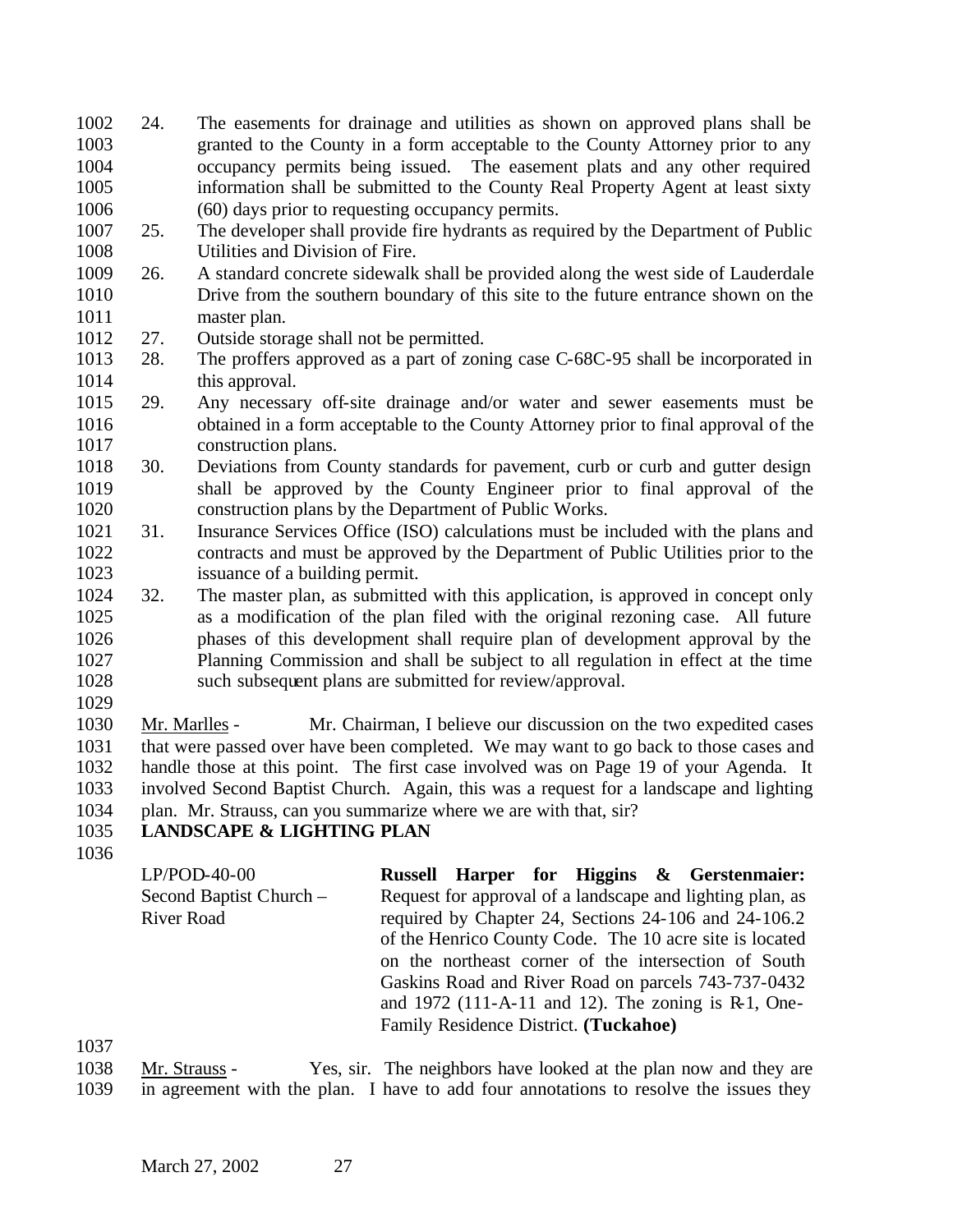24. The easements for drainage and utilities as shown on approved plans shall be granted to the County in a form acceptable to the County Attorney prior to any occupancy permits being issued. The easement plats and any other required information shall be submitted to the County Real Property Agent at least sixty (60) days prior to requesting occupancy permits.
25. The developer shall provide fire hydrants as required by the Department of Public Utilities and Division of Fire.
26. A standard concrete sidewalk shall be provided along the west side of Lauderdale Drive from the southern boundary of this site to the future entrance shown on the master plan.
27. Outside storage shall not be permitted.
28. The proffers approved as a part of zoning case C-68C-95 shall be incorporated in this approval.
29. Any necessary off-site drainage and/or water and sewer easements must be obtained in a form acceptable to the County Attorney prior to final approval of the construction plans.
30. Deviations from County standards for pavement, curb or curb and gutter design shall be approved by the County Engineer prior to final approval of the construction plans by the Department of Public Works.
31. Insurance Services Office (ISO) calculations must be included with the plans and contracts and must be approved by the Department of Public Utilities prior to the issuance of a building permit.
32. The master plan, as submitted with this application, is approved in concept only as a modification of the plan filed with the original rezoning case. All future phases of this development shall require plan of development approval by the Planning Commission and shall be subject to all regulation in effect at the time such subsequent plans are submitted for review/approval.

Mr. Marlles - Mr. Chairman, I believe our discussion on the two expedited cases that were passed over have been completed. We may want to go back to those cases and handle those at this point. The first case involved was on Page 19 of your Agenda. It involved Second Baptist Church. Again, this was a request for a landscape and lighting plan. Mr. Strauss, can you summarize where we are with that, sir?

**LANDSCAPE & LIGHTING PLAN**

LP/POD-40-00
Second Baptist Church – River Road

**Russell Harper for Higgins & Gerstenmaier:** Request for approval of a landscape and lighting plan, as required by Chapter 24, Sections 24-106 and 24-106.2 of the Henrico County Code. The 10 acre site is located on the northeast corner of the intersection of South Gaskins Road and River Road on parcels 743-737-0432 and 1972 (111-A-11 and 12). The zoning is R-1, One-Family Residence District. **(Tuckahoe)**

Mr. Strauss - Yes, sir. The neighbors have looked at the plan now and they are in agreement with the plan. I have to add four annotations to resolve the issues they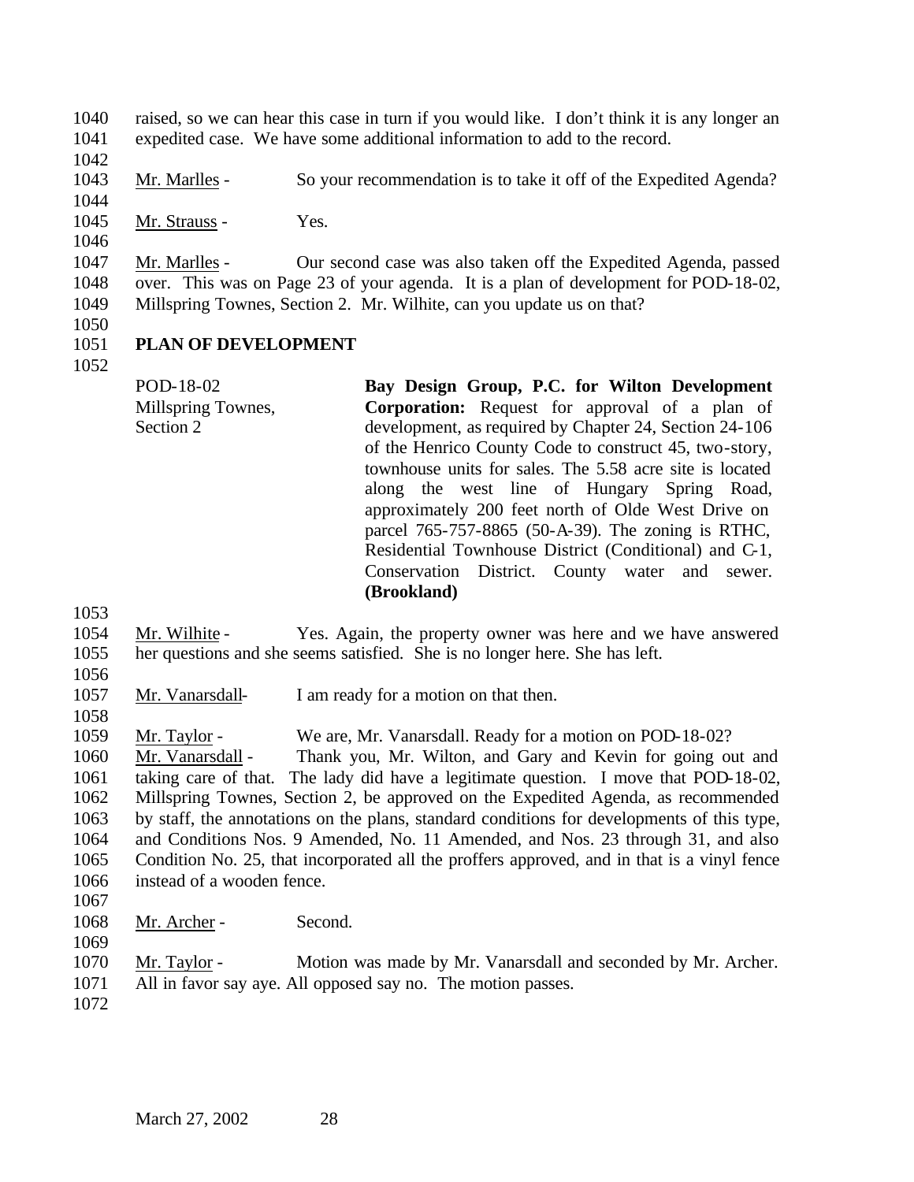raised, so we can hear this case in turn if you would like. I don't think it is any longer an expedited case. We have some additional information to add to the record.

Mr. Marlles - So your recommendation is to take it off of the Expedited Agenda?

Mr. Strauss - Yes.

Mr. Marlles - Our second case was also taken off the Expedited Agenda, passed over. This was on Page 23 of your agenda. It is a plan of development for POD-18-02, Millspring Townes, Section 2. Mr. Wilhite, can you update us on that?

**PLAN OF DEVELOPMENT**

| | |
|---|---|
| POD-18-02 Millspring Townes, Section 2 | **Bay Design Group, P.C. for Wilton Development Corporation:** Request for approval of a plan of development, as required by Chapter 24, Section 24-106 of the Henrico County Code to construct 45, two-story, townhouse units for sales. The 5.58 acre site is located along the west line of Hungary Spring Road, approximately 200 feet north of Olde West Drive on parcel 765-757-8865 (50-A-39). The zoning is RTHC, Residential Townhouse District (Conditional) and C-1, Conservation District. County water and sewer. **(Brookland)** |

Mr. Wilhite - Yes. Again, the property owner was here and we have answered her questions and she seems satisfied. She is no longer here. She has left.

Mr. Vanarsdall- I am ready for a motion on that then.

Mr. Taylor - We are, Mr. Vanarsdall. Ready for a motion on POD-18-02?

Mr. Vanarsdall - Thank you, Mr. Wilton, and Gary and Kevin for going out and taking care of that. The lady did have a legitimate question. I move that POD-18-02, Millspring Townes, Section 2, be approved on the Expedited Agenda, as recommended by staff, the annotations on the plans, standard conditions for developments of this type, and Conditions Nos. 9 Amended, No. 11 Amended, and Nos. 23 through 31, and also Condition No. 25, that incorporated all the proffers approved, and in that is a vinyl fence instead of a wooden fence.

Mr. Archer - Second.

Mr. Taylor - Motion was made by Mr. Vanarsdall and seconded by Mr. Archer. All in favor say aye. All opposed say no. The motion passes.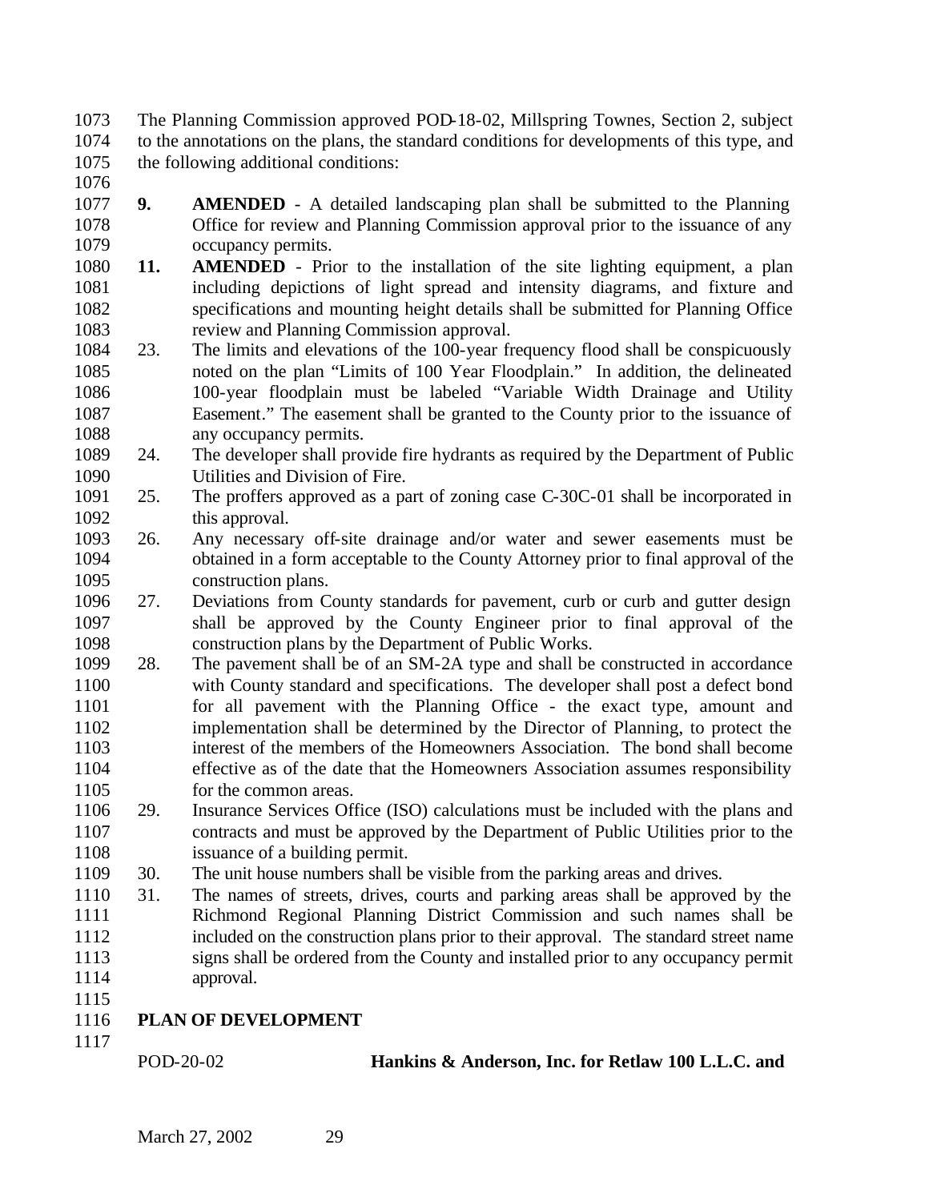The Planning Commission approved POD-18-02, Millspring Townes, Section 2, subject to the annotations on the plans, the standard conditions for developments of this type, and the following additional conditions:

**9.** **AMENDED** - A detailed landscaping plan shall be submitted to the Planning Office for review and Planning Commission approval prior to the issuance of any occupancy permits.

**11.** **AMENDED** - Prior to the installation of the site lighting equipment, a plan including depictions of light spread and intensity diagrams, and fixture and specifications and mounting height details shall be submitted for Planning Office review and Planning Commission approval.

23. The limits and elevations of the 100-year frequency flood shall be conspicuously noted on the plan "Limits of 100 Year Floodplain." In addition, the delineated 100-year floodplain must be labeled "Variable Width Drainage and Utility Easement." The easement shall be granted to the County prior to the issuance of any occupancy permits.

24. The developer shall provide fire hydrants as required by the Department of Public Utilities and Division of Fire.

25. The proffers approved as a part of zoning case C-30C-01 shall be incorporated in this approval.

26. Any necessary off-site drainage and/or water and sewer easements must be obtained in a form acceptable to the County Attorney prior to final approval of the construction plans.

27. Deviations from County standards for pavement, curb or curb and gutter design shall be approved by the County Engineer prior to final approval of the construction plans by the Department of Public Works.

28. The pavement shall be of an SM-2A type and shall be constructed in accordance with County standard and specifications. The developer shall post a defect bond for all pavement with the Planning Office - the exact type, amount and implementation shall be determined by the Director of Planning, to protect the interest of the members of the Homeowners Association. The bond shall become effective as of the date that the Homeowners Association assumes responsibility for the common areas.

29. Insurance Services Office (ISO) calculations must be included with the plans and contracts and must be approved by the Department of Public Utilities prior to the issuance of a building permit.

30. The unit house numbers shall be visible from the parking areas and drives.

31. The names of streets, drives, courts and parking areas shall be approved by the Richmond Regional Planning District Commission and such names shall be included on the construction plans prior to their approval. The standard street name signs shall be ordered from the County and installed prior to any occupancy permit approval.

## PLAN OF DEVELOPMENT

POD-20-02 **Hankins & Anderson, Inc. for Retlaw 100 L.L.C. and**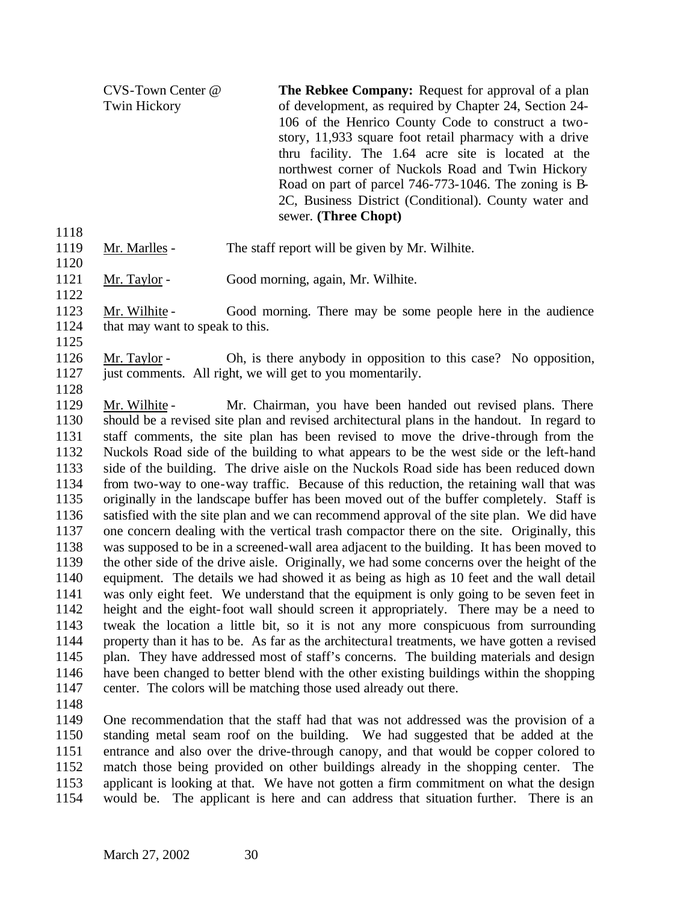CVS-Town Center @ Twin Hickory

**The Rebkee Company:** Request for approval of a plan of development, as required by Chapter 24, Section 24-106 of the Henrico County Code to construct a two-story, 11,933 square foot retail pharmacy with a drive thru facility. The 1.64 acre site is located at the northwest corner of Nuckols Road and Twin Hickory Road on part of parcel 746-773-1046. The zoning is B-2C, Business District (Conditional). County water and sewer. **(Three Chopt)**

1118

1119 Mr. Marlles - The staff report will be given by Mr. Wilhite.

1120

1121 Mr. Taylor - Good morning, again, Mr. Wilhite.

1122

1123 Mr. Wilhite - Good morning. There may be some people here in the audience
1124 that may want to speak to this.

1125

1126 Mr. Taylor - Oh, is there anybody in opposition to this case? No opposition,
1127 just comments. All right, we will get to you momentarily.

1128

1129 Mr. Wilhite - Mr. Chairman, you have been handed out revised plans. There
1130 should be a revised site plan and revised architectural plans in the handout. In regard to
1131 staff comments, the site plan has been revised to move the drive-through from the
1132 Nuckols Road side of the building to what appears to be the west side or the left-hand
1133 side of the building. The drive aisle on the Nuckols Road side has been reduced down
1134 from two-way to one-way traffic. Because of this reduction, the retaining wall that was
1135 originally in the landscape buffer has been moved out of the buffer completely. Staff is
1136 satisfied with the site plan and we can recommend approval of the site plan. We did have
1137 one concern dealing with the vertical trash compactor there on the site. Originally, this
1138 was supposed to be in a screened-wall area adjacent to the building. It has been moved to
1139 the other side of the drive aisle. Originally, we had some concerns over the height of the
1140 equipment. The details we had showed it as being as high as 10 feet and the wall detail
1141 was only eight feet. We understand that the equipment is only going to be seven feet in
1142 height and the eight-foot wall should screen it appropriately. There may be a need to
1143 tweak the location a little bit, so it is not any more conspicuous from surrounding
1144 property than it has to be. As far as the architectural treatments, we have gotten a revised
1145 plan. They have addressed most of staff's concerns. The building materials and design
1146 have been changed to better blend with the other existing buildings within the shopping
1147 center. The colors will be matching those used already out there.

1148

1149 One recommendation that the staff had that was not addressed was the provision of a
1150 standing metal seam roof on the building. We had suggested that be added at the
1151 entrance and also over the drive-through canopy, and that would be copper colored to
1152 match those being provided on other buildings already in the shopping center. The
1153 applicant is looking at that. We have not gotten a firm commitment on what the design
1154 would be. The applicant is here and can address that situation further. There is an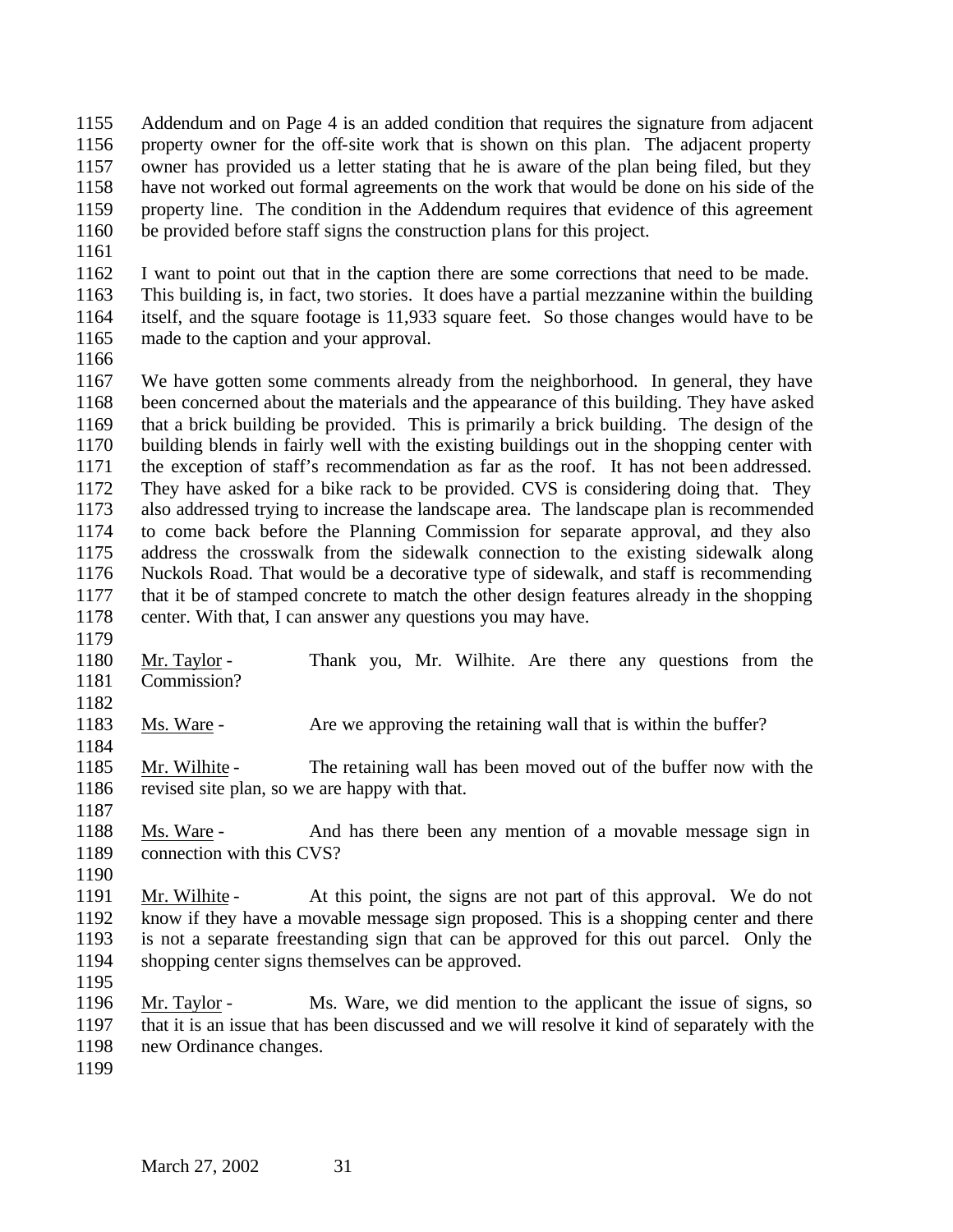Addendum and on Page 4 is an added condition that requires the signature from adjacent property owner for the off-site work that is shown on this plan. The adjacent property owner has provided us a letter stating that he is aware of the plan being filed, but they have not worked out formal agreements on the work that would be done on his side of the property line. The condition in the Addendum requires that evidence of this agreement be provided before staff signs the construction plans for this project.

I want to point out that in the caption there are some corrections that need to be made. This building is, in fact, two stories. It does have a partial mezzanine within the building itself, and the square footage is 11,933 square feet. So those changes would have to be made to the caption and your approval.

We have gotten some comments already from the neighborhood. In general, they have been concerned about the materials and the appearance of this building. They have asked that a brick building be provided. This is primarily a brick building. The design of the building blends in fairly well with the existing buildings out in the shopping center with the exception of staff's recommendation as far as the roof. It has not been addressed. They have asked for a bike rack to be provided. CVS is considering doing that. They also addressed trying to increase the landscape area. The landscape plan is recommended to come back before the Planning Commission for separate approval, and they also address the crosswalk from the sidewalk connection to the existing sidewalk along Nuckols Road. That would be a decorative type of sidewalk, and staff is recommending that it be of stamped concrete to match the other design features already in the shopping center. With that, I can answer any questions you may have.

Mr. Taylor - Thank you, Mr. Wilhite. Are there any questions from the Commission?

Ms. Ware - Are we approving the retaining wall that is within the buffer?

Mr. Wilhite - The retaining wall has been moved out of the buffer now with the revised site plan, so we are happy with that.

Ms. Ware - And has there been any mention of a movable message sign in connection with this CVS?

Mr. Wilhite - At this point, the signs are not part of this approval. We do not know if they have a movable message sign proposed. This is a shopping center and there is not a separate freestanding sign that can be approved for this out parcel. Only the shopping center signs themselves can be approved.

Mr. Taylor - Ms. Ware, we did mention to the applicant the issue of signs, so that it is an issue that has been discussed and we will resolve it kind of separately with the new Ordinance changes.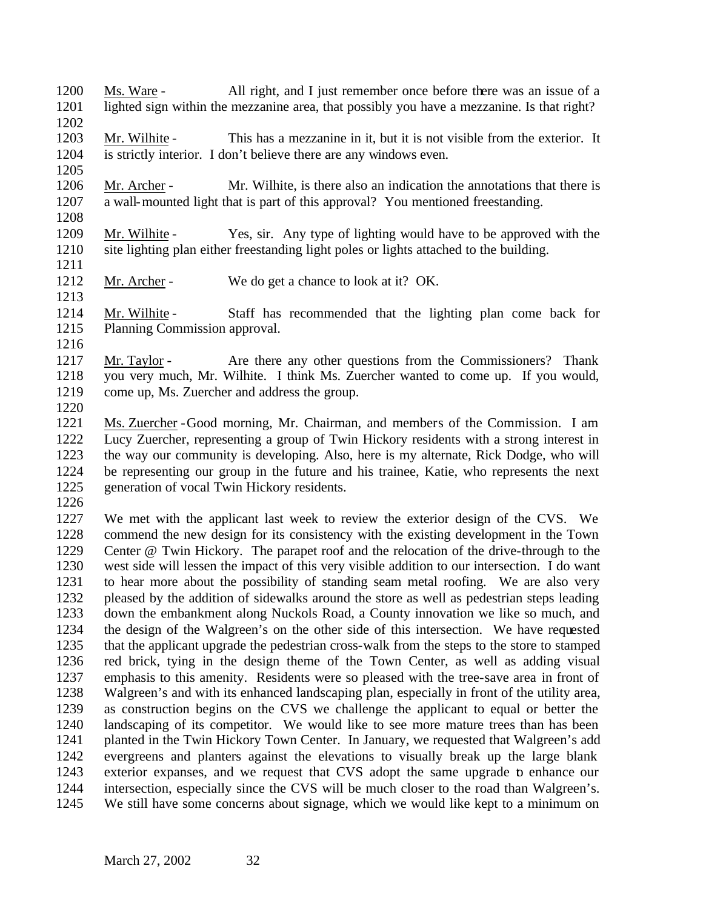Ms. Ware - All right, and I just remember once before there was an issue of a lighted sign within the mezzanine area, that possibly you have a mezzanine. Is that right?

Mr. Wilhite - This has a mezzanine in it, but it is not visible from the exterior. It is strictly interior. I don't believe there are any windows even.

Mr. Archer - Mr. Wilhite, is there also an indication the annotations that there is a wall-mounted light that is part of this approval? You mentioned freestanding.

Mr. Wilhite - Yes, sir. Any type of lighting would have to be approved with the site lighting plan either freestanding light poles or lights attached to the building.

Mr. Archer - We do get a chance to look at it? OK.

Mr. Wilhite - Staff has recommended that the lighting plan come back for Planning Commission approval.

Mr. Taylor - Are there any other questions from the Commissioners? Thank you very much, Mr. Wilhite. I think Ms. Zuercher wanted to come up. If you would, come up, Ms. Zuercher and address the group.

Ms. Zuercher - Good morning, Mr. Chairman, and members of the Commission. I am Lucy Zuercher, representing a group of Twin Hickory residents with a strong interest in the way our community is developing. Also, here is my alternate, Rick Dodge, who will be representing our group in the future and his trainee, Katie, who represents the next generation of vocal Twin Hickory residents.

We met with the applicant last week to review the exterior design of the CVS. We commend the new design for its consistency with the existing development in the Town Center @ Twin Hickory. The parapet roof and the relocation of the drive-through to the west side will lessen the impact of this very visible addition to our intersection. I do want to hear more about the possibility of standing seam metal roofing. We are also very pleased by the addition of sidewalks around the store as well as pedestrian steps leading down the embankment along Nuckols Road, a County innovation we like so much, and the design of the Walgreen's on the other side of this intersection. We have requested that the applicant upgrade the pedestrian cross-walk from the steps to the store to stamped red brick, tying in the design theme of the Town Center, as well as adding visual emphasis to this amenity. Residents were so pleased with the tree-save area in front of Walgreen's and with its enhanced landscaping plan, especially in front of the utility area, as construction begins on the CVS we challenge the applicant to equal or better the landscaping of its competitor. We would like to see more mature trees than has been planted in the Twin Hickory Town Center. In January, we requested that Walgreen's add evergreens and planters against the elevations to visually break up the large blank exterior expanses, and we request that CVS adopt the same upgrade to enhance our intersection, especially since the CVS will be much closer to the road than Walgreen's. We still have some concerns about signage, which we would like kept to a minimum on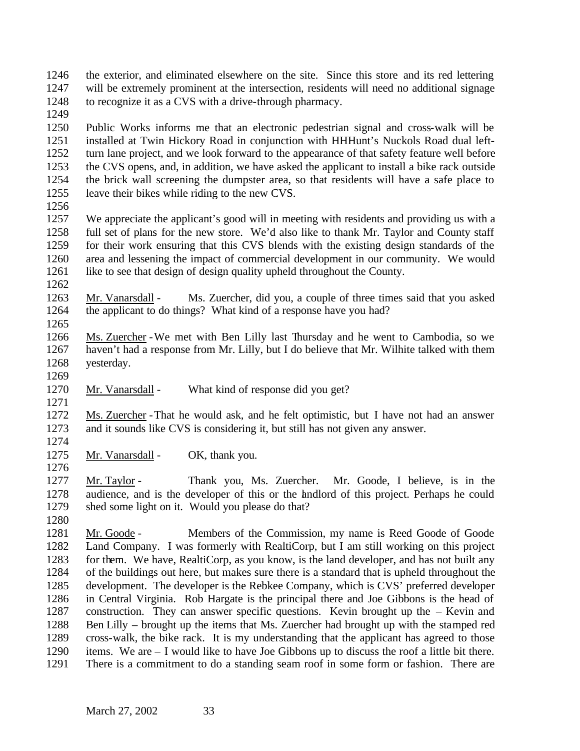the exterior, and eliminated elsewhere on the site. Since this store and its red lettering will be extremely prominent at the intersection, residents will need no additional signage to recognize it as a CVS with a drive-through pharmacy.

Public Works informs me that an electronic pedestrian signal and cross-walk will be installed at Twin Hickory Road in conjunction with HHHunt's Nuckols Road dual left-turn lane project, and we look forward to the appearance of that safety feature well before the CVS opens, and, in addition, we have asked the applicant to install a bike rack outside the brick wall screening the dumpster area, so that residents will have a safe place to leave their bikes while riding to the new CVS.

We appreciate the applicant's good will in meeting with residents and providing us with a full set of plans for the new store. We'd also like to thank Mr. Taylor and County staff for their work ensuring that this CVS blends with the existing design standards of the area and lessening the impact of commercial development in our community. We would like to see that design of design quality upheld throughout the County.

Mr. Vanarsdall - Ms. Zuercher, did you, a couple of three times said that you asked the applicant to do things? What kind of a response have you had?

Ms. Zuercher - We met with Ben Lilly last Thursday and he went to Cambodia, so we haven't had a response from Mr. Lilly, but I do believe that Mr. Wilhite talked with them yesterday.

Mr. Vanarsdall - What kind of response did you get?

Ms. Zuercher - That he would ask, and he felt optimistic, but I have not had an answer and it sounds like CVS is considering it, but still has not given any answer.

Mr. Vanarsdall - OK, thank you.

Mr. Taylor - Thank you, Ms. Zuercher. Mr. Goode, I believe, is in the audience, and is the developer of this or the landlord of this project. Perhaps he could shed some light on it. Would you please do that?

Mr. Goode - Members of the Commission, my name is Reed Goode of Goode Land Company. I was formerly with RealtiCorp, but I am still working on this project for them. We have, RealtiCorp, as you know, is the land developer, and has not built any of the buildings out here, but makes sure there is a standard that is upheld throughout the development. The developer is the Rebkee Company, which is CVS' preferred developer in Central Virginia. Rob Hargate is the principal there and Joe Gibbons is the head of construction. They can answer specific questions. Kevin brought up the – Kevin and Ben Lilly – brought up the items that Ms. Zuercher had brought up with the stamped red cross-walk, the bike rack. It is my understanding that the applicant has agreed to those items. We are – I would like to have Joe Gibbons up to discuss the roof a little bit there. There is a commitment to do a standing seam roof in some form or fashion. There are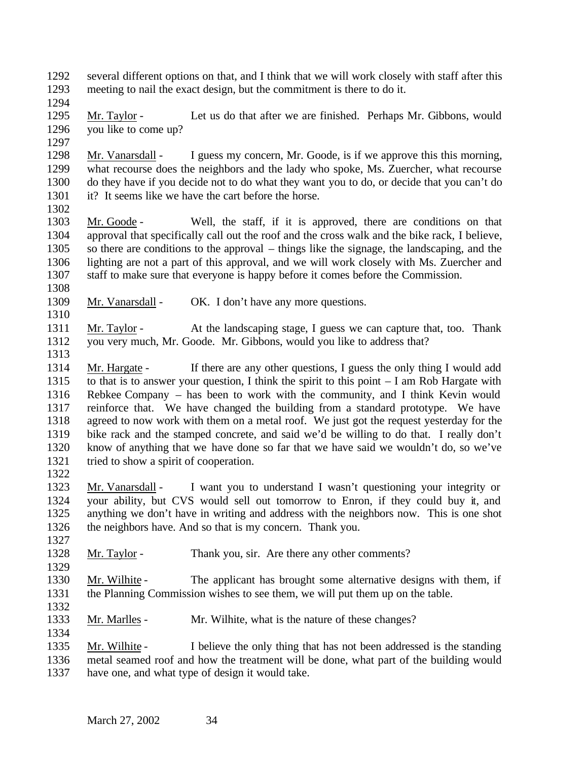several different options on that, and I think that we will work closely with staff after this meeting to nail the exact design, but the commitment is there to do it.

Mr. Taylor - Let us do that after we are finished. Perhaps Mr. Gibbons, would you like to come up?

Mr. Vanarsdall - I guess my concern, Mr. Goode, is if we approve this this morning, what recourse does the neighbors and the lady who spoke, Ms. Zuercher, what recourse do they have if you decide not to do what they want you to do, or decide that you can't do it? It seems like we have the cart before the horse.

Mr. Goode - Well, the staff, if it is approved, there are conditions on that approval that specifically call out the roof and the cross walk and the bike rack, I believe, so there are conditions to the approval – things like the signage, the landscaping, and the lighting are not a part of this approval, and we will work closely with Ms. Zuercher and staff to make sure that everyone is happy before it comes before the Commission.

Mr. Vanarsdall - OK. I don't have any more questions.

Mr. Taylor - At the landscaping stage, I guess we can capture that, too. Thank you very much, Mr. Goode. Mr. Gibbons, would you like to address that?

Mr. Hargate - If there are any other questions, I guess the only thing I would add to that is to answer your question, I think the spirit to this point – I am Rob Hargate with Rebkee Company – has been to work with the community, and I think Kevin would reinforce that. We have changed the building from a standard prototype. We have agreed to now work with them on a metal roof. We just got the request yesterday for the bike rack and the stamped concrete, and said we'd be willing to do that. I really don't know of anything that we have done so far that we have said we wouldn't do, so we've tried to show a spirit of cooperation.

Mr. Vanarsdall - I want you to understand I wasn't questioning your integrity or your ability, but CVS would sell out tomorrow to Enron, if they could buy it, and anything we don't have in writing and address with the neighbors now. This is one shot the neighbors have. And so that is my concern. Thank you.

Mr. Taylor - Thank you, sir. Are there any other comments?

Mr. Wilhite - The applicant has brought some alternative designs with them, if the Planning Commission wishes to see them, we will put them up on the table.

Mr. Marlles - Mr. Wilhite, what is the nature of these changes?

Mr. Wilhite - I believe the only thing that has not been addressed is the standing metal seamed roof and how the treatment will be done, what part of the building would have one, and what type of design it would take.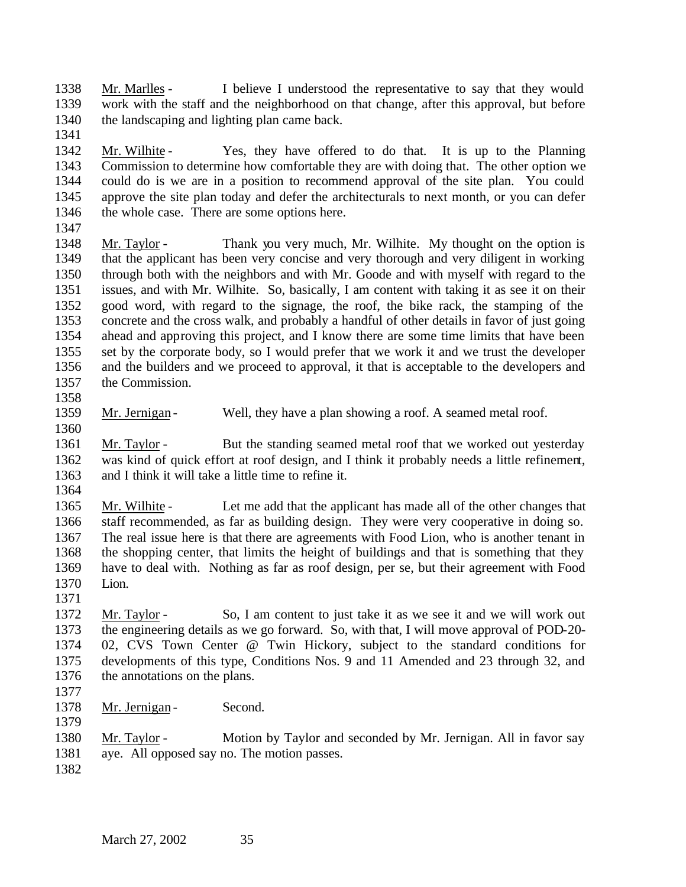Mr. Marlles - I believe I understood the representative to say that they would work with the staff and the neighborhood on that change, after this approval, but before the landscaping and lighting plan came back.

Mr. Wilhite - Yes, they have offered to do that. It is up to the Planning Commission to determine how comfortable they are with doing that. The other option we could do is we are in a position to recommend approval of the site plan. You could approve the site plan today and defer the architecturals to next month, or you can defer the whole case. There are some options here.

Mr. Taylor - Thank you very much, Mr. Wilhite. My thought on the option is that the applicant has been very concise and very thorough and very diligent in working through both with the neighbors and with Mr. Goode and with myself with regard to the issues, and with Mr. Wilhite. So, basically, I am content with taking it as see it on their good word, with regard to the signage, the roof, the bike rack, the stamping of the concrete and the cross walk, and probably a handful of other details in favor of just going ahead and approving this project, and I know there are some time limits that have been set by the corporate body, so I would prefer that we work it and we trust the developer and the builders and we proceed to approval, it that is acceptable to the developers and the Commission.

Mr. Jernigan - Well, they have a plan showing a roof. A seamed metal roof.

Mr. Taylor - But the standing seamed metal roof that we worked out yesterday was kind of quick effort at roof design, and I think it probably needs a little refinement, and I think it will take a little time to refine it.

Mr. Wilhite - Let me add that the applicant has made all of the other changes that staff recommended, as far as building design. They were very cooperative in doing so. The real issue here is that there are agreements with Food Lion, who is another tenant in the shopping center, that limits the height of buildings and that is something that they have to deal with. Nothing as far as roof design, per se, but their agreement with Food Lion.

Mr. Taylor - So, I am content to just take it as we see it and we will work out the engineering details as we go forward. So, with that, I will move approval of POD-20-02, CVS Town Center @ Twin Hickory, subject to the standard conditions for developments of this type, Conditions Nos. 9 and 11 Amended and 23 through 32, and the annotations on the plans.

Mr. Jernigan - Second.

Mr. Taylor - Motion by Taylor and seconded by Mr. Jernigan. All in favor say aye. All opposed say no. The motion passes.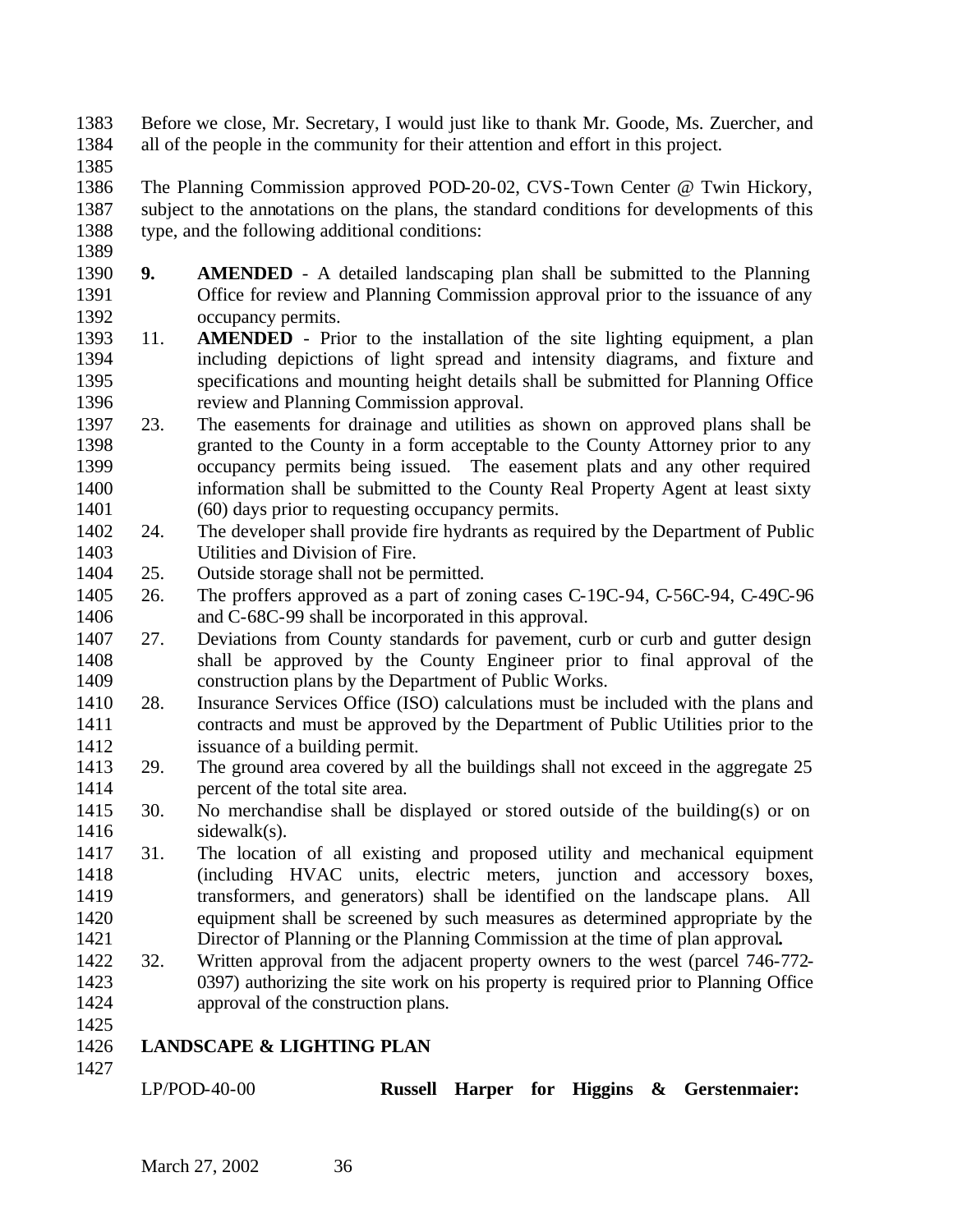Before we close, Mr. Secretary, I would just like to thank Mr. Goode, Ms. Zuercher, and all of the people in the community for their attention and effort in this project.

The Planning Commission approved POD-20-02, CVS-Town Center @ Twin Hickory, subject to the annotations on the plans, the standard conditions for developments of this type, and the following additional conditions:

**9.** **AMENDED** - A detailed landscaping plan shall be submitted to the Planning Office for review and Planning Commission approval prior to the issuance of any occupancy permits.

11. **AMENDED** - Prior to the installation of the site lighting equipment, a plan including depictions of light spread and intensity diagrams, and fixture and specifications and mounting height details shall be submitted for Planning Office review and Planning Commission approval.

23. The easements for drainage and utilities as shown on approved plans shall be granted to the County in a form acceptable to the County Attorney prior to any occupancy permits being issued. The easement plats and any other required information shall be submitted to the County Real Property Agent at least sixty (60) days prior to requesting occupancy permits.

24. The developer shall provide fire hydrants as required by the Department of Public Utilities and Division of Fire.

25. Outside storage shall not be permitted.

26. The proffers approved as a part of zoning cases C-19C-94, C-56C-94, C-49C-96 and C-68C-99 shall be incorporated in this approval.

27. Deviations from County standards for pavement, curb or curb and gutter design shall be approved by the County Engineer prior to final approval of the construction plans by the Department of Public Works.

28. Insurance Services Office (ISO) calculations must be included with the plans and contracts and must be approved by the Department of Public Utilities prior to the issuance of a building permit.

29. The ground area covered by all the buildings shall not exceed in the aggregate 25 percent of the total site area.

30. No merchandise shall be displayed or stored outside of the building(s) or on sidewalk(s).

31. The location of all existing and proposed utility and mechanical equipment (including HVAC units, electric meters, junction and accessory boxes, transformers, and generators) shall be identified on the landscape plans. All equipment shall be screened by such measures as determined appropriate by the Director of Planning or the Planning Commission at the time of plan approval**.**

32. Written approval from the adjacent property owners to the west (parcel 746-772-0397) authorizing the site work on his property is required prior to Planning Office approval of the construction plans.

## LANDSCAPE & LIGHTING PLAN

LP/POD-40-00 **Russell Harper for Higgins & Gerstenmaier:**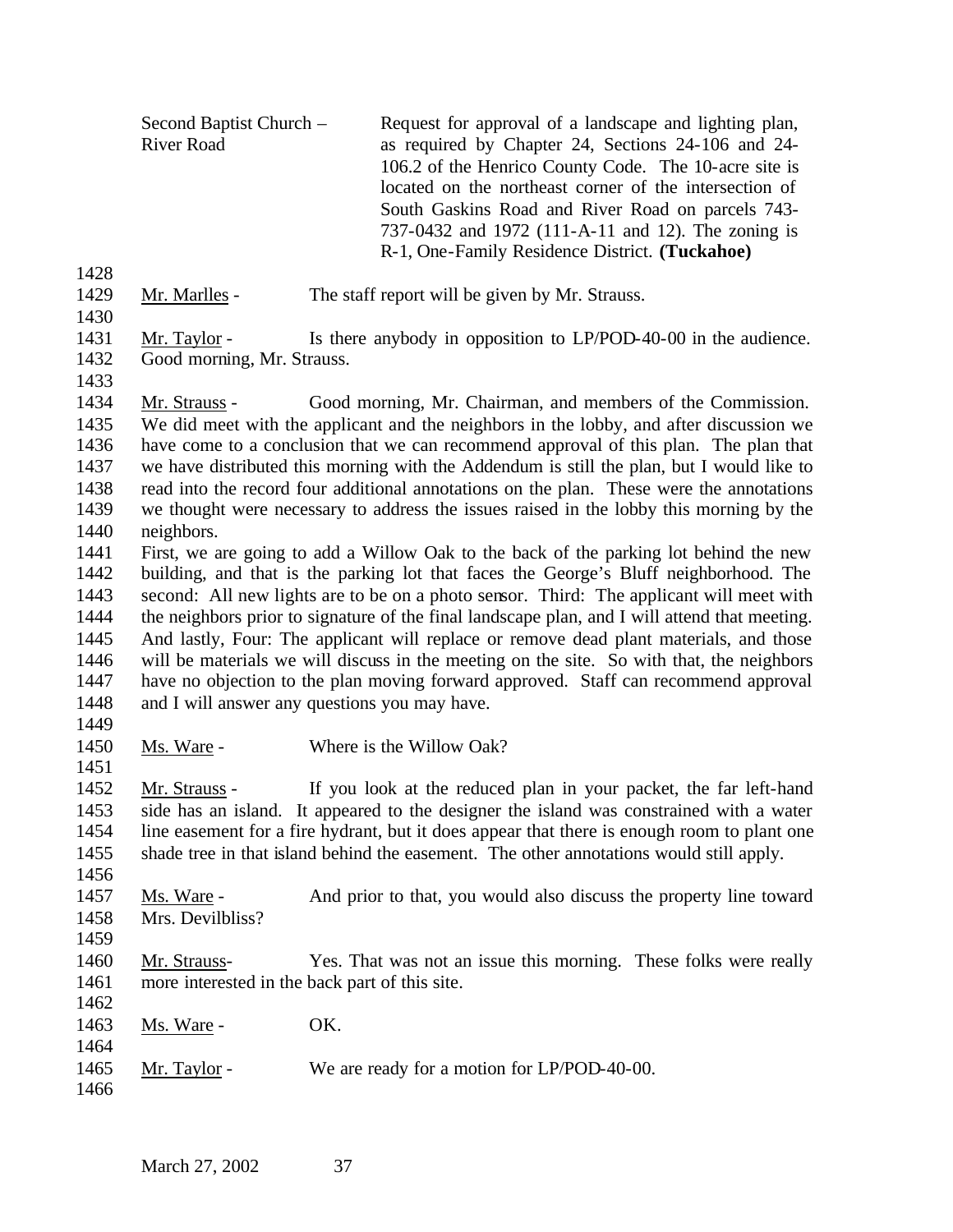Second Baptist Church – River Road

Request for approval of a landscape and lighting plan, as required by Chapter 24, Sections 24-106 and 24-106.2 of the Henrico County Code. The 10-acre site is located on the northeast corner of the intersection of South Gaskins Road and River Road on parcels 743-737-0432 and 1972 (111-A-11 and 12). The zoning is R-1, One-Family Residence District. **(Tuckahoe)**

Mr. Marlles - The staff report will be given by Mr. Strauss.

Mr. Taylor - Is there anybody in opposition to LP/POD-40-00 in the audience. Good morning, Mr. Strauss.

Mr. Strauss - Good morning, Mr. Chairman, and members of the Commission. We did meet with the applicant and the neighbors in the lobby, and after discussion we have come to a conclusion that we can recommend approval of this plan. The plan that we have distributed this morning with the Addendum is still the plan, but I would like to read into the record four additional annotations on the plan. These were the annotations we thought were necessary to address the issues raised in the lobby this morning by the neighbors.

First, we are going to add a Willow Oak to the back of the parking lot behind the new building, and that is the parking lot that faces the George's Bluff neighborhood. The second: All new lights are to be on a photo sensor. Third: The applicant will meet with the neighbors prior to signature of the final landscape plan, and I will attend that meeting. And lastly, Four: The applicant will replace or remove dead plant materials, and those will be materials we will discuss in the meeting on the site. So with that, the neighbors have no objection to the plan moving forward approved. Staff can recommend approval and I will answer any questions you may have.

Ms. Ware - Where is the Willow Oak?

Mr. Strauss - If you look at the reduced plan in your packet, the far left-hand side has an island. It appeared to the designer the island was constrained with a water line easement for a fire hydrant, but it does appear that there is enough room to plant one shade tree in that island behind the easement. The other annotations would still apply.

Ms. Ware - And prior to that, you would also discuss the property line toward Mrs. Devilbliss?

Mr. Strauss- Yes. That was not an issue this morning. These folks were really more interested in the back part of this site.

Ms. Ware - OK.

Mr. Taylor - We are ready for a motion for LP/POD-40-00.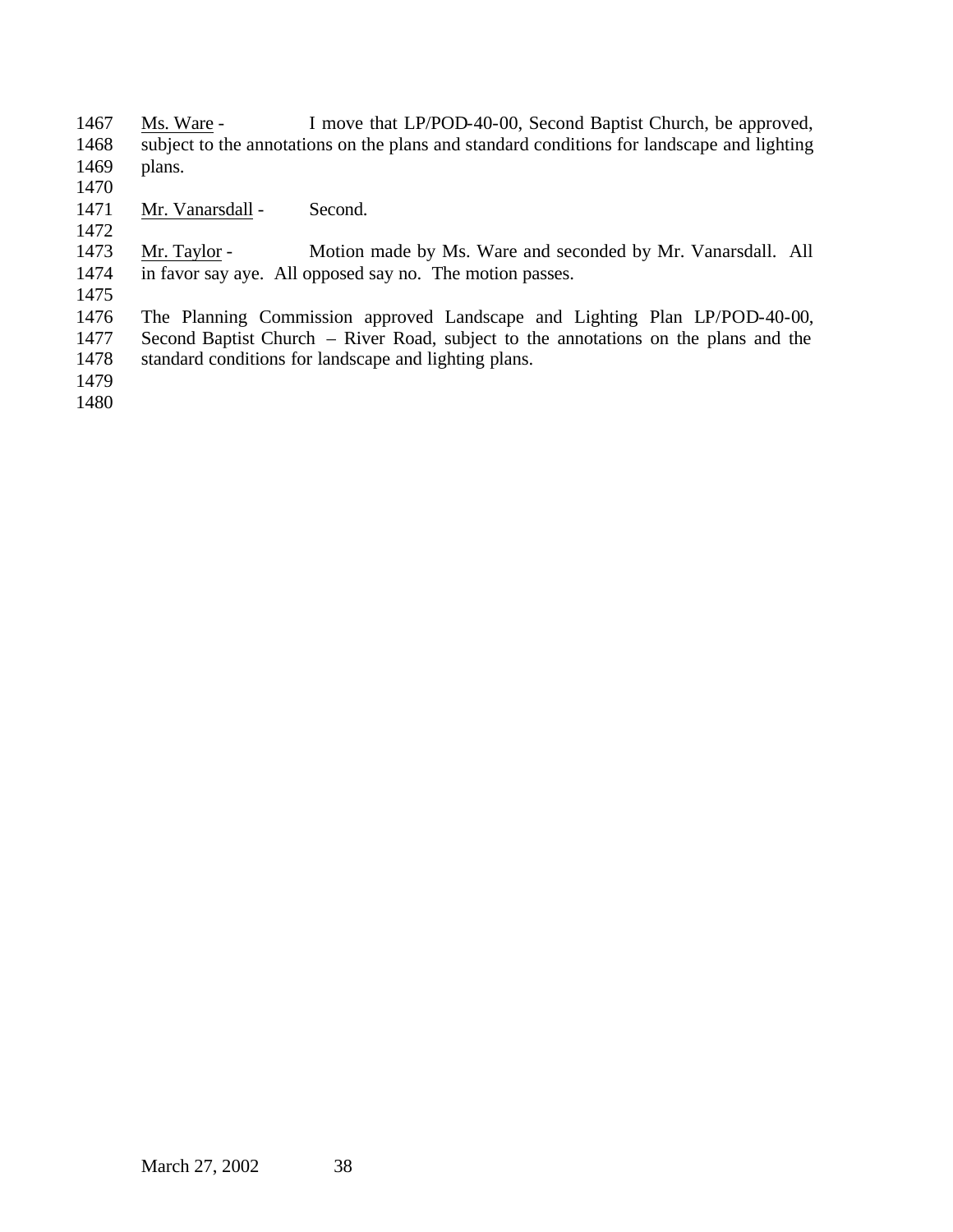Ms. Ware - I move that LP/POD-40-00, Second Baptist Church, be approved, subject to the annotations on the plans and standard conditions for landscape and lighting plans.

Mr. Vanarsdall - Second.

Mr. Taylor - Motion made by Ms. Ware and seconded by Mr. Vanarsdall. All in favor say aye. All opposed say no. The motion passes.

The Planning Commission approved Landscape and Lighting Plan LP/POD-40-00, Second Baptist Church – River Road, subject to the annotations on the plans and the standard conditions for landscape and lighting plans.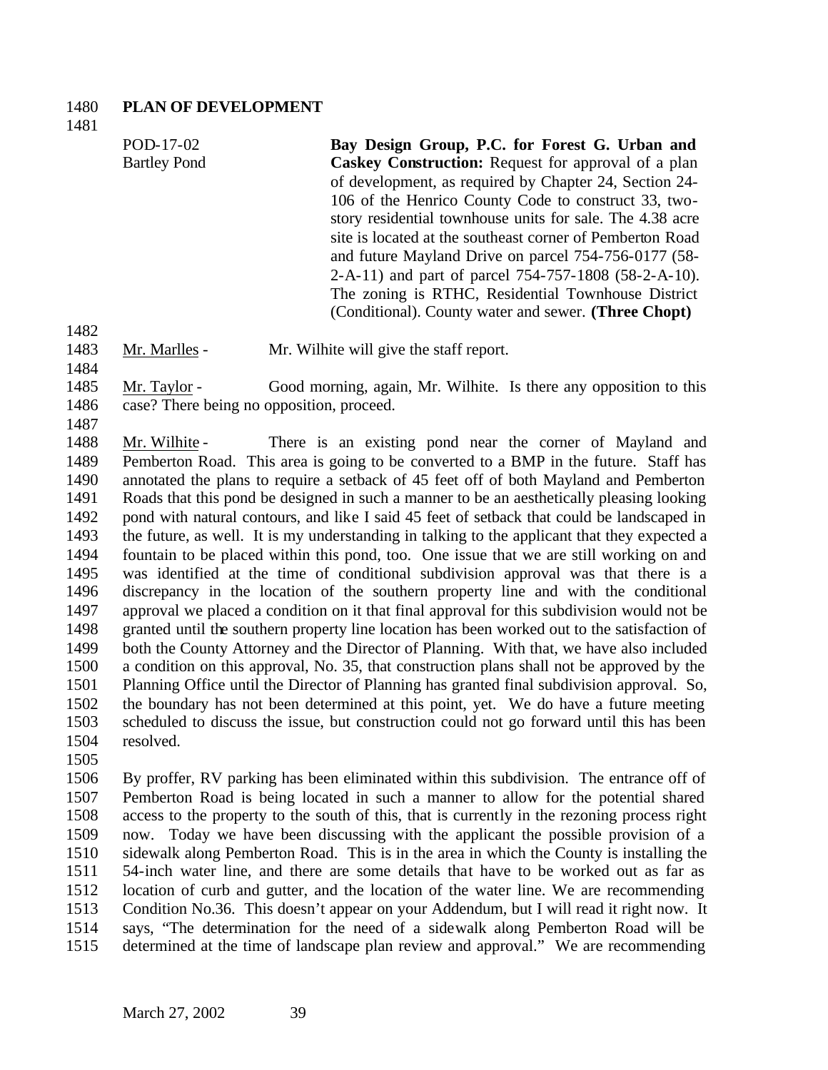**PLAN OF DEVELOPMENT**

POD-17-02
Bartley Pond

**Bay Design Group, P.C. for Forest G. Urban and Caskey Construction:** Request for approval of a plan of development, as required by Chapter 24, Section 24-106 of the Henrico County Code to construct 33, two-story residential townhouse units for sale. The 4.38 acre site is located at the southeast corner of Pemberton Road and future Mayland Drive on parcel 754-756-0177 (58-2-A-11) and part of parcel 754-757-1808 (58-2-A-10). The zoning is RTHC, Residential Townhouse District (Conditional). County water and sewer. **(Three Chopt)**

Mr. Marlles - Mr. Wilhite will give the staff report.

Mr. Taylor - Good morning, again, Mr. Wilhite. Is there any opposition to this case? There being no opposition, proceed.

Mr. Wilhite - There is an existing pond near the corner of Mayland and Pemberton Road. This area is going to be converted to a BMP in the future. Staff has annotated the plans to require a setback of 45 feet off of both Mayland and Pemberton Roads that this pond be designed in such a manner to be an aesthetically pleasing looking pond with natural contours, and like I said 45 feet of setback that could be landscaped in the future, as well. It is my understanding in talking to the applicant that they expected a fountain to be placed within this pond, too. One issue that we are still working on and was identified at the time of conditional subdivision approval was that there is a discrepancy in the location of the southern property line and with the conditional approval we placed a condition on it that final approval for this subdivision would not be granted until the southern property line location has been worked out to the satisfaction of both the County Attorney and the Director of Planning. With that, we have also included a condition on this approval, No. 35, that construction plans shall not be approved by the Planning Office until the Director of Planning has granted final subdivision approval. So, the boundary has not been determined at this point, yet. We do have a future meeting scheduled to discuss the issue, but construction could not go forward until this has been resolved.

By proffer, RV parking has been eliminated within this subdivision. The entrance off of Pemberton Road is being located in such a manner to allow for the potential shared access to the property to the south of this, that is currently in the rezoning process right now. Today we have been discussing with the applicant the possible provision of a sidewalk along Pemberton Road. This is in the area in which the County is installing the 54-inch water line, and there are some details that have to be worked out as far as location of curb and gutter, and the location of the water line. We are recommending Condition No.36. This doesn't appear on your Addendum, but I will read it right now. It says, "The determination for the need of a sidewalk along Pemberton Road will be determined at the time of landscape plan review and approval." We are recommending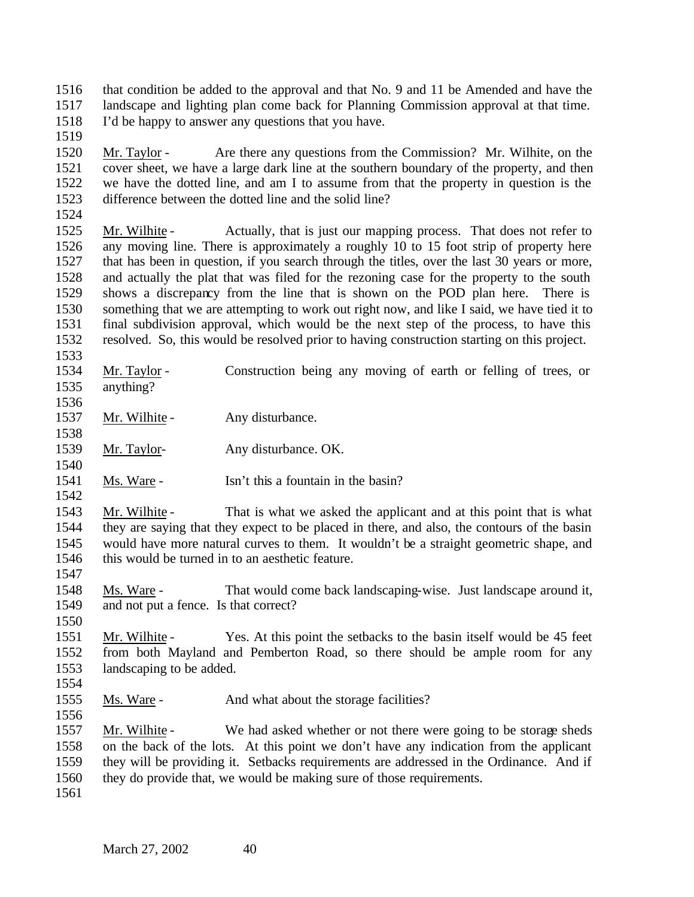that condition be added to the approval and that No. 9 and 11 be Amended and have the landscape and lighting plan come back for Planning Commission approval at that time. I'd be happy to answer any questions that you have.

Mr. Taylor - Are there any questions from the Commission? Mr. Wilhite, on the cover sheet, we have a large dark line at the southern boundary of the property, and then we have the dotted line, and am I to assume from that the property in question is the difference between the dotted line and the solid line?

Mr. Wilhite - Actually, that is just our mapping process. That does not refer to any moving line. There is approximately a roughly 10 to 15 foot strip of property here that has been in question, if you search through the titles, over the last 30 years or more, and actually the plat that was filed for the rezoning case for the property to the south shows a discrepancy from the line that is shown on the POD plan here. There is something that we are attempting to work out right now, and like I said, we have tied it to final subdivision approval, which would be the next step of the process, to have this resolved. So, this would be resolved prior to having construction starting on this project.

Mr. Taylor - Construction being any moving of earth or felling of trees, or anything?

Mr. Wilhite - Any disturbance.

Mr. Taylor- Any disturbance. OK.

Ms. Ware - Isn't this a fountain in the basin?

Mr. Wilhite - That is what we asked the applicant and at this point that is what they are saying that they expect to be placed in there, and also, the contours of the basin would have more natural curves to them. It wouldn't be a straight geometric shape, and this would be turned in to an aesthetic feature.

Ms. Ware - That would come back landscaping-wise. Just landscape around it, and not put a fence. Is that correct?

Mr. Wilhite - Yes. At this point the setbacks to the basin itself would be 45 feet from both Mayland and Pemberton Road, so there should be ample room for any landscaping to be added.

Ms. Ware - And what about the storage facilities?

Mr. Wilhite - We had asked whether or not there were going to be storage sheds on the back of the lots. At this point we don't have any indication from the applicant they will be providing it. Setbacks requirements are addressed in the Ordinance. And if they do provide that, we would be making sure of those requirements.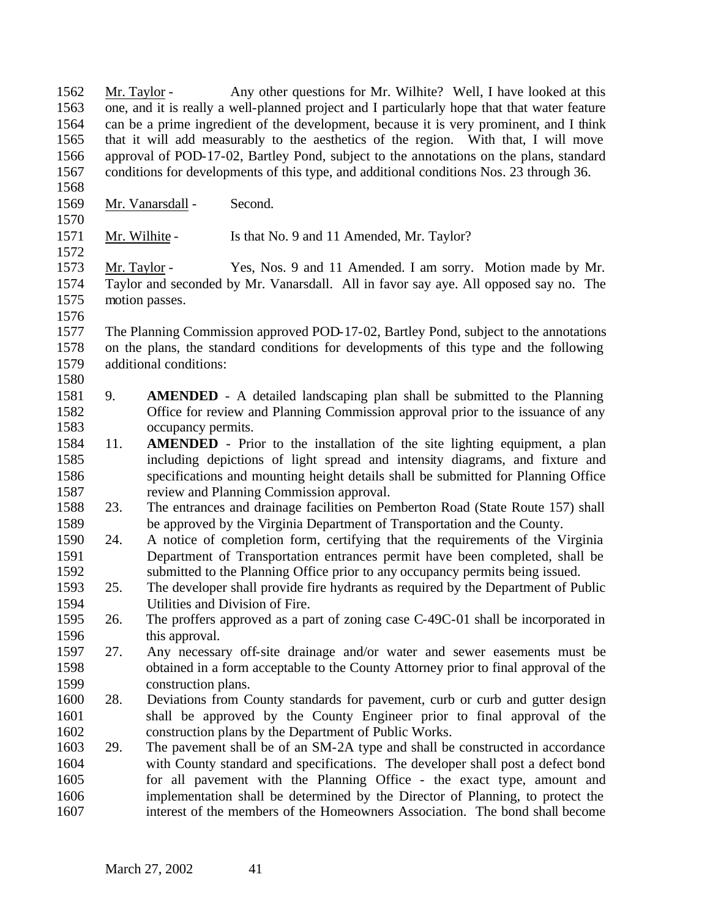Mr. Taylor - Any other questions for Mr. Wilhite? Well, I have looked at this one, and it is really a well-planned project and I particularly hope that that water feature can be a prime ingredient of the development, because it is very prominent, and I think that it will add measurably to the aesthetics of the region. With that, I will move approval of POD-17-02, Bartley Pond, subject to the annotations on the plans, standard conditions for developments of this type, and additional conditions Nos. 23 through 36.

Mr. Vanarsdall - Second.

Mr. Wilhite - Is that No. 9 and 11 Amended, Mr. Taylor?

Mr. Taylor - Yes, Nos. 9 and 11 Amended. I am sorry. Motion made by Mr. Taylor and seconded by Mr. Vanarsdall. All in favor say aye. All opposed say no. The motion passes.

The Planning Commission approved POD-17-02, Bartley Pond, subject to the annotations on the plans, the standard conditions for developments of this type and the following additional conditions:

9. **AMENDED** - A detailed landscaping plan shall be submitted to the Planning Office for review and Planning Commission approval prior to the issuance of any occupancy permits.
11. **AMENDED** - Prior to the installation of the site lighting equipment, a plan including depictions of light spread and intensity diagrams, and fixture and specifications and mounting height details shall be submitted for Planning Office review and Planning Commission approval.
23. The entrances and drainage facilities on Pemberton Road (State Route 157) shall be approved by the Virginia Department of Transportation and the County.
24. A notice of completion form, certifying that the requirements of the Virginia Department of Transportation entrances permit have been completed, shall be submitted to the Planning Office prior to any occupancy permits being issued.
25. The developer shall provide fire hydrants as required by the Department of Public Utilities and Division of Fire.
26. The proffers approved as a part of zoning case C-49C-01 shall be incorporated in this approval.
27. Any necessary off-site drainage and/or water and sewer easements must be obtained in a form acceptable to the County Attorney prior to final approval of the construction plans.
28. Deviations from County standards for pavement, curb or curb and gutter design shall be approved by the County Engineer prior to final approval of the construction plans by the Department of Public Works.
29. The pavement shall be of an SM-2A type and shall be constructed in accordance with County standard and specifications. The developer shall post a defect bond for all pavement with the Planning Office - the exact type, amount and implementation shall be determined by the Director of Planning, to protect the interest of the members of the Homeowners Association. The bond shall become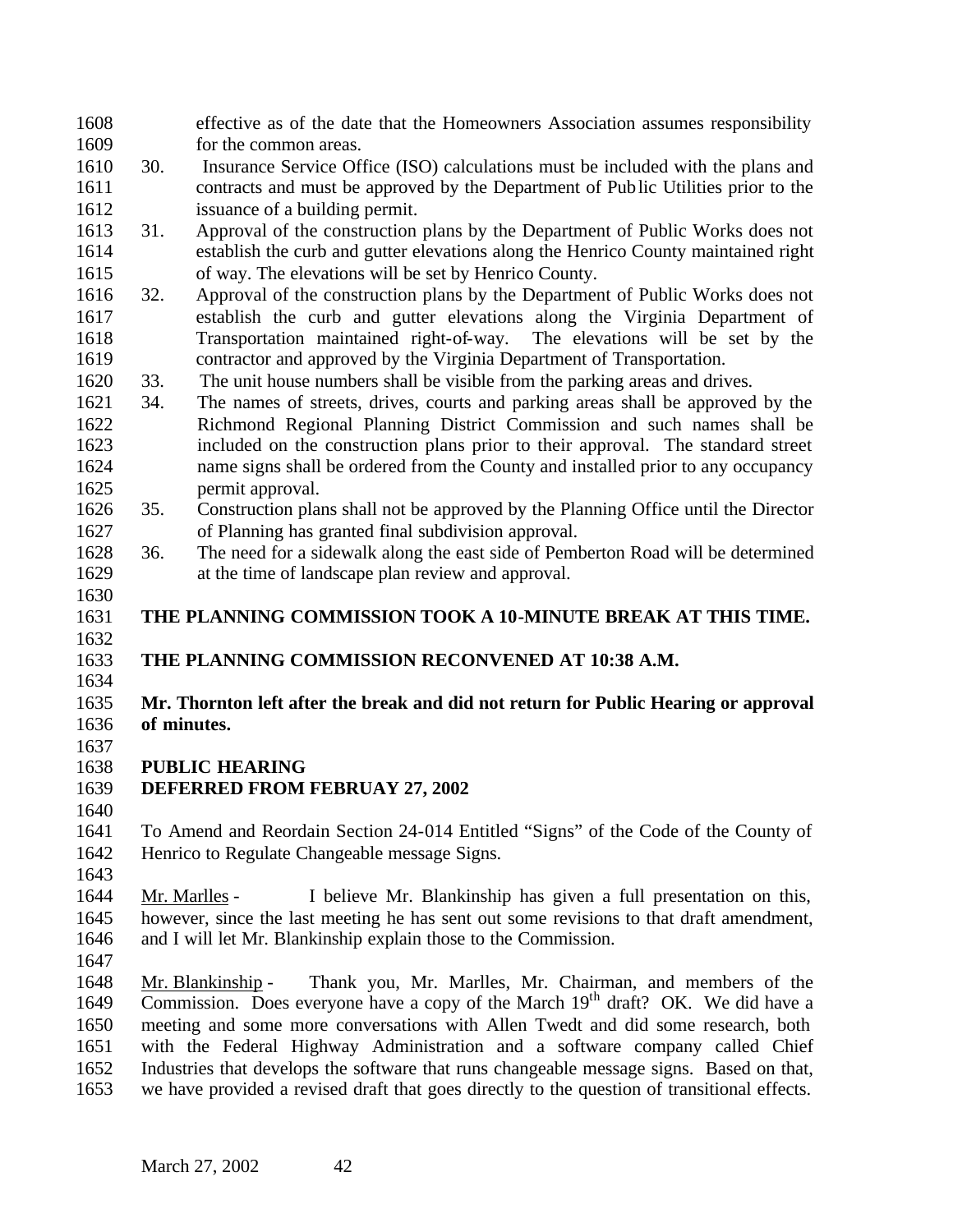effective as of the date that the Homeowners Association assumes responsibility for the common areas.

30. Insurance Service Office (ISO) calculations must be included with the plans and contracts and must be approved by the Department of Public Utilities prior to the issuance of a building permit.
31. Approval of the construction plans by the Department of Public Works does not establish the curb and gutter elevations along the Henrico County maintained right of way. The elevations will be set by Henrico County.
32. Approval of the construction plans by the Department of Public Works does not establish the curb and gutter elevations along the Virginia Department of Transportation maintained right-of-way. The elevations will be set by the contractor and approved by the Virginia Department of Transportation.
33. The unit house numbers shall be visible from the parking areas and drives.
34. The names of streets, drives, courts and parking areas shall be approved by the Richmond Regional Planning District Commission and such names shall be included on the construction plans prior to their approval. The standard street name signs shall be ordered from the County and installed prior to any occupancy permit approval.
35. Construction plans shall not be approved by the Planning Office until the Director of Planning has granted final subdivision approval.
36. The need for a sidewalk along the east side of Pemberton Road will be determined at the time of landscape plan review and approval.

**THE PLANNING COMMISSION TOOK A 10-MINUTE BREAK AT THIS TIME.**

**THE PLANNING COMMISSION RECONVENED AT 10:38 A.M.**

**Mr. Thornton left after the break and did not return for Public Hearing or approval of minutes.**

**PUBLIC HEARING**
**DEFERRED FROM FEBRUAY 27, 2002**

To Amend and Reordain Section 24-014 Entitled "Signs" of the Code of the County of Henrico to Regulate Changeable message Signs.

Mr. Marlles - I believe Mr. Blankinship has given a full presentation on this, however, since the last meeting he has sent out some revisions to that draft amendment, and I will let Mr. Blankinship explain those to the Commission.

Mr. Blankinship - Thank you, Mr. Marlles, Mr. Chairman, and members of the Commission. Does everyone have a copy of the March 19th draft? OK. We did have a meeting and some more conversations with Allen Twedt and did some research, both with the Federal Highway Administration and a software company called Chief Industries that develops the software that runs changeable message signs. Based on that, we have provided a revised draft that goes directly to the question of transitional effects.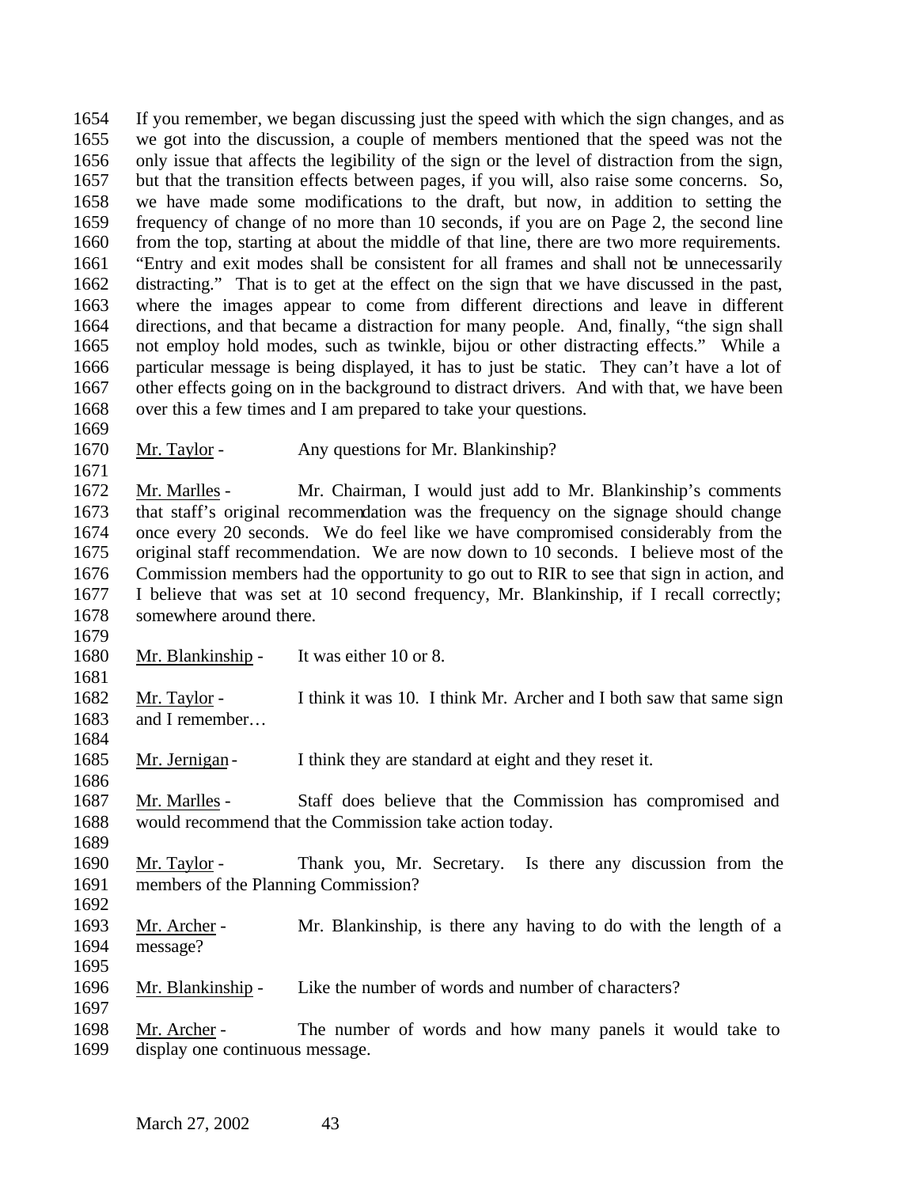If you remember, we began discussing just the speed with which the sign changes, and as we got into the discussion, a couple of members mentioned that the speed was not the only issue that affects the legibility of the sign or the level of distraction from the sign, but that the transition effects between pages, if you will, also raise some concerns. So, we have made some modifications to the draft, but now, in addition to setting the frequency of change of no more than 10 seconds, if you are on Page 2, the second line from the top, starting at about the middle of that line, there are two more requirements. "Entry and exit modes shall be consistent for all frames and shall not be unnecessarily distracting." That is to get at the effect on the sign that we have discussed in the past, where the images appear to come from different directions and leave in different directions, and that became a distraction for many people. And, finally, "the sign shall not employ hold modes, such as twinkle, bijou or other distracting effects." While a particular message is being displayed, it has to just be static. They can't have a lot of other effects going on in the background to distract drivers. And with that, we have been over this a few times and I am prepared to take your questions.

Mr. Taylor - Any questions for Mr. Blankinship?

Mr. Marlles - Mr. Chairman, I would just add to Mr. Blankinship's comments that staff's original recommendation was the frequency on the signage should change once every 20 seconds. We do feel like we have compromised considerably from the original staff recommendation. We are now down to 10 seconds. I believe most of the Commission members had the opportunity to go out to RIR to see that sign in action, and I believe that was set at 10 second frequency, Mr. Blankinship, if I recall correctly; somewhere around there.

Mr. Blankinship - It was either 10 or 8.

Mr. Taylor - I think it was 10. I think Mr. Archer and I both saw that same sign and I remember…

Mr. Jernigan - I think they are standard at eight and they reset it.

Mr. Marlles - Staff does believe that the Commission has compromised and would recommend that the Commission take action today.

Mr. Taylor - Thank you, Mr. Secretary. Is there any discussion from the members of the Planning Commission?

Mr. Archer - Mr. Blankinship, is there any having to do with the length of a message?

Mr. Blankinship - Like the number of words and number of characters?

Mr. Archer - The number of words and how many panels it would take to display one continuous message.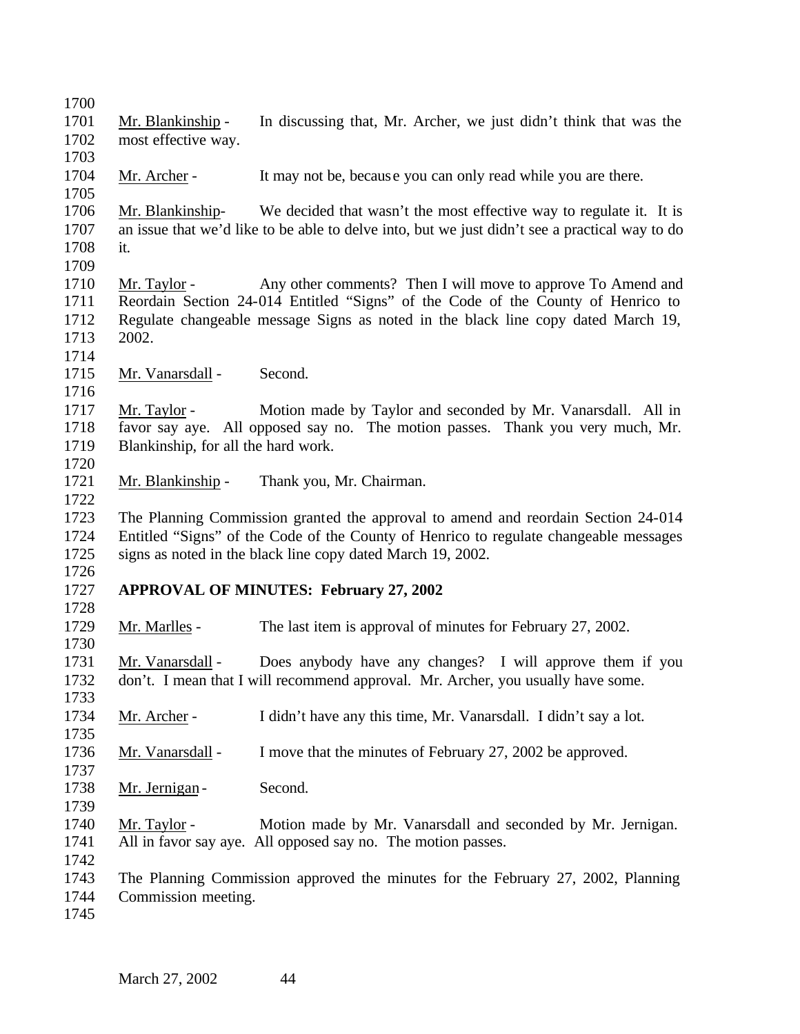Mr. Blankinship - In discussing that, Mr. Archer, we just didn't think that was the most effective way.

Mr. Archer - It may not be, because you can only read while you are there.

Mr. Blankinship- We decided that wasn't the most effective way to regulate it. It is an issue that we'd like to be able to delve into, but we just didn't see a practical way to do it.

Mr. Taylor - Any other comments? Then I will move to approve To Amend and Reordain Section 24-014 Entitled "Signs" of the Code of the County of Henrico to Regulate changeable message Signs as noted in the black line copy dated March 19, 2002.

Mr. Vanarsdall - Second.

Mr. Taylor - Motion made by Taylor and seconded by Mr. Vanarsdall. All in favor say aye. All opposed say no. The motion passes. Thank you very much, Mr. Blankinship, for all the hard work.

Mr. Blankinship - Thank you, Mr. Chairman.

The Planning Commission granted the approval to amend and reordain Section 24-014 Entitled "Signs" of the Code of the County of Henrico to regulate changeable messages signs as noted in the black line copy dated March 19, 2002.

**APPROVAL OF MINUTES: February 27, 2002**

Mr. Marlles - The last item is approval of minutes for February 27, 2002.

Mr. Vanarsdall - Does anybody have any changes? I will approve them if you don't. I mean that I will recommend approval. Mr. Archer, you usually have some.

Mr. Archer - I didn't have any this time, Mr. Vanarsdall. I didn't say a lot.

Mr. Vanarsdall - I move that the minutes of February 27, 2002 be approved.

Mr. Jernigan - Second.

Mr. Taylor - Motion made by Mr. Vanarsdall and seconded by Mr. Jernigan. All in favor say aye. All opposed say no. The motion passes.

The Planning Commission approved the minutes for the February 27, 2002, Planning Commission meeting.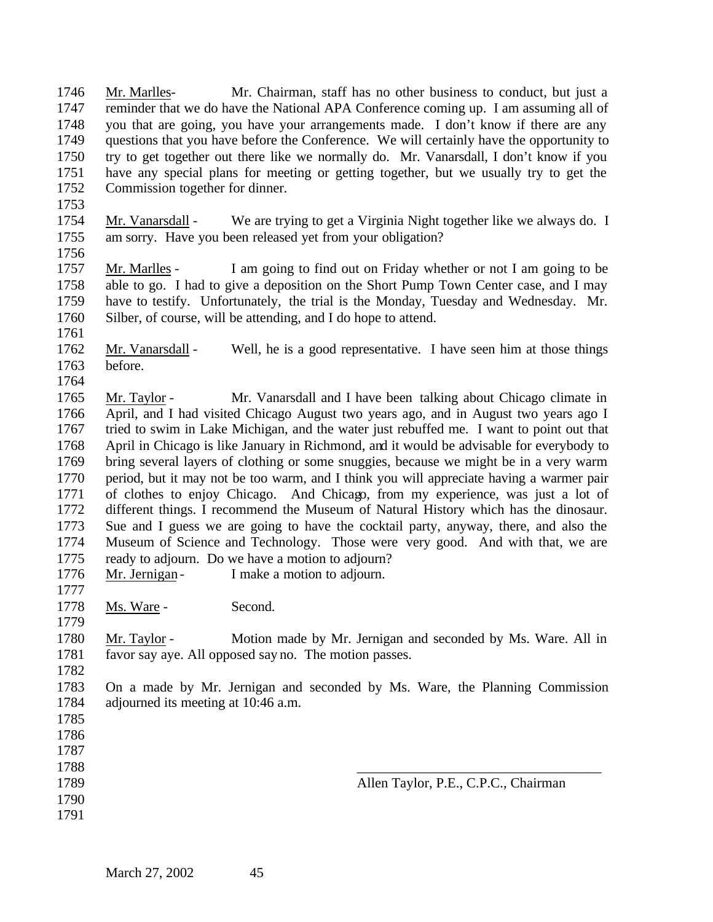Mr. Marlles- Mr. Chairman, staff has no other business to conduct, but just a reminder that we do have the National APA Conference coming up. I am assuming all of you that are going, you have your arrangements made. I don't know if there are any questions that you have before the Conference. We will certainly have the opportunity to try to get together out there like we normally do. Mr. Vanarsdall, I don't know if you have any special plans for meeting or getting together, but we usually try to get the Commission together for dinner.

Mr. Vanarsdall - We are trying to get a Virginia Night together like we always do. I am sorry. Have you been released yet from your obligation?

Mr. Marlles - I am going to find out on Friday whether or not I am going to be able to go. I had to give a deposition on the Short Pump Town Center case, and I may have to testify. Unfortunately, the trial is the Monday, Tuesday and Wednesday. Mr. Silber, of course, will be attending, and I do hope to attend.

Mr. Vanarsdall - Well, he is a good representative. I have seen him at those things before.

Mr. Taylor - Mr. Vanarsdall and I have been talking about Chicago climate in April, and I had visited Chicago August two years ago, and in August two years ago I tried to swim in Lake Michigan, and the water just rebuffed me. I want to point out that April in Chicago is like January in Richmond, and it would be advisable for everybody to bring several layers of clothing or some snuggies, because we might be in a very warm period, but it may not be too warm, and I think you will appreciate having a warmer pair of clothes to enjoy Chicago. And Chicago, from my experience, was just a lot of different things. I recommend the Museum of Natural History which has the dinosaur. Sue and I guess we are going to have the cocktail party, anyway, there, and also the Museum of Science and Technology. Those were very good. And with that, we are ready to adjourn. Do we have a motion to adjourn?

Mr. Jernigan - I make a motion to adjourn.

Ms. Ware - Second.

Mr. Taylor - Motion made by Mr. Jernigan and seconded by Ms. Ware. All in favor say aye. All opposed say no. The motion passes.

On a made by Mr. Jernigan and seconded by Ms. Ware, the Planning Commission adjourned its meeting at 10:46 a.m.

\_\_\_\_\_\_\_\_\_\_\_\_\_\_\_\_\_\_\_\_\_\_\_\_\_\_\_\_\_\_\_\_\_\_\_

Allen Taylor, P.E., C.P.C., Chairman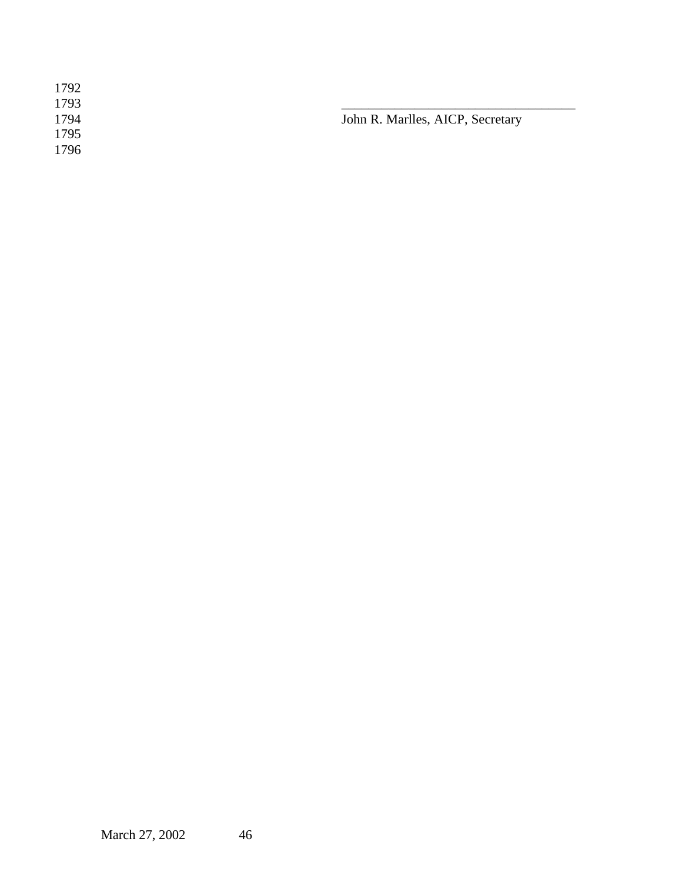\_\_\_\_\_\_\_\_\_\_\_\_\_\_\_\_\_\_\_\_\_\_\_\_\_\_\_\_\_\_\_\_\_\_\_\_

John R. Marlles, AICP, Secretary